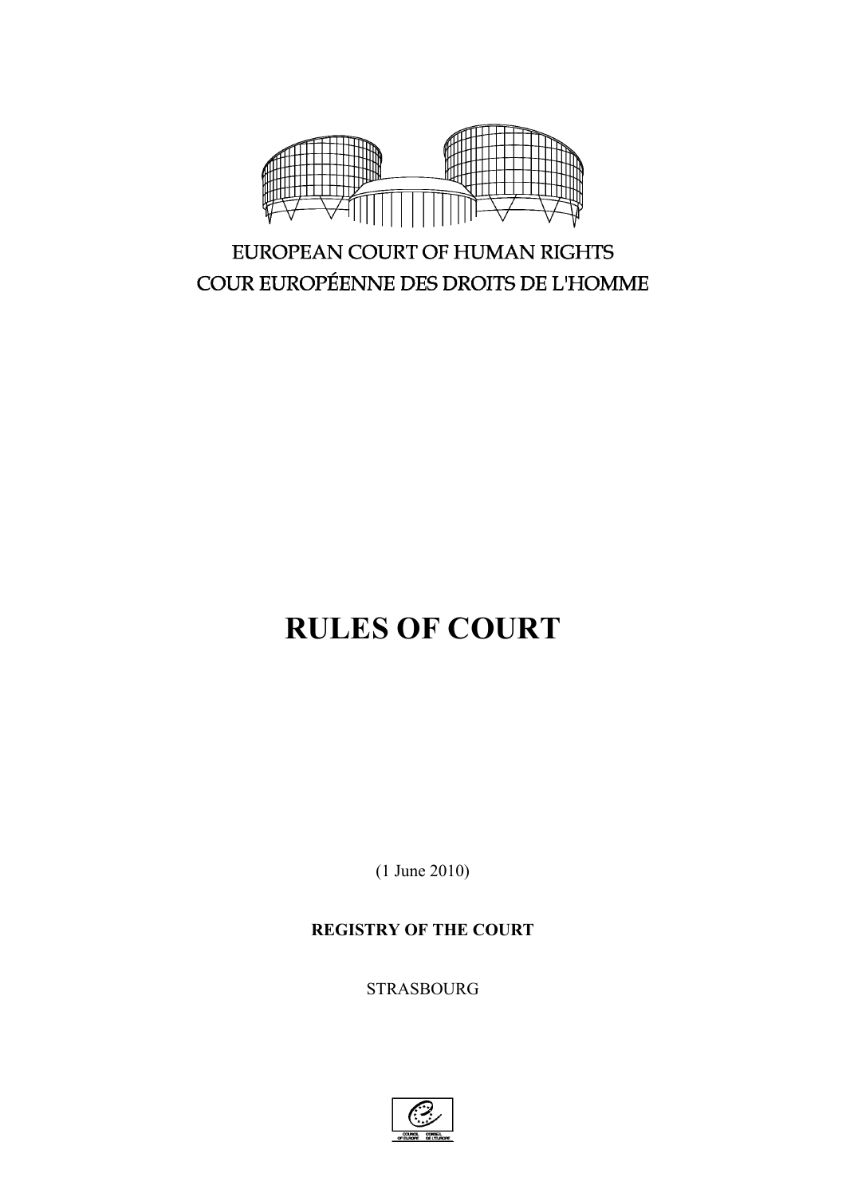EUROPEAN COURT OF HUMAN RIGHTS

COUR EUROPÉENNE DES DROITS DE L'HOMME

# RULES OF COURT

(1 June 2010)

**REGISTRY OF THE COURT**

STRASBOURG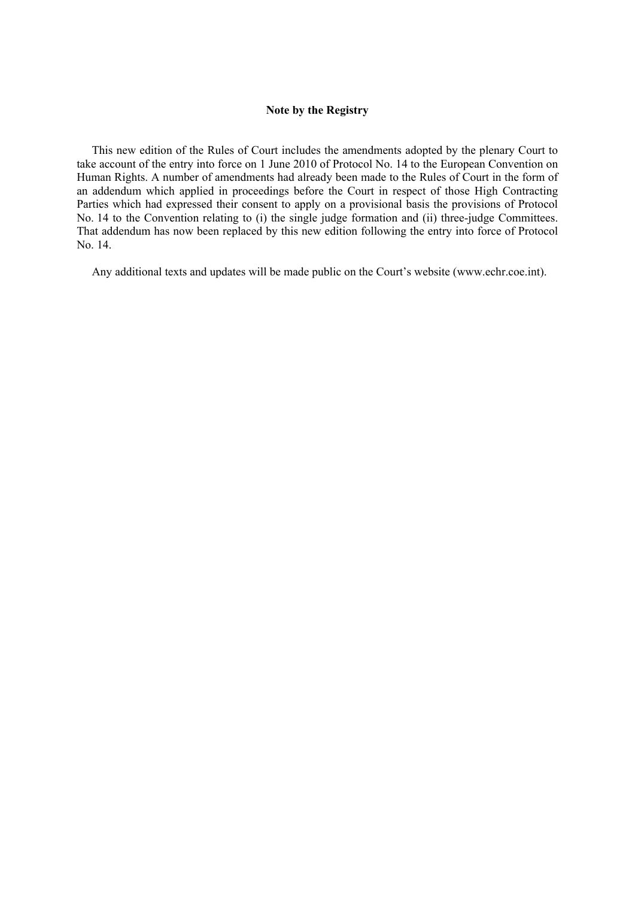**Note by the Registry**

This new edition of the Rules of Court includes the amendments adopted by the plenary Court to take account of the entry into force on 1 June 2010 of Protocol No. 14 to the European Convention on Human Rights. A number of amendments had already been made to the Rules of Court in the form of an addendum which applied in proceedings before the Court in respect of those High Contracting Parties which had expressed their consent to apply on a provisional basis the provisions of Protocol No. 14 to the Convention relating to (i) the single judge formation and (ii) three-judge Committees. That addendum has now been replaced by this new edition following the entry into force of Protocol No. 14.

Any additional texts and updates will be made public on the Court's website (www.echr.coe.int).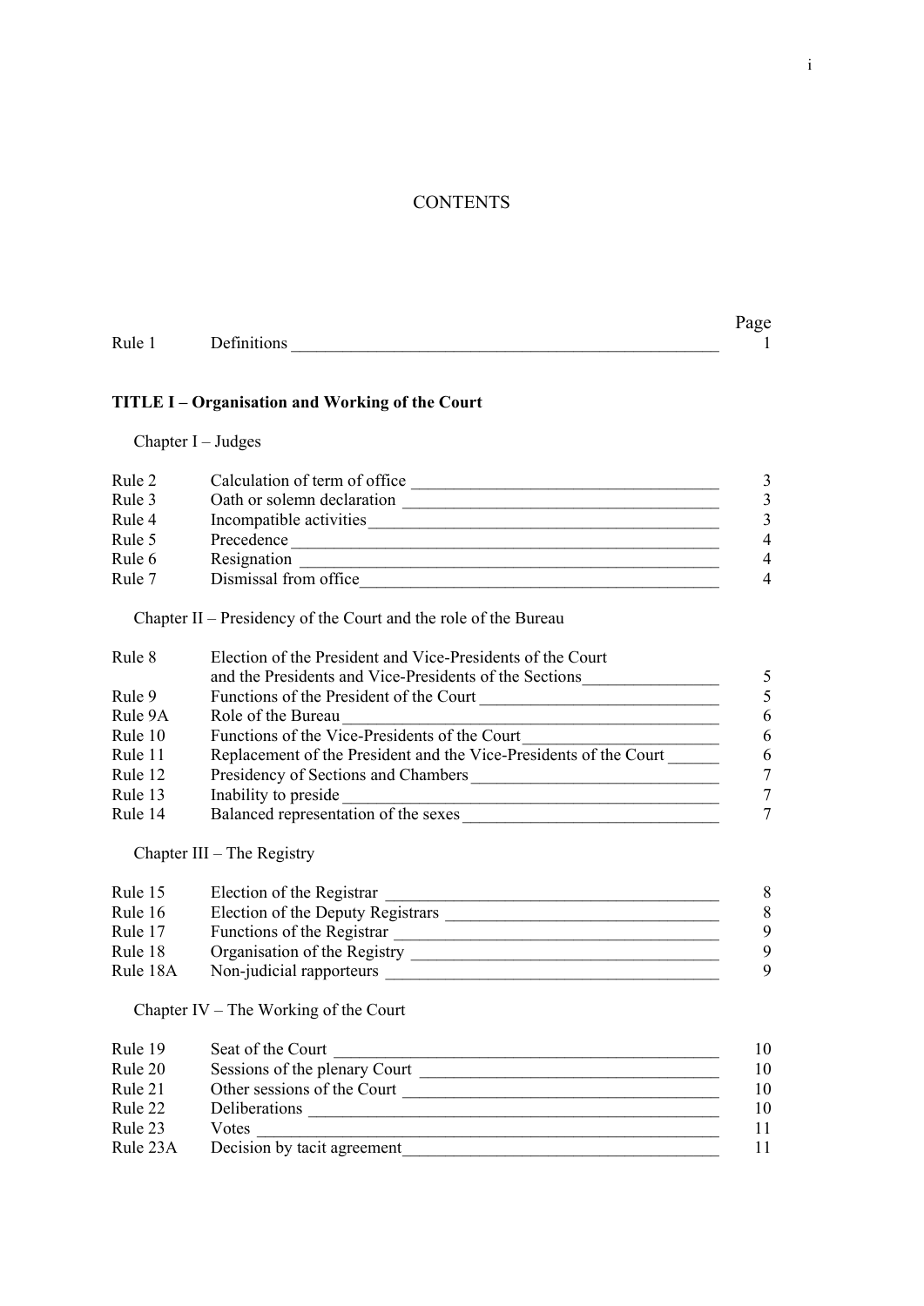# CONTENTS

| | | Page |
|---|---|---|
| Rule 1 | Definitions | 1 |

**TITLE I – Organisation and Working of the Court**

Chapter I – Judges

| | | |
|---|---|---|
| Rule 2 | Calculation of term of office | 3 |
| Rule 3 | Oath or solemn declaration | 3 |
| Rule 4 | Incompatible activities | 3 |
| Rule 5 | Precedence | 4 |
| Rule 6 | Resignation | 4 |
| Rule 7 | Dismissal from office | 4 |

Chapter II – Presidency of the Court and the role of the Bureau

| | | |
|---|---|---|
| Rule 8 | Election of the President and Vice-Presidents of the Court and the Presidents and Vice-Presidents of the Sections | 5 |
| Rule 9 | Functions of the President of the Court | 5 |
| Rule 9A | Role of the Bureau | 6 |
| Rule 10 | Functions of the Vice-Presidents of the Court | 6 |
| Rule 11 | Replacement of the President and the Vice-Presidents of the Court | 6 |
| Rule 12 | Presidency of Sections and Chambers | 7 |
| Rule 13 | Inability to preside | 7 |
| Rule 14 | Balanced representation of the sexes | 7 |

Chapter III – The Registry

| | | |
|---|---|---|
| Rule 15 | Election of the Registrar | 8 |
| Rule 16 | Election of the Deputy Registrars | 8 |
| Rule 17 | Functions of the Registrar | 9 |
| Rule 18 | Organisation of the Registry | 9 |
| Rule 18A | Non-judicial rapporteurs | 9 |

Chapter IV – The Working of the Court

| | | |
|---|---|---|
| Rule 19 | Seat of the Court | 10 |
| Rule 20 | Sessions of the plenary Court | 10 |
| Rule 21 | Other sessions of the Court | 10 |
| Rule 22 | Deliberations | 10 |
| Rule 23 | Votes | 11 |
| Rule 23A | Decision by tacit agreement | 11 |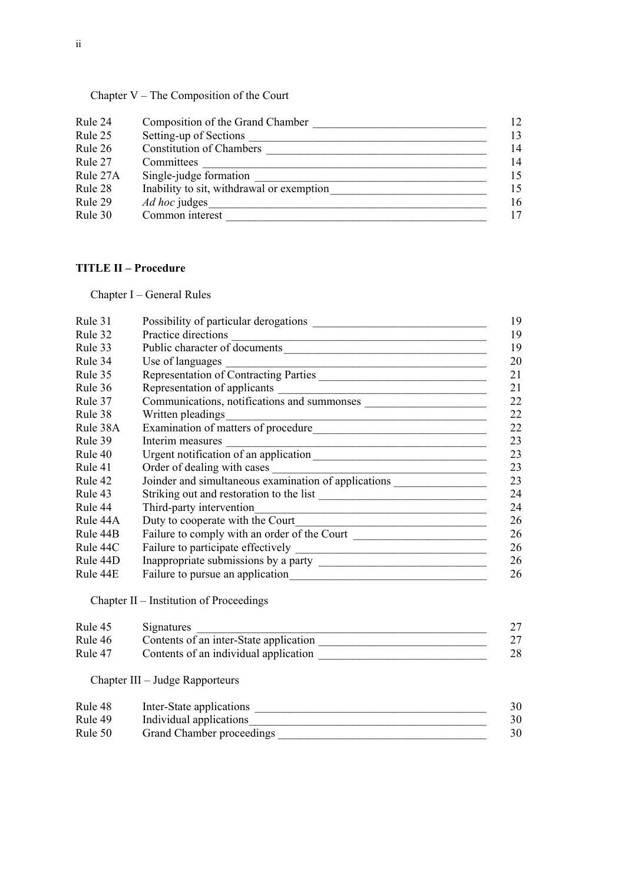Chapter V – The Composition of the Court

| | | |
|---|---|---|
| Rule 24 | Composition of the Grand Chamber | 12 |
| Rule 25 | Setting-up of Sections | 13 |
| Rule 26 | Constitution of Chambers | 14 |
| Rule 27 | Committees | 14 |
| Rule 27A | Single-judge formation | 15 |
| Rule 28 | Inability to sit, withdrawal or exemption | 15 |
| Rule 29 | *Ad hoc* judges | 16 |
| Rule 30 | Common interest | 17 |

**TITLE II – Procedure**

Chapter I – General Rules

| | | |
|---|---|---|
| Rule 31 | Possibility of particular derogations | 19 |
| Rule 32 | Practice directions | 19 |
| Rule 33 | Public character of documents | 19 |
| Rule 34 | Use of languages | 20 |
| Rule 35 | Representation of Contracting Parties | 21 |
| Rule 36 | Representation of applicants | 21 |
| Rule 37 | Communications, notifications and summonses | 22 |
| Rule 38 | Written pleadings | 22 |
| Rule 38A | Examination of matters of procedure | 22 |
| Rule 39 | Interim measures | 23 |
| Rule 40 | Urgent notification of an application | 23 |
| Rule 41 | Order of dealing with cases | 23 |
| Rule 42 | Joinder and simultaneous examination of applications | 23 |
| Rule 43 | Striking out and restoration to the list | 24 |
| Rule 44 | Third-party intervention | 24 |
| Rule 44A | Duty to cooperate with the Court | 26 |
| Rule 44B | Failure to comply with an order of the Court | 26 |
| Rule 44C | Failure to participate effectively | 26 |
| Rule 44D | Inappropriate submissions by a party | 26 |
| Rule 44E | Failure to pursue an application | 26 |

Chapter II – Institution of Proceedings

| | | |
|---|---|---|
| Rule 45 | Signatures | 27 |
| Rule 46 | Contents of an inter-State application | 27 |
| Rule 47 | Contents of an individual application | 28 |

Chapter III – Judge Rapporteurs

| | | |
|---|---|---|
| Rule 48 | Inter-State applications | 30 |
| Rule 49 | Individual applications | 30 |
| Rule 50 | Grand Chamber proceedings | 30 |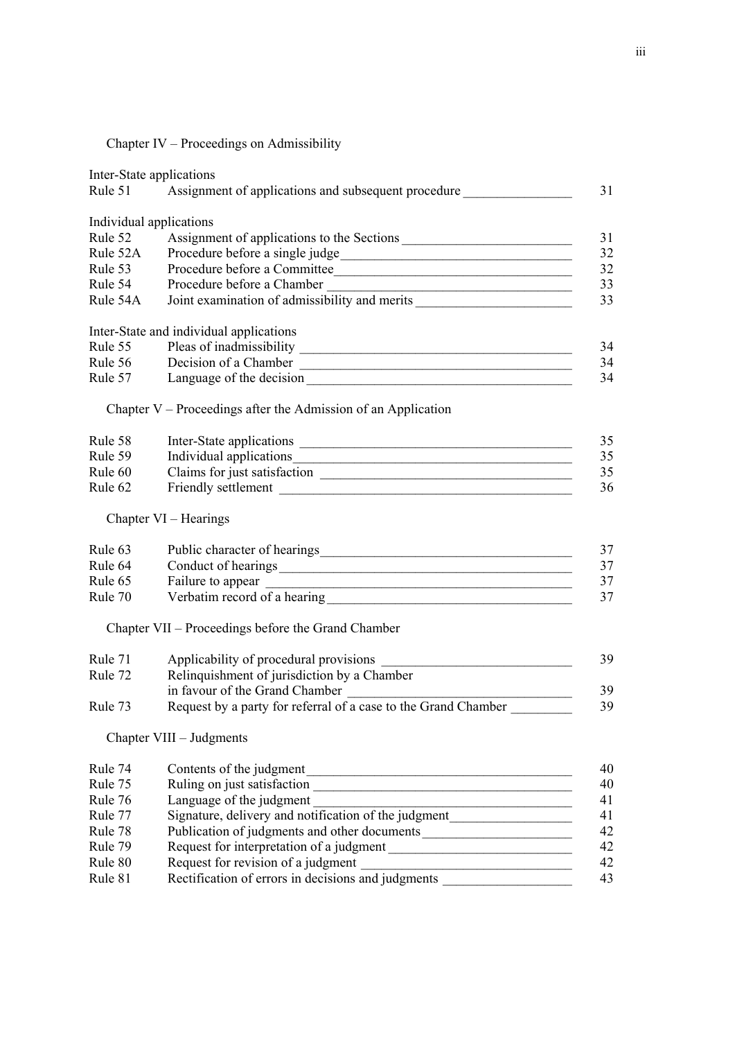Chapter IV – Proceedings on Admissibility

Inter-State applications

| | | |
|---|---|---|
| Rule 51 | Assignment of applications and subsequent procedure | 31 |

Individual applications

| | | |
|---|---|---|
| Rule 52 | Assignment of applications to the Sections | 31 |
| Rule 52A | Procedure before a single judge | 32 |
| Rule 53 | Procedure before a Committee | 32 |
| Rule 54 | Procedure before a Chamber | 33 |
| Rule 54A | Joint examination of admissibility and merits | 33 |

Inter-State and individual applications

| | | |
|---|---|---|
| Rule 55 | Pleas of inadmissibility | 34 |
| Rule 56 | Decision of a Chamber | 34 |
| Rule 57 | Language of the decision | 34 |

Chapter V – Proceedings after the Admission of an Application

| | | |
|---|---|---|
| Rule 58 | Inter-State applications | 35 |
| Rule 59 | Individual applications | 35 |
| Rule 60 | Claims for just satisfaction | 35 |
| Rule 62 | Friendly settlement | 36 |

Chapter VI – Hearings

| | | |
|---|---|---|
| Rule 63 | Public character of hearings | 37 |
| Rule 64 | Conduct of hearings | 37 |
| Rule 65 | Failure to appear | 37 |
| Rule 70 | Verbatim record of a hearing | 37 |

Chapter VII – Proceedings before the Grand Chamber

| | | |
|---|---|---|
| Rule 71 | Applicability of procedural provisions | 39 |
| Rule 72 | Relinquishment of jurisdiction by a Chamber in favour of the Grand Chamber | 39 |
| Rule 73 | Request by a party for referral of a case to the Grand Chamber | 39 |

Chapter VIII – Judgments

| | | |
|---|---|---|
| Rule 74 | Contents of the judgment | 40 |
| Rule 75 | Ruling on just satisfaction | 40 |
| Rule 76 | Language of the judgment | 41 |
| Rule 77 | Signature, delivery and notification of the judgment | 41 |
| Rule 78 | Publication of judgments and other documents | 42 |
| Rule 79 | Request for interpretation of a judgment | 42 |
| Rule 80 | Request for revision of a judgment | 42 |
| Rule 81 | Rectification of errors in decisions and judgments | 43 |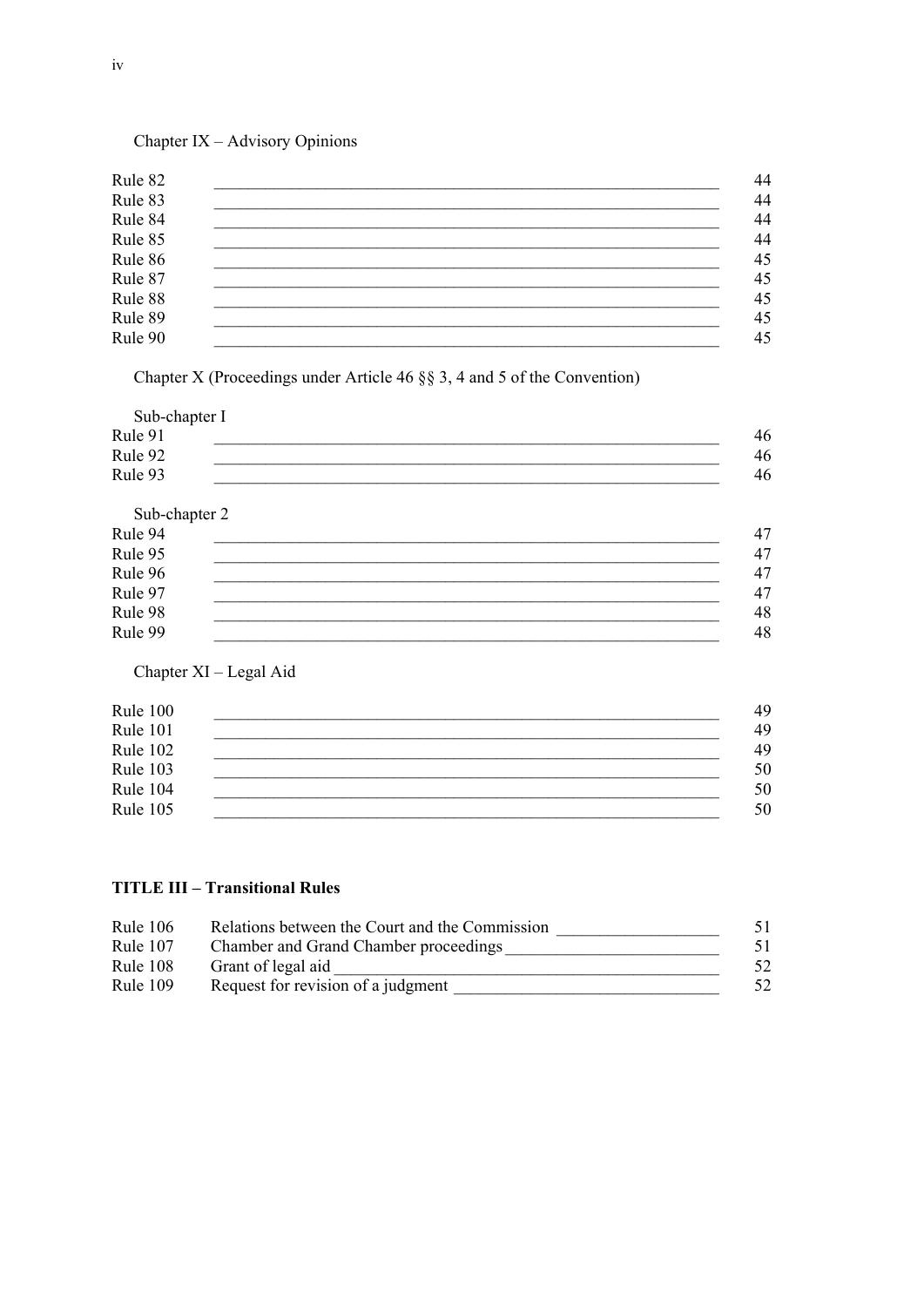Chapter IX – Advisory Opinions

| | | |
|---|---|---|
| Rule 82 | | 44 |
| Rule 83 | | 44 |
| Rule 84 | | 44 |
| Rule 85 | | 44 |
| Rule 86 | | 45 |
| Rule 87 | | 45 |
| Rule 88 | | 45 |
| Rule 89 | | 45 |
| Rule 90 | | 45 |

Chapter X (Proceedings under Article 46 §§ 3, 4 and 5 of the Convention)

Sub-chapter I

| | | |
|---|---|---|
| Rule 91 | | 46 |
| Rule 92 | | 46 |
| Rule 93 | | 46 |

Sub-chapter 2

| | | |
|---|---|---|
| Rule 94 | | 47 |
| Rule 95 | | 47 |
| Rule 96 | | 47 |
| Rule 97 | | 47 |
| Rule 98 | | 48 |
| Rule 99 | | 48 |

Chapter XI – Legal Aid

| | | |
|---|---|---|
| Rule 100 | | 49 |
| Rule 101 | | 49 |
| Rule 102 | | 49 |
| Rule 103 | | 50 |
| Rule 104 | | 50 |
| Rule 105 | | 50 |

**TITLE III – Transitional Rules**

| | | |
|---|---|---|
| Rule 106 | Relations between the Court and the Commission | 51 |
| Rule 107 | Chamber and Grand Chamber proceedings | 51 |
| Rule 108 | Grant of legal aid | 52 |
| Rule 109 | Request for revision of a judgment | 52 |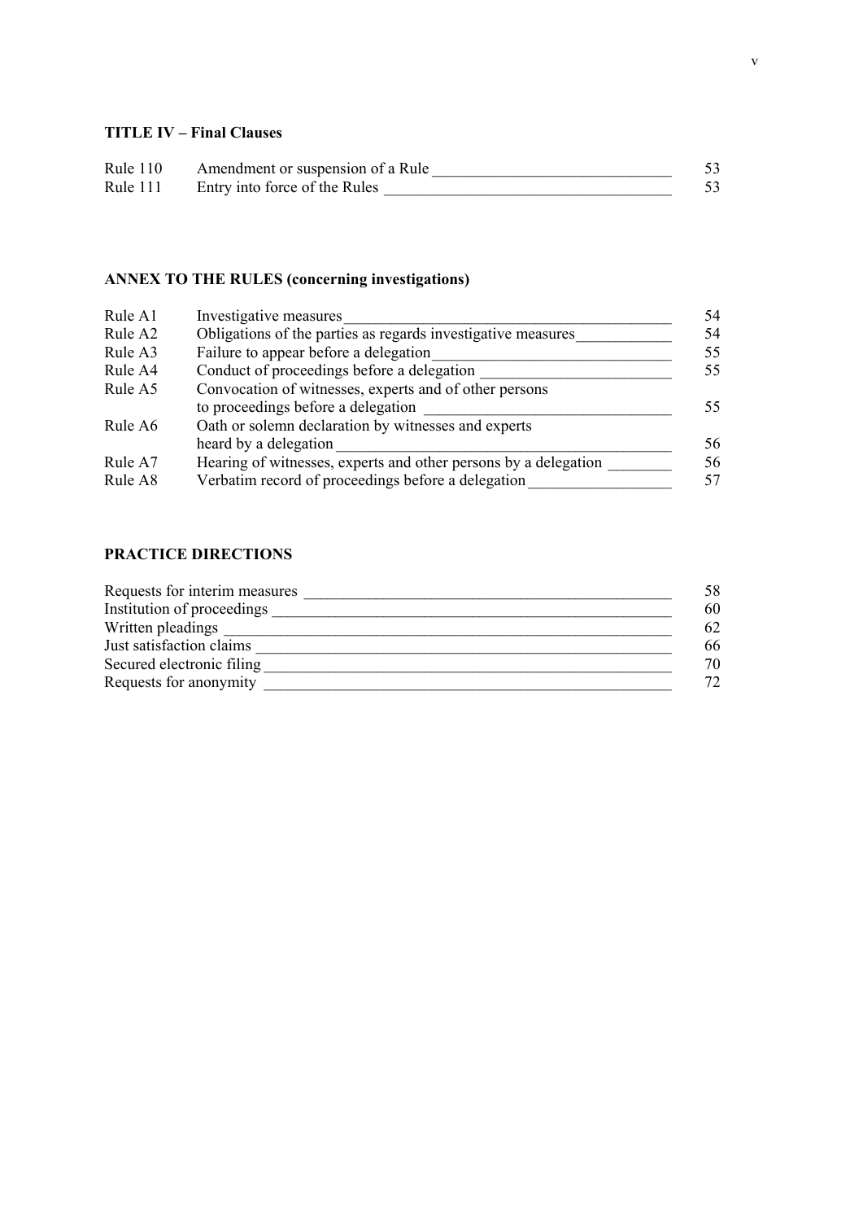**TITLE IV – Final Clauses**

| | | |
|---|---|---|
| Rule 110 | Amendment or suspension of a Rule | 53 |
| Rule 111 | Entry into force of the Rules | 53 |

**ANNEX TO THE RULES (concerning investigations)**

| | | |
|---|---|---|
| Rule A1 | Investigative measures | 54 |
| Rule A2 | Obligations of the parties as regards investigative measures | 54 |
| Rule A3 | Failure to appear before a delegation | 55 |
| Rule A4 | Conduct of proceedings before a delegation | 55 |
| Rule A5 | Convocation of witnesses, experts and of other persons to proceedings before a delegation | 55 |
| Rule A6 | Oath or solemn declaration by witnesses and experts heard by a delegation | 56 |
| Rule A7 | Hearing of witnesses, experts and other persons by a delegation | 56 |
| Rule A8 | Verbatim record of proceedings before a delegation | 57 |

**PRACTICE DIRECTIONS**

| | |
|---|---|
| Requests for interim measures | 58 |
| Institution of proceedings | 60 |
| Written pleadings | 62 |
| Just satisfaction claims | 66 |
| Secured electronic filing | 70 |
| Requests for anonymity | 72 |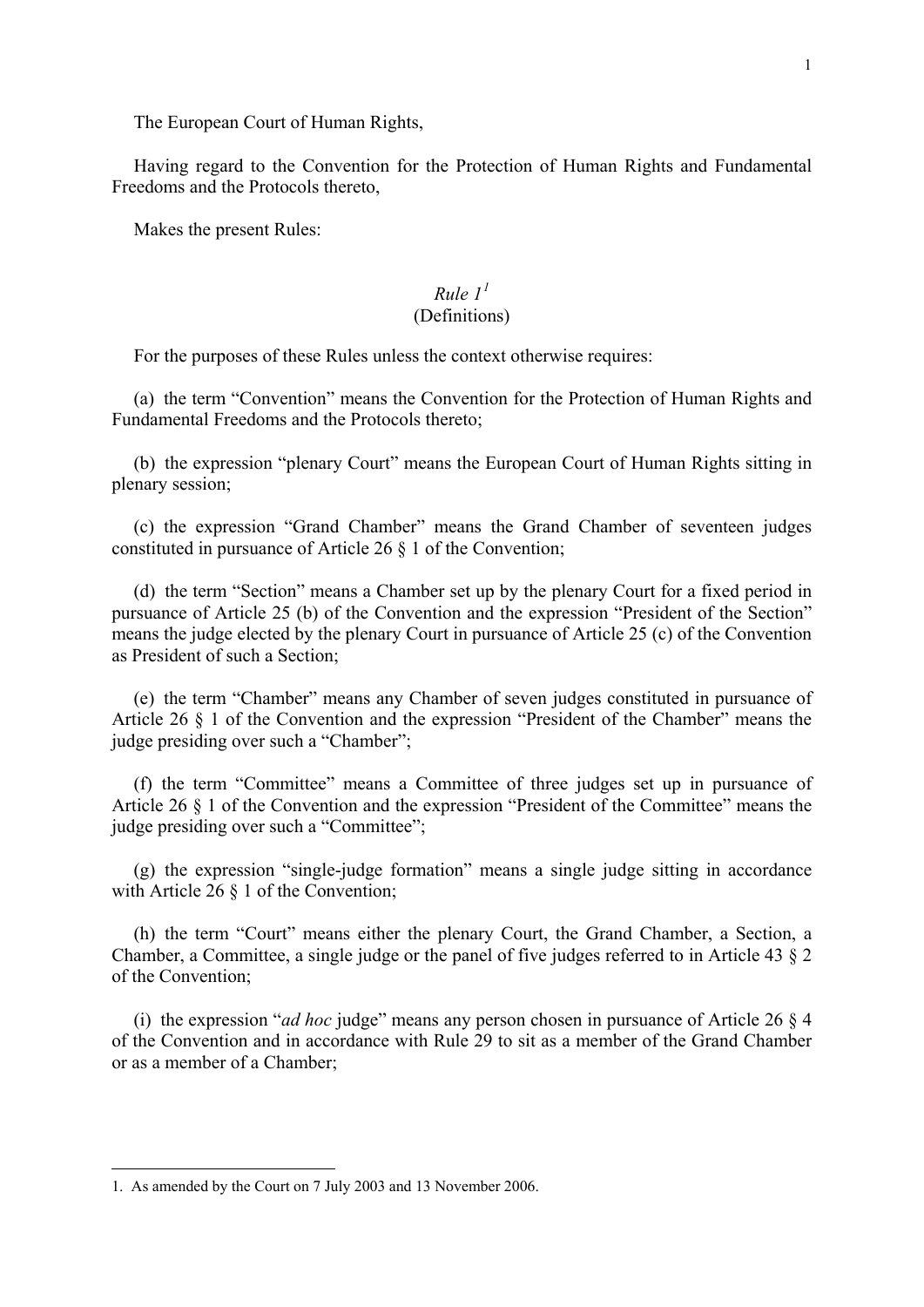The European Court of Human Rights,

Having regard to the Convention for the Protection of Human Rights and Fundamental Freedoms and the Protocols thereto,

Makes the present Rules:

*Rule 1*[1]
(Definitions)

For the purposes of these Rules unless the context otherwise requires:

(a) the term "Convention" means the Convention for the Protection of Human Rights and Fundamental Freedoms and the Protocols thereto;

(b) the expression "plenary Court" means the European Court of Human Rights sitting in plenary session;

(c) the expression "Grand Chamber" means the Grand Chamber of seventeen judges constituted in pursuance of Article 26 § 1 of the Convention;

(d) the term "Section" means a Chamber set up by the plenary Court for a fixed period in pursuance of Article 25 (b) of the Convention and the expression "President of the Section" means the judge elected by the plenary Court in pursuance of Article 25 (c) of the Convention as President of such a Section;

(e) the term "Chamber" means any Chamber of seven judges constituted in pursuance of Article 26 § 1 of the Convention and the expression "President of the Chamber" means the judge presiding over such a "Chamber";

(f) the term "Committee" means a Committee of three judges set up in pursuance of Article 26 § 1 of the Convention and the expression "President of the Committee" means the judge presiding over such a "Committee";

(g) the expression "single-judge formation" means a single judge sitting in accordance with Article 26 § 1 of the Convention;

(h) the term "Court" means either the plenary Court, the Grand Chamber, a Section, a Chamber, a Committee, a single judge or the panel of five judges referred to in Article 43 § 2 of the Convention;

(i) the expression "*ad hoc* judge" means any person chosen in pursuance of Article 26 § 4 of the Convention and in accordance with Rule 29 to sit as a member of the Grand Chamber or as a member of a Chamber;

---

1. As amended by the Court on 7 July 2003 and 13 November 2006.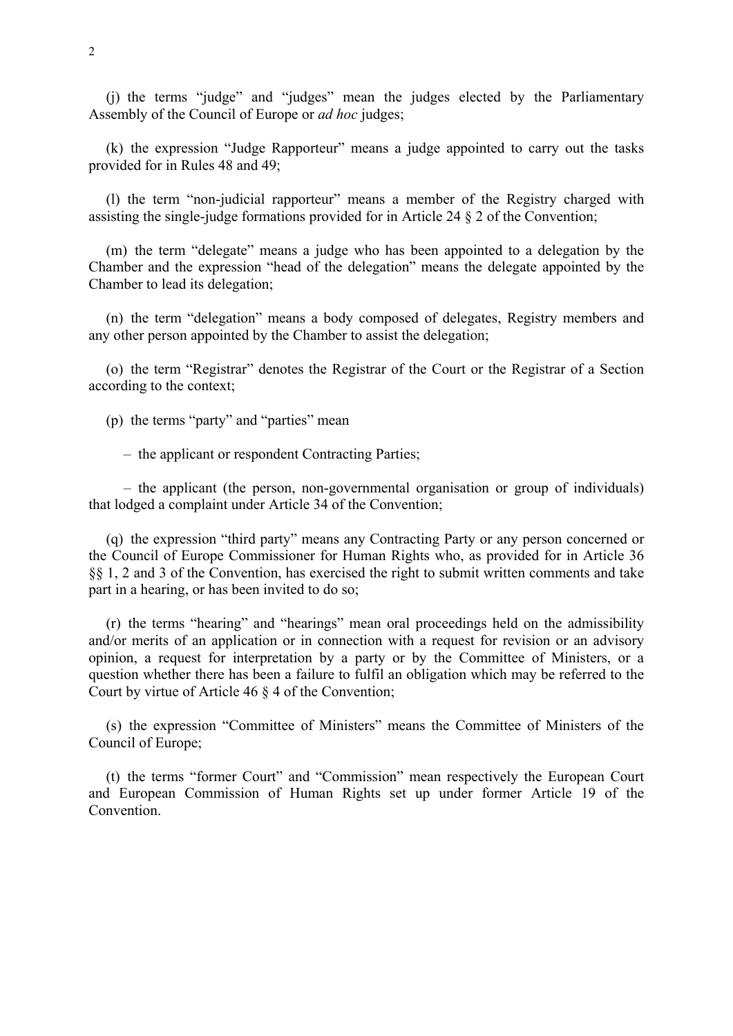(j) the terms "judge" and "judges" mean the judges elected by the Parliamentary Assembly of the Council of Europe or *ad hoc* judges;

(k) the expression "Judge Rapporteur" means a judge appointed to carry out the tasks provided for in Rules 48 and 49;

(l) the term "non-judicial rapporteur" means a member of the Registry charged with assisting the single-judge formations provided for in Article 24 § 2 of the Convention;

(m) the term "delegate" means a judge who has been appointed to a delegation by the Chamber and the expression "head of the delegation" means the delegate appointed by the Chamber to lead its delegation;

(n) the term "delegation" means a body composed of delegates, Registry members and any other person appointed by the Chamber to assist the delegation;

(o) the term "Registrar" denotes the Registrar of the Court or the Registrar of a Section according to the context;

(p) the terms "party" and "parties" mean

– the applicant or respondent Contracting Parties;

– the applicant (the person, non-governmental organisation or group of individuals) that lodged a complaint under Article 34 of the Convention;

(q) the expression "third party" means any Contracting Party or any person concerned or the Council of Europe Commissioner for Human Rights who, as provided for in Article 36 §§ 1, 2 and 3 of the Convention, has exercised the right to submit written comments and take part in a hearing, or has been invited to do so;

(r) the terms "hearing" and "hearings" mean oral proceedings held on the admissibility and/or merits of an application or in connection with a request for revision or an advisory opinion, a request for interpretation by a party or by the Committee of Ministers, or a question whether there has been a failure to fulfil an obligation which may be referred to the Court by virtue of Article 46 § 4 of the Convention;

(s) the expression "Committee of Ministers" means the Committee of Ministers of the Council of Europe;

(t) the terms "former Court" and "Commission" mean respectively the European Court and European Commission of Human Rights set up under former Article 19 of the Convention.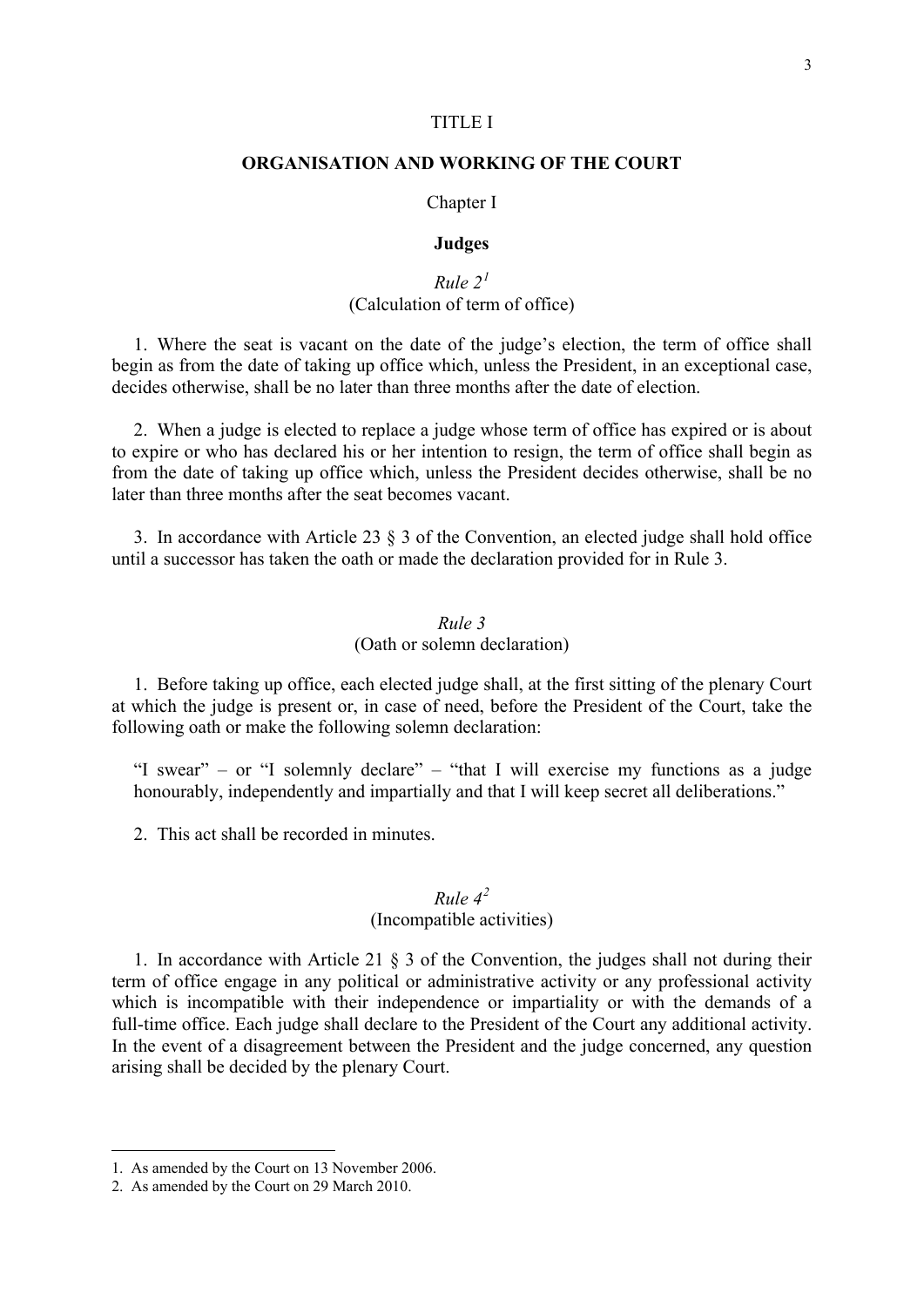TITLE I

## ORGANISATION AND WORKING OF THE COURT

Chapter I

### Judges

*Rule 2*[1]
(Calculation of term of office)

1. Where the seat is vacant on the date of the judge's election, the term of office shall begin as from the date of taking up office which, unless the President, in an exceptional case, decides otherwise, shall be no later than three months after the date of election.

2. When a judge is elected to replace a judge whose term of office has expired or is about to expire or who has declared his or her intention to resign, the term of office shall begin as from the date of taking up office which, unless the President decides otherwise, shall be no later than three months after the seat becomes vacant.

3. In accordance with Article 23 § 3 of the Convention, an elected judge shall hold office until a successor has taken the oath or made the declaration provided for in Rule 3.

*Rule 3*
(Oath or solemn declaration)

1. Before taking up office, each elected judge shall, at the first sitting of the plenary Court at which the judge is present or, in case of need, before the President of the Court, take the following oath or make the following solemn declaration:

> "I swear" – or "I solemnly declare" – "that I will exercise my functions as a judge honourably, independently and impartially and that I will keep secret all deliberations."

2. This act shall be recorded in minutes.

*Rule 4*[2]
(Incompatible activities)

1. In accordance with Article 21 § 3 of the Convention, the judges shall not during their term of office engage in any political or administrative activity or any professional activity which is incompatible with their independence or impartiality or with the demands of a full-time office. Each judge shall declare to the President of the Court any additional activity. In the event of a disagreement between the President and the judge concerned, any question arising shall be decided by the plenary Court.

---

1. As amended by the Court on 13 November 2006.
2. As amended by the Court on 29 March 2010.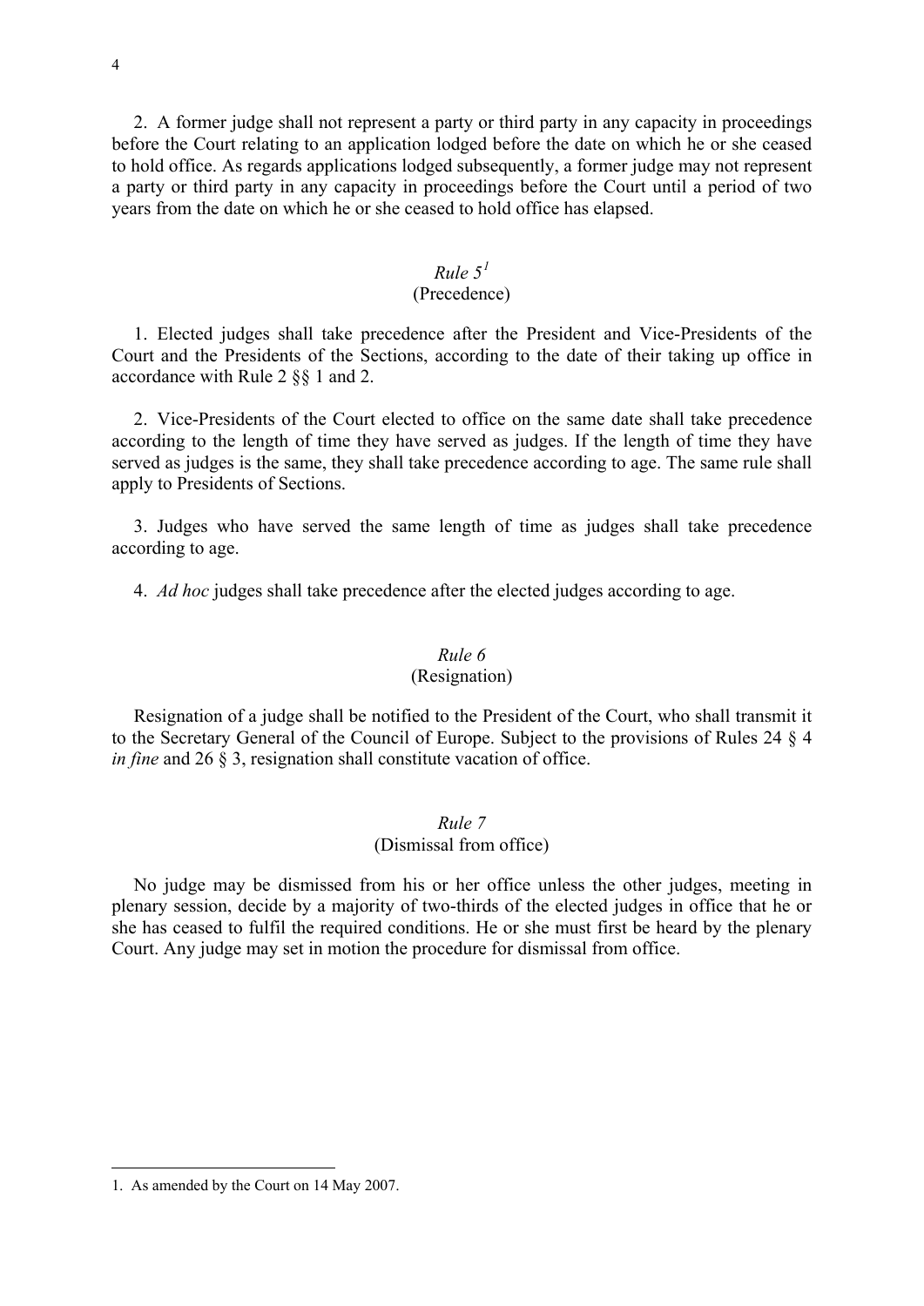2. A former judge shall not represent a party or third party in any capacity in proceedings before the Court relating to an application lodged before the date on which he or she ceased to hold office. As regards applications lodged subsequently, a former judge may not represent a party or third party in any capacity in proceedings before the Court until a period of two years from the date on which he or she ceased to hold office has elapsed.

### *Rule 5*[1]
### (Precedence)

1. Elected judges shall take precedence after the President and Vice-Presidents of the Court and the Presidents of the Sections, according to the date of their taking up office in accordance with Rule 2 §§ 1 and 2.

2. Vice-Presidents of the Court elected to office on the same date shall take precedence according to the length of time they have served as judges. If the length of time they have served as judges is the same, they shall take precedence according to age. The same rule shall apply to Presidents of Sections.

3. Judges who have served the same length of time as judges shall take precedence according to age.

4. *Ad hoc* judges shall take precedence after the elected judges according to age.

### *Rule 6*
### (Resignation)

Resignation of a judge shall be notified to the President of the Court, who shall transmit it to the Secretary General of the Council of Europe. Subject to the provisions of Rules 24 § 4 *in fine* and 26 § 3, resignation shall constitute vacation of office.

### *Rule 7*
### (Dismissal from office)

No judge may be dismissed from his or her office unless the other judges, meeting in plenary session, decide by a majority of two-thirds of the elected judges in office that he or she has ceased to fulfil the required conditions. He or she must first be heard by the plenary Court. Any judge may set in motion the procedure for dismissal from office.

---

1. As amended by the Court on 14 May 2007.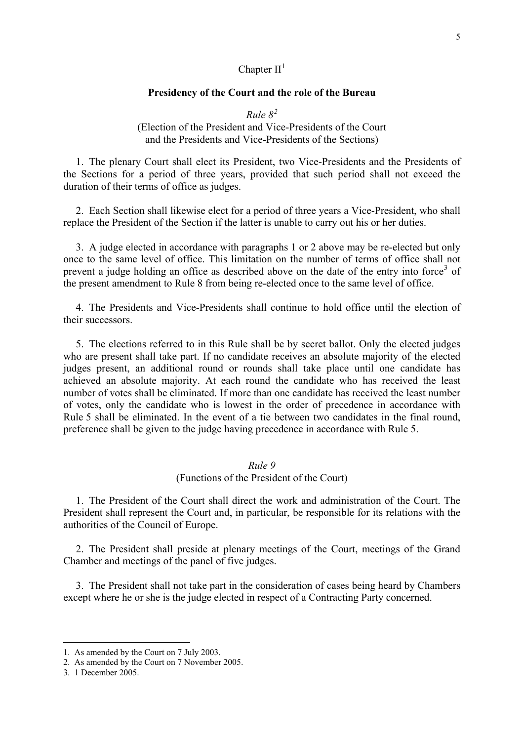## Chapter II[1]

### Presidency of the Court and the role of the Bureau

*Rule 8*[2]

(Election of the President and Vice-Presidents of the Court and the Presidents and Vice-Presidents of the Sections)

1. The plenary Court shall elect its President, two Vice-Presidents and the Presidents of the Sections for a period of three years, provided that such period shall not exceed the duration of their terms of office as judges.

2. Each Section shall likewise elect for a period of three years a Vice-President, who shall replace the President of the Section if the latter is unable to carry out his or her duties.

3. A judge elected in accordance with paragraphs 1 or 2 above may be re-elected but only once to the same level of office. This limitation on the number of terms of office shall not prevent a judge holding an office as described above on the date of the entry into force[3] of the present amendment to Rule 8 from being re-elected once to the same level of office.

4. The Presidents and Vice-Presidents shall continue to hold office until the election of their successors.

5. The elections referred to in this Rule shall be by secret ballot. Only the elected judges who are present shall take part. If no candidate receives an absolute majority of the elected judges present, an additional round or rounds shall take place until one candidate has achieved an absolute majority. At each round the candidate who has received the least number of votes shall be eliminated. If more than one candidate has received the least number of votes, only the candidate who is lowest in the order of precedence in accordance with Rule 5 shall be eliminated. In the event of a tie between two candidates in the final round, preference shall be given to the judge having precedence in accordance with Rule 5.

*Rule 9*

(Functions of the President of the Court)

1. The President of the Court shall direct the work and administration of the Court. The President shall represent the Court and, in particular, be responsible for its relations with the authorities of the Council of Europe.

2. The President shall preside at plenary meetings of the Court, meetings of the Grand Chamber and meetings of the panel of five judges.

3. The President shall not take part in the consideration of cases being heard by Chambers except where he or she is the judge elected in respect of a Contracting Party concerned.

---

1. As amended by the Court on 7 July 2003.
2. As amended by the Court on 7 November 2005.
3. 1 December 2005.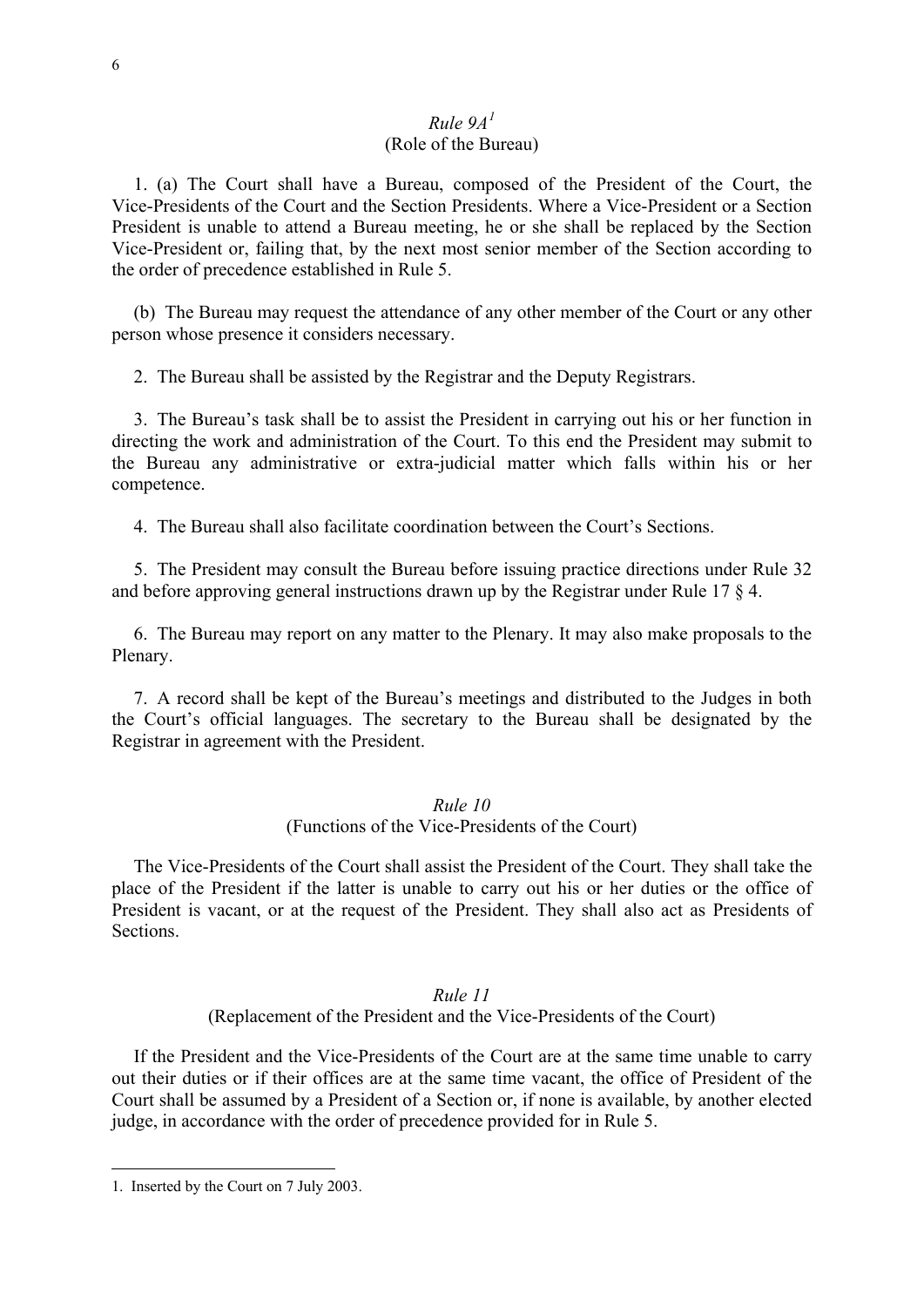*Rule 9A*[1]
(Role of the Bureau)

1. (a) The Court shall have a Bureau, composed of the President of the Court, the Vice-Presidents of the Court and the Section Presidents. Where a Vice-President or a Section President is unable to attend a Bureau meeting, he or she shall be replaced by the Section Vice-President or, failing that, by the next most senior member of the Section according to the order of precedence established in Rule 5.

(b) The Bureau may request the attendance of any other member of the Court or any other person whose presence it considers necessary.

2. The Bureau shall be assisted by the Registrar and the Deputy Registrars.

3. The Bureau's task shall be to assist the President in carrying out his or her function in directing the work and administration of the Court. To this end the President may submit to the Bureau any administrative or extra-judicial matter which falls within his or her competence.

4. The Bureau shall also facilitate coordination between the Court's Sections.

5. The President may consult the Bureau before issuing practice directions under Rule 32 and before approving general instructions drawn up by the Registrar under Rule 17 § 4.

6. The Bureau may report on any matter to the Plenary. It may also make proposals to the Plenary.

7. A record shall be kept of the Bureau's meetings and distributed to the Judges in both the Court's official languages. The secretary to the Bureau shall be designated by the Registrar in agreement with the President.

*Rule 10*
(Functions of the Vice-Presidents of the Court)

The Vice-Presidents of the Court shall assist the President of the Court. They shall take the place of the President if the latter is unable to carry out his or her duties or the office of President is vacant, or at the request of the President. They shall also act as Presidents of Sections.

*Rule 11*
(Replacement of the President and the Vice-Presidents of the Court)

If the President and the Vice-Presidents of the Court are at the same time unable to carry out their duties or if their offices are at the same time vacant, the office of President of the Court shall be assumed by a President of a Section or, if none is available, by another elected judge, in accordance with the order of precedence provided for in Rule 5.

---

1. Inserted by the Court on 7 July 2003.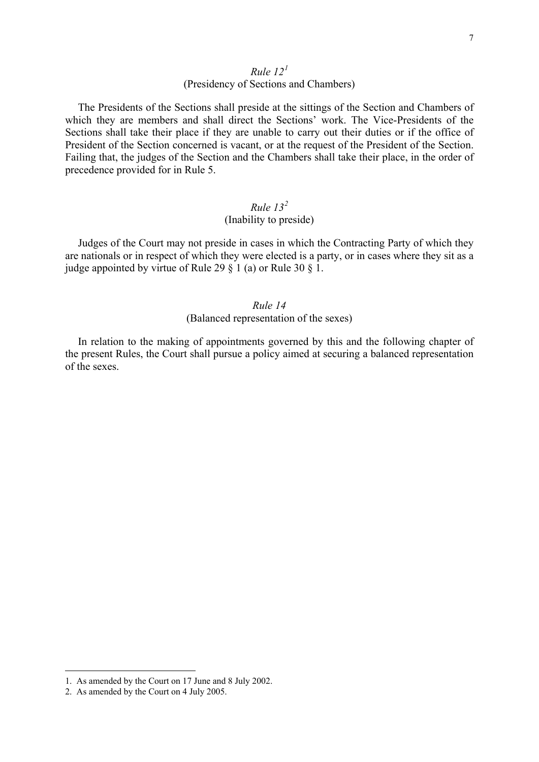*Rule 12*[1]

(Presidency of Sections and Chambers)

The Presidents of the Sections shall preside at the sittings of the Section and Chambers of which they are members and shall direct the Sections' work. The Vice-Presidents of the Sections shall take their place if they are unable to carry out their duties or if the office of President of the Section concerned is vacant, or at the request of the President of the Section. Failing that, the judges of the Section and the Chambers shall take their place, in the order of precedence provided for in Rule 5.

*Rule 13*[2]

(Inability to preside)

Judges of the Court may not preside in cases in which the Contracting Party of which they are nationals or in respect of which they were elected is a party, or in cases where they sit as a judge appointed by virtue of Rule 29 § 1 (a) or Rule 30 § 1.

*Rule 14*

(Balanced representation of the sexes)

In relation to the making of appointments governed by this and the following chapter of the present Rules, the Court shall pursue a policy aimed at securing a balanced representation of the sexes.

---

1. As amended by the Court on 17 June and 8 July 2002.
2. As amended by the Court on 4 July 2005.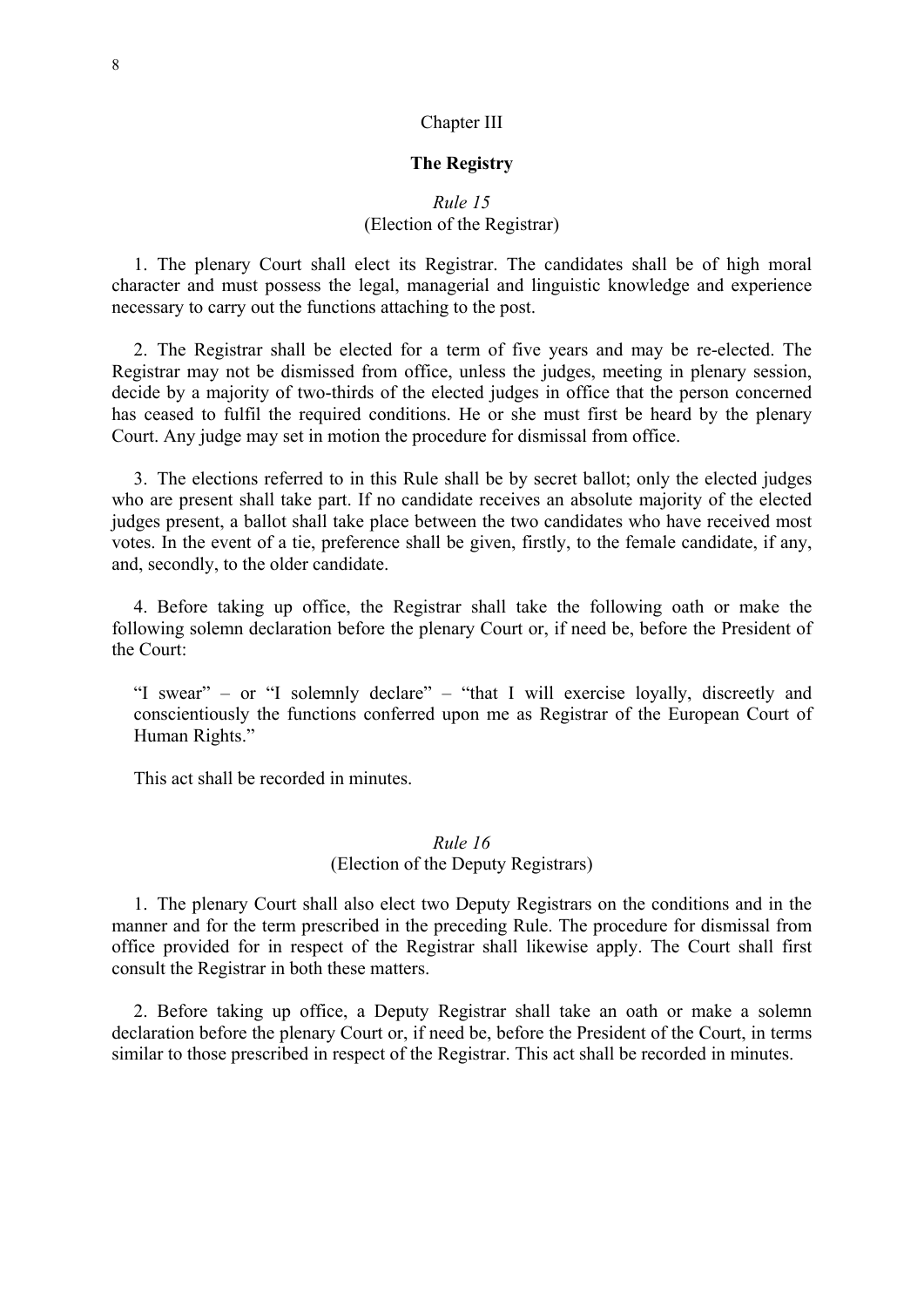## Chapter III

### The Registry

*Rule 15*
(Election of the Registrar)

1. The plenary Court shall elect its Registrar. The candidates shall be of high moral character and must possess the legal, managerial and linguistic knowledge and experience necessary to carry out the functions attaching to the post.

2. The Registrar shall be elected for a term of five years and may be re-elected. The Registrar may not be dismissed from office, unless the judges, meeting in plenary session, decide by a majority of two-thirds of the elected judges in office that the person concerned has ceased to fulfil the required conditions. He or she must first be heard by the plenary Court. Any judge may set in motion the procedure for dismissal from office.

3. The elections referred to in this Rule shall be by secret ballot; only the elected judges who are present shall take part. If no candidate receives an absolute majority of the elected judges present, a ballot shall take place between the two candidates who have received most votes. In the event of a tie, preference shall be given, firstly, to the female candidate, if any, and, secondly, to the older candidate.

4. Before taking up office, the Registrar shall take the following oath or make the following solemn declaration before the plenary Court or, if need be, before the President of the Court:

> "I swear" – or "I solemnly declare" – "that I will exercise loyally, discreetly and conscientiously the functions conferred upon me as Registrar of the European Court of Human Rights."

This act shall be recorded in minutes.

*Rule 16*
(Election of the Deputy Registrars)

1. The plenary Court shall also elect two Deputy Registrars on the conditions and in the manner and for the term prescribed in the preceding Rule. The procedure for dismissal from office provided for in respect of the Registrar shall likewise apply. The Court shall first consult the Registrar in both these matters.

2. Before taking up office, a Deputy Registrar shall take an oath or make a solemn declaration before the plenary Court or, if need be, before the President of the Court, in terms similar to those prescribed in respect of the Registrar. This act shall be recorded in minutes.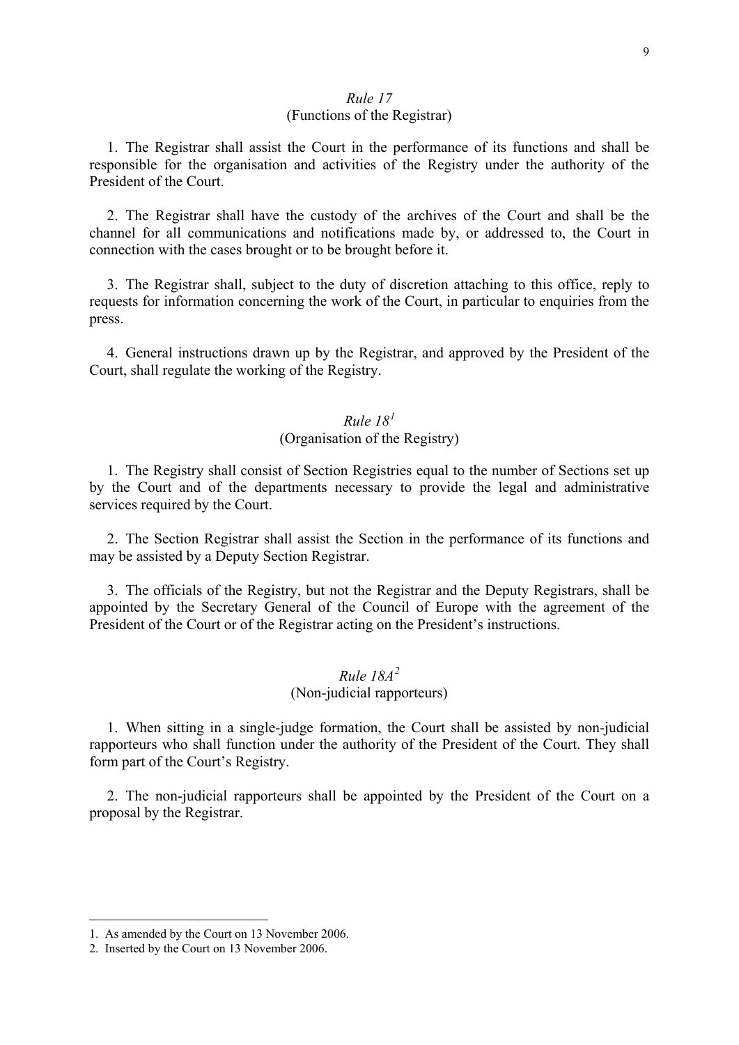*Rule 17*
(Functions of the Registrar)

1. The Registrar shall assist the Court in the performance of its functions and shall be responsible for the organisation and activities of the Registry under the authority of the President of the Court.

2. The Registrar shall have the custody of the archives of the Court and shall be the channel for all communications and notifications made by, or addressed to, the Court in connection with the cases brought or to be brought before it.

3. The Registrar shall, subject to the duty of discretion attaching to this office, reply to requests for information concerning the work of the Court, in particular to enquiries from the press.

4. General instructions drawn up by the Registrar, and approved by the President of the Court, shall regulate the working of the Registry.

*Rule 18*[1]
(Organisation of the Registry)

1. The Registry shall consist of Section Registries equal to the number of Sections set up by the Court and of the departments necessary to provide the legal and administrative services required by the Court.

2. The Section Registrar shall assist the Section in the performance of its functions and may be assisted by a Deputy Section Registrar.

3. The officials of the Registry, but not the Registrar and the Deputy Registrars, shall be appointed by the Secretary General of the Council of Europe with the agreement of the President of the Court or of the Registrar acting on the President's instructions.

*Rule 18A*[2]
(Non-judicial rapporteurs)

1. When sitting in a single-judge formation, the Court shall be assisted by non-judicial rapporteurs who shall function under the authority of the President of the Court. They shall form part of the Court's Registry.

2. The non-judicial rapporteurs shall be appointed by the President of the Court on a proposal by the Registrar.

---

1. As amended by the Court on 13 November 2006.
2. Inserted by the Court on 13 November 2006.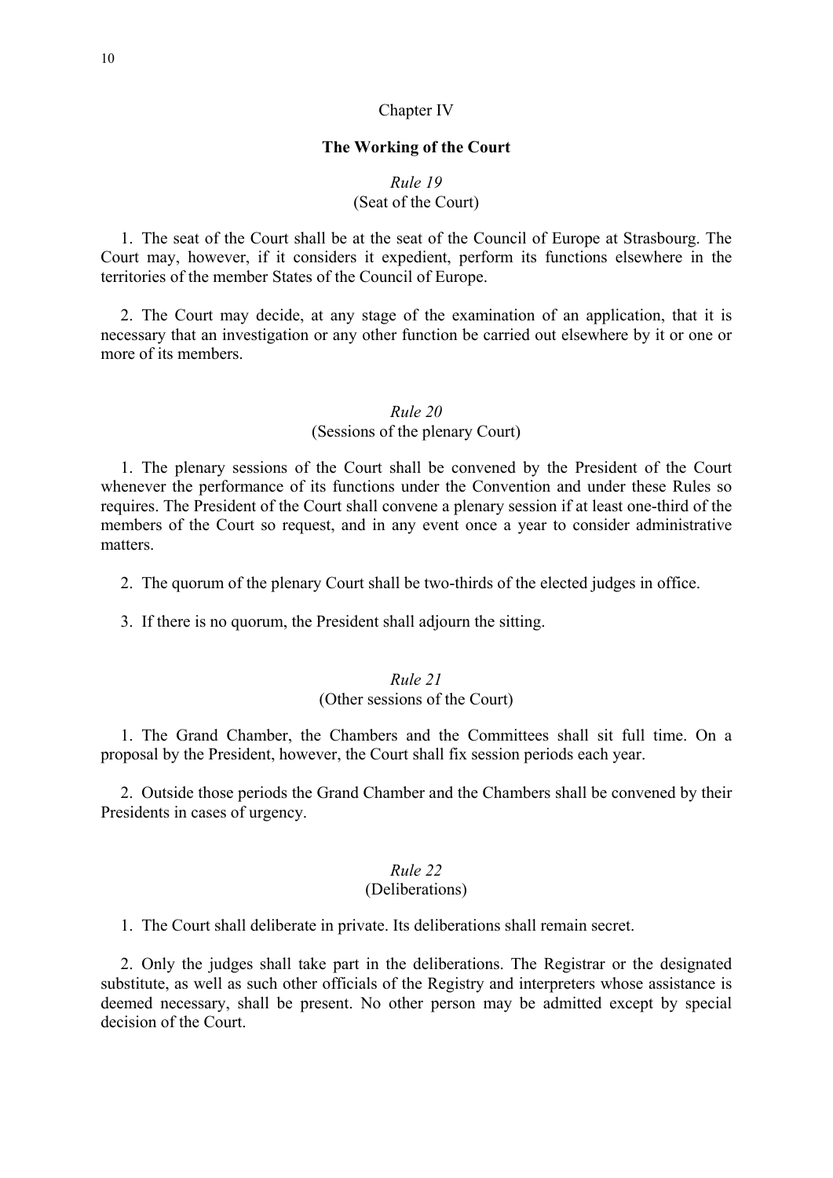## Chapter IV

## The Working of the Court

### *Rule 19*
### (Seat of the Court)

1. The seat of the Court shall be at the seat of the Council of Europe at Strasbourg. The Court may, however, if it considers it expedient, perform its functions elsewhere in the territories of the member States of the Council of Europe.

2. The Court may decide, at any stage of the examination of an application, that it is necessary that an investigation or any other function be carried out elsewhere by it or one or more of its members.

### *Rule 20*
### (Sessions of the plenary Court)

1. The plenary sessions of the Court shall be convened by the President of the Court whenever the performance of its functions under the Convention and under these Rules so requires. The President of the Court shall convene a plenary session if at least one-third of the members of the Court so request, and in any event once a year to consider administrative matters.

2. The quorum of the plenary Court shall be two-thirds of the elected judges in office.

3. If there is no quorum, the President shall adjourn the sitting.

### *Rule 21*
### (Other sessions of the Court)

1. The Grand Chamber, the Chambers and the Committees shall sit full time. On a proposal by the President, however, the Court shall fix session periods each year.

2. Outside those periods the Grand Chamber and the Chambers shall be convened by their Presidents in cases of urgency.

### *Rule 22*
### (Deliberations)

1. The Court shall deliberate in private. Its deliberations shall remain secret.

2. Only the judges shall take part in the deliberations. The Registrar or the designated substitute, as well as such other officials of the Registry and interpreters whose assistance is deemed necessary, shall be present. No other person may be admitted except by special decision of the Court.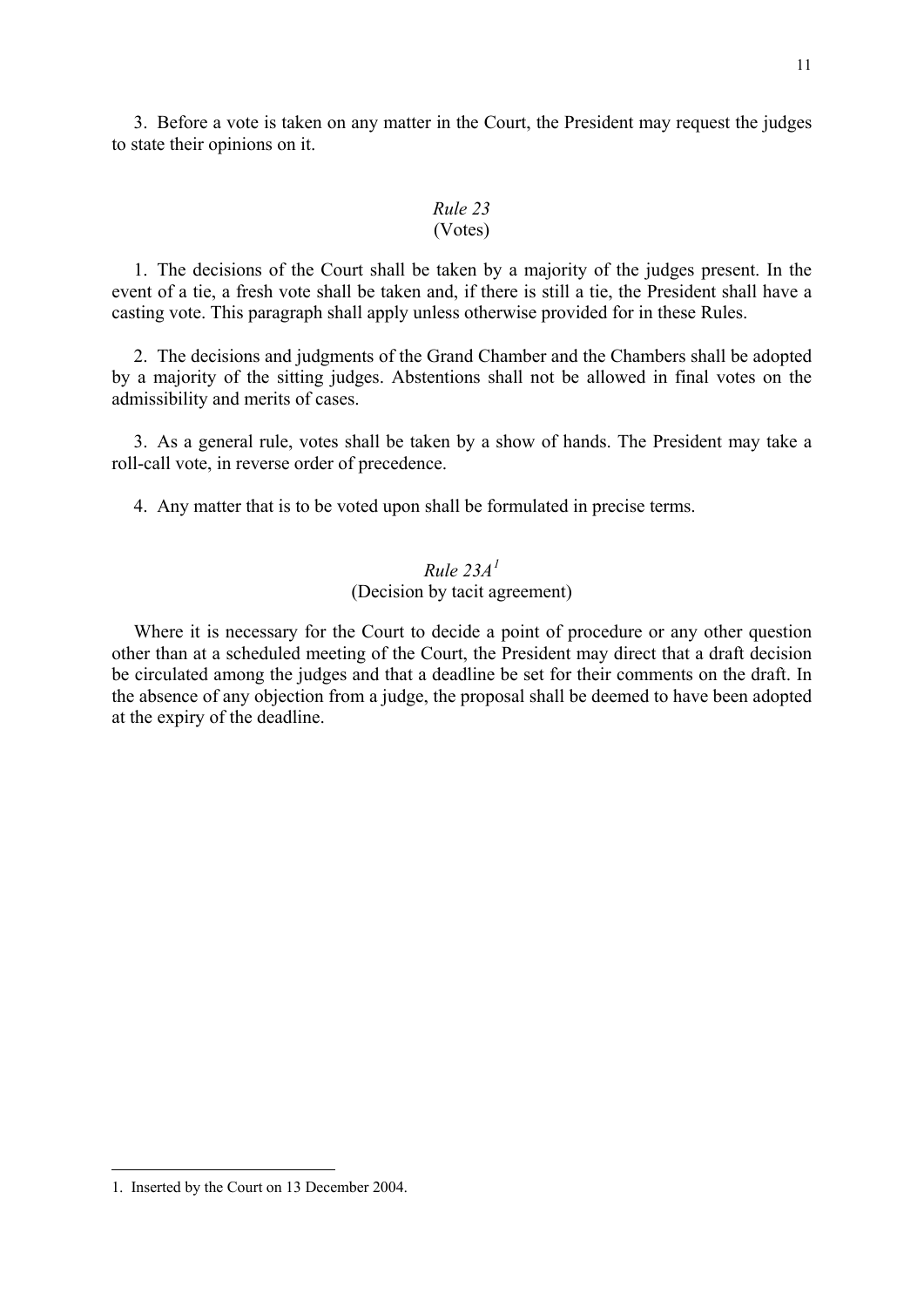3. Before a vote is taken on any matter in the Court, the President may request the judges to state their opinions on it.

### *Rule 23*
### (Votes)

1. The decisions of the Court shall be taken by a majority of the judges present. In the event of a tie, a fresh vote shall be taken and, if there is still a tie, the President shall have a casting vote. This paragraph shall apply unless otherwise provided for in these Rules.

2. The decisions and judgments of the Grand Chamber and the Chambers shall be adopted by a majority of the sitting judges. Abstentions shall not be allowed in final votes on the admissibility and merits of cases.

3. As a general rule, votes shall be taken by a show of hands. The President may take a roll-call vote, in reverse order of precedence.

4. Any matter that is to be voted upon shall be formulated in precise terms.

### *Rule 23A*[1]
### (Decision by tacit agreement)

Where it is necessary for the Court to decide a point of procedure or any other question other than at a scheduled meeting of the Court, the President may direct that a draft decision be circulated among the judges and that a deadline be set for their comments on the draft. In the absence of any objection from a judge, the proposal shall be deemed to have been adopted at the expiry of the deadline.

---

1. Inserted by the Court on 13 December 2004.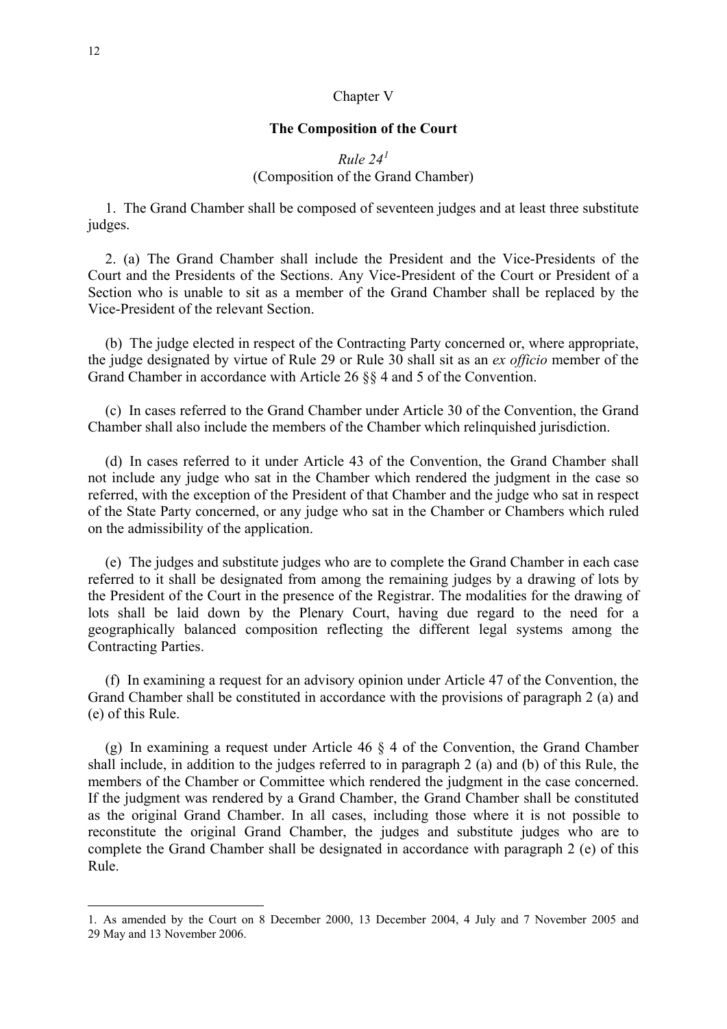## Chapter V

### The Composition of the Court

*Rule 24*[1]
(Composition of the Grand Chamber)

1. The Grand Chamber shall be composed of seventeen judges and at least three substitute judges.

2. (a) The Grand Chamber shall include the President and the Vice-Presidents of the Court and the Presidents of the Sections. Any Vice-President of the Court or President of a Section who is unable to sit as a member of the Grand Chamber shall be replaced by the Vice-President of the relevant Section.

(b) The judge elected in respect of the Contracting Party concerned or, where appropriate, the judge designated by virtue of Rule 29 or Rule 30 shall sit as an *ex officio* member of the Grand Chamber in accordance with Article 26 §§ 4 and 5 of the Convention.

(c) In cases referred to the Grand Chamber under Article 30 of the Convention, the Grand Chamber shall also include the members of the Chamber which relinquished jurisdiction.

(d) In cases referred to it under Article 43 of the Convention, the Grand Chamber shall not include any judge who sat in the Chamber which rendered the judgment in the case so referred, with the exception of the President of that Chamber and the judge who sat in respect of the State Party concerned, or any judge who sat in the Chamber or Chambers which ruled on the admissibility of the application.

(e) The judges and substitute judges who are to complete the Grand Chamber in each case referred to it shall be designated from among the remaining judges by a drawing of lots by the President of the Court in the presence of the Registrar. The modalities for the drawing of lots shall be laid down by the Plenary Court, having due regard to the need for a geographically balanced composition reflecting the different legal systems among the Contracting Parties.

(f) In examining a request for an advisory opinion under Article 47 of the Convention, the Grand Chamber shall be constituted in accordance with the provisions of paragraph 2 (a) and (e) of this Rule.

(g) In examining a request under Article 46 § 4 of the Convention, the Grand Chamber shall include, in addition to the judges referred to in paragraph 2 (a) and (b) of this Rule, the members of the Chamber or Committee which rendered the judgment in the case concerned. If the judgment was rendered by a Grand Chamber, the Grand Chamber shall be constituted as the original Grand Chamber. In all cases, including those where it is not possible to reconstitute the original Grand Chamber, the judges and substitute judges who are to complete the Grand Chamber shall be designated in accordance with paragraph 2 (e) of this Rule.

---

1. As amended by the Court on 8 December 2000, 13 December 2004, 4 July and 7 November 2005 and 29 May and 13 November 2006.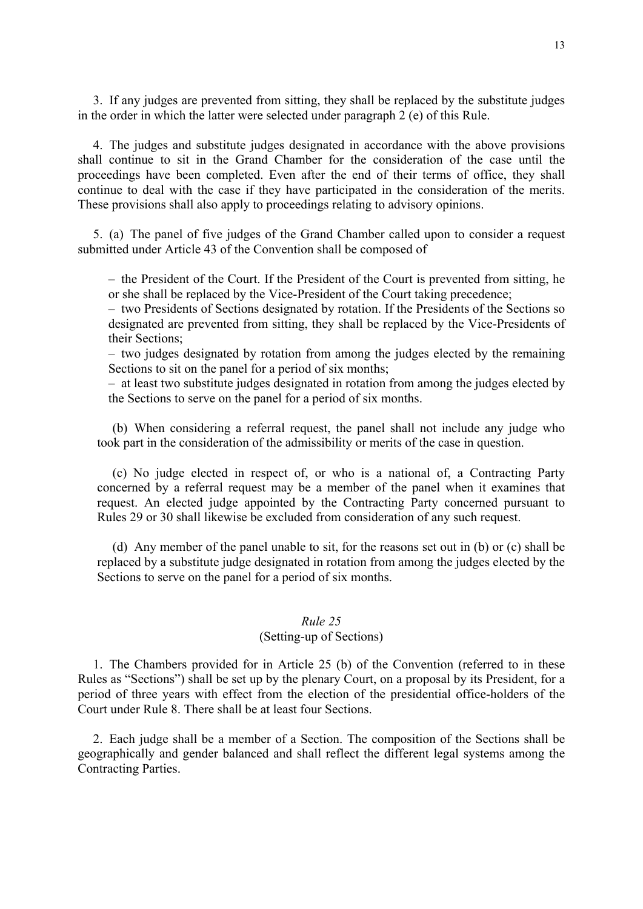3. If any judges are prevented from sitting, they shall be replaced by the substitute judges in the order in which the latter were selected under paragraph 2 (e) of this Rule.

4. The judges and substitute judges designated in accordance with the above provisions shall continue to sit in the Grand Chamber for the consideration of the case until the proceedings have been completed. Even after the end of their terms of office, they shall continue to deal with the case if they have participated in the consideration of the merits. These provisions shall also apply to proceedings relating to advisory opinions.

5. (a) The panel of five judges of the Grand Chamber called upon to consider a request submitted under Article 43 of the Convention shall be composed of

– the President of the Court. If the President of the Court is prevented from sitting, he or she shall be replaced by the Vice-President of the Court taking precedence;
– two Presidents of Sections designated by rotation. If the Presidents of the Sections so designated are prevented from sitting, they shall be replaced by the Vice-Presidents of their Sections;
– two judges designated by rotation from among the judges elected by the remaining Sections to sit on the panel for a period of six months;
– at least two substitute judges designated in rotation from among the judges elected by the Sections to serve on the panel for a period of six months.

(b) When considering a referral request, the panel shall not include any judge who took part in the consideration of the admissibility or merits of the case in question.

(c) No judge elected in respect of, or who is a national of, a Contracting Party concerned by a referral request may be a member of the panel when it examines that request. An elected judge appointed by the Contracting Party concerned pursuant to Rules 29 or 30 shall likewise be excluded from consideration of any such request.

(d) Any member of the panel unable to sit, for the reasons set out in (b) or (c) shall be replaced by a substitute judge designated in rotation from among the judges elected by the Sections to serve on the panel for a period of six months.

### *Rule 25*
### (Setting-up of Sections)

1. The Chambers provided for in Article 25 (b) of the Convention (referred to in these Rules as "Sections") shall be set up by the plenary Court, on a proposal by its President, for a period of three years with effect from the election of the presidential office-holders of the Court under Rule 8. There shall be at least four Sections.

2. Each judge shall be a member of a Section. The composition of the Sections shall be geographically and gender balanced and shall reflect the different legal systems among the Contracting Parties.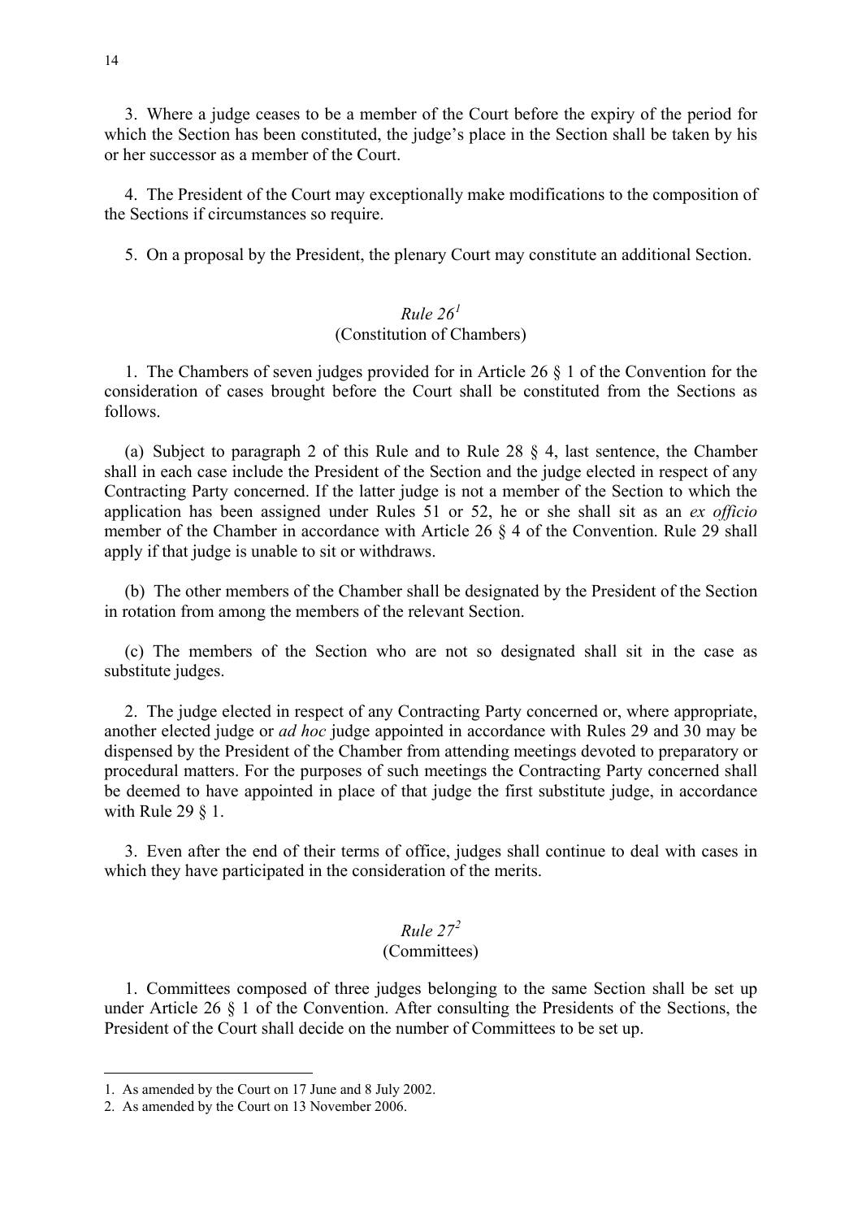3. Where a judge ceases to be a member of the Court before the expiry of the period for which the Section has been constituted, the judge's place in the Section shall be taken by his or her successor as a member of the Court.

4. The President of the Court may exceptionally make modifications to the composition of the Sections if circumstances so require.

5. On a proposal by the President, the plenary Court may constitute an additional Section.

### *Rule 26*[1]
(Constitution of Chambers)

1. The Chambers of seven judges provided for in Article 26 § 1 of the Convention for the consideration of cases brought before the Court shall be constituted from the Sections as follows.

(a) Subject to paragraph 2 of this Rule and to Rule 28 § 4, last sentence, the Chamber shall in each case include the President of the Section and the judge elected in respect of any Contracting Party concerned. If the latter judge is not a member of the Section to which the application has been assigned under Rules 51 or 52, he or she shall sit as an *ex officio* member of the Chamber in accordance with Article 26 § 4 of the Convention. Rule 29 shall apply if that judge is unable to sit or withdraws.

(b) The other members of the Chamber shall be designated by the President of the Section in rotation from among the members of the relevant Section.

(c) The members of the Section who are not so designated shall sit in the case as substitute judges.

2. The judge elected in respect of any Contracting Party concerned or, where appropriate, another elected judge or *ad hoc* judge appointed in accordance with Rules 29 and 30 may be dispensed by the President of the Chamber from attending meetings devoted to preparatory or procedural matters. For the purposes of such meetings the Contracting Party concerned shall be deemed to have appointed in place of that judge the first substitute judge, in accordance with Rule 29 § 1.

3. Even after the end of their terms of office, judges shall continue to deal with cases in which they have participated in the consideration of the merits.

### *Rule 27*[2]
(Committees)

1. Committees composed of three judges belonging to the same Section shall be set up under Article 26 § 1 of the Convention. After consulting the Presidents of the Sections, the President of the Court shall decide on the number of Committees to be set up.

---

1. As amended by the Court on 17 June and 8 July 2002.
2. As amended by the Court on 13 November 2006.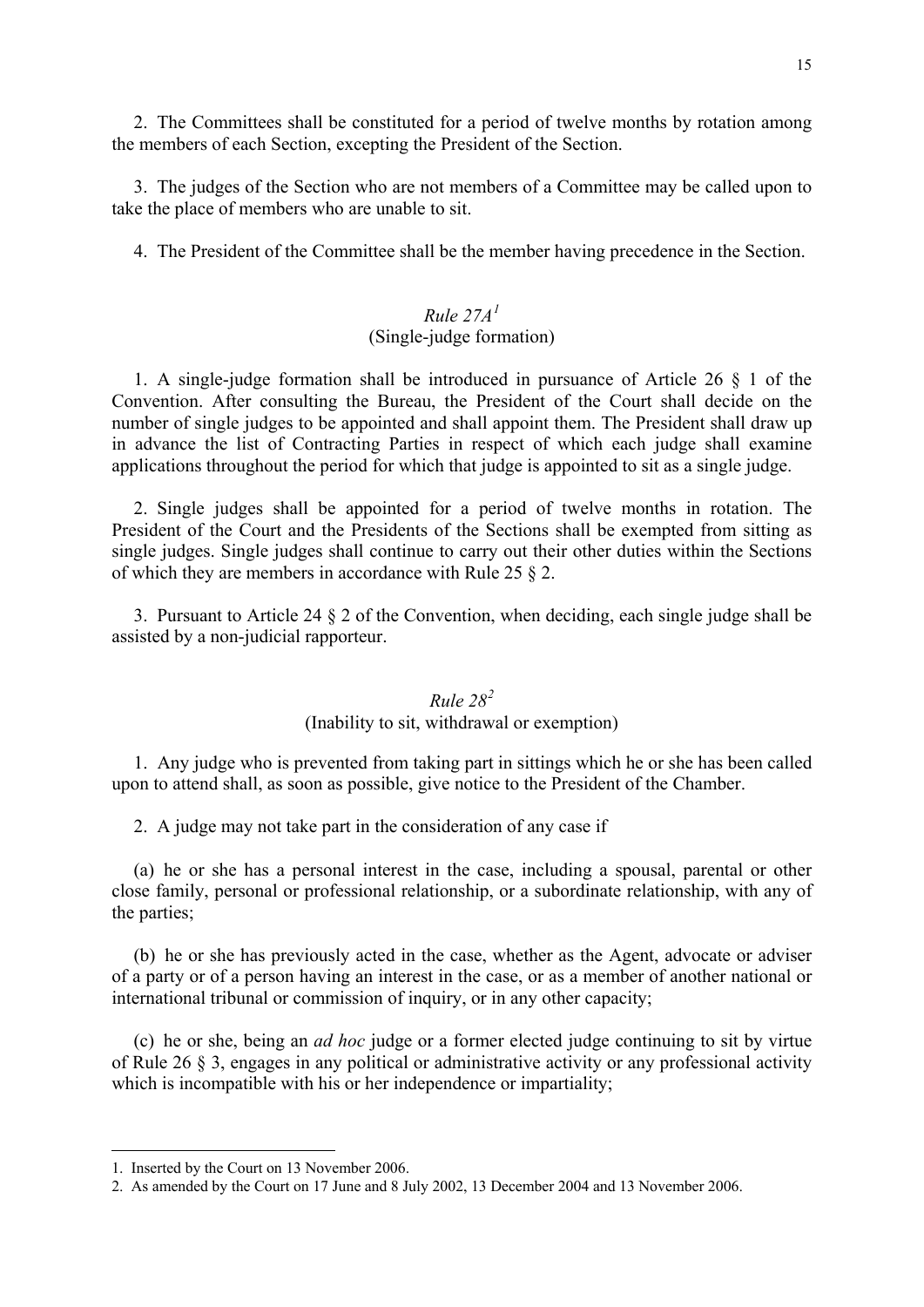2. The Committees shall be constituted for a period of twelve months by rotation among the members of each Section, excepting the President of the Section.

3. The judges of the Section who are not members of a Committee may be called upon to take the place of members who are unable to sit.

4. The President of the Committee shall be the member having precedence in the Section.

### *Rule 27A*[1]
(Single-judge formation)

1. A single-judge formation shall be introduced in pursuance of Article 26 § 1 of the Convention. After consulting the Bureau, the President of the Court shall decide on the number of single judges to be appointed and shall appoint them. The President shall draw up in advance the list of Contracting Parties in respect of which each judge shall examine applications throughout the period for which that judge is appointed to sit as a single judge.

2. Single judges shall be appointed for a period of twelve months in rotation. The President of the Court and the Presidents of the Sections shall be exempted from sitting as single judges. Single judges shall continue to carry out their other duties within the Sections of which they are members in accordance with Rule 25 § 2.

3. Pursuant to Article 24 § 2 of the Convention, when deciding, each single judge shall be assisted by a non-judicial rapporteur.

### *Rule 28*[2]
(Inability to sit, withdrawal or exemption)

1. Any judge who is prevented from taking part in sittings which he or she has been called upon to attend shall, as soon as possible, give notice to the President of the Chamber.

2. A judge may not take part in the consideration of any case if

(a) he or she has a personal interest in the case, including a spousal, parental or other close family, personal or professional relationship, or a subordinate relationship, with any of the parties;

(b) he or she has previously acted in the case, whether as the Agent, advocate or adviser of a party or of a person having an interest in the case, or as a member of another national or international tribunal or commission of inquiry, or in any other capacity;

(c) he or she, being an *ad hoc* judge or a former elected judge continuing to sit by virtue of Rule 26 § 3, engages in any political or administrative activity or any professional activity which is incompatible with his or her independence or impartiality;

---

1. Inserted by the Court on 13 November 2006.
2. As amended by the Court on 17 June and 8 July 2002, 13 December 2004 and 13 November 2006.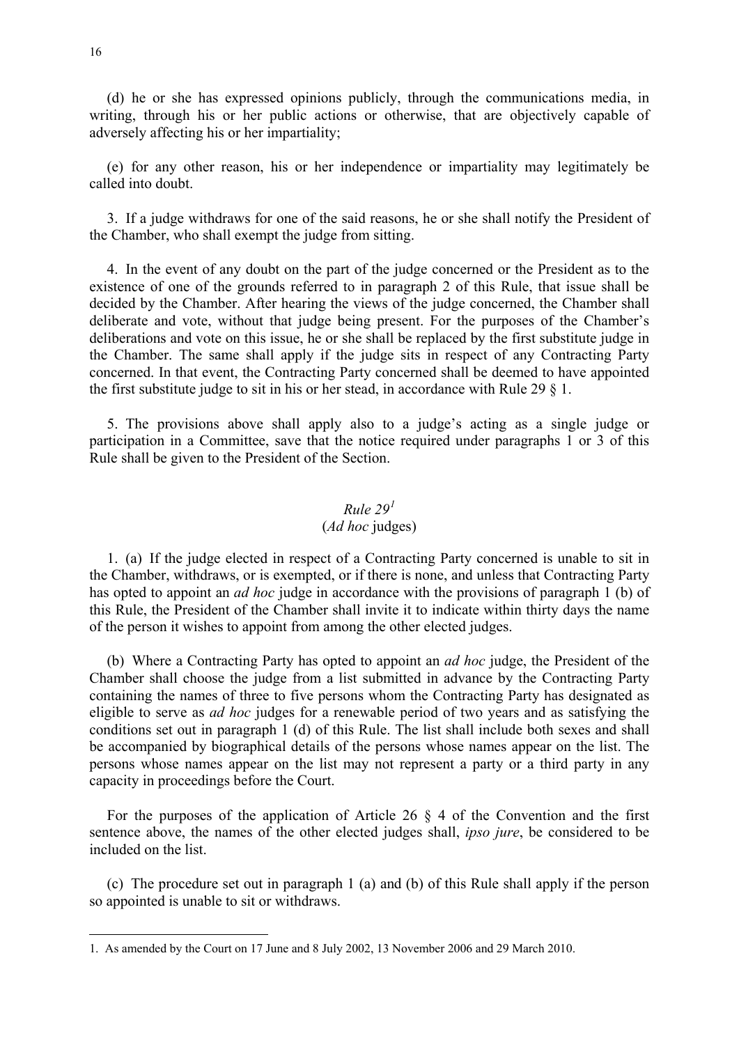(d) he or she has expressed opinions publicly, through the communications media, in writing, through his or her public actions or otherwise, that are objectively capable of adversely affecting his or her impartiality;

(e) for any other reason, his or her independence or impartiality may legitimately be called into doubt.

3. If a judge withdraws for one of the said reasons, he or she shall notify the President of the Chamber, who shall exempt the judge from sitting.

4. In the event of any doubt on the part of the judge concerned or the President as to the existence of one of the grounds referred to in paragraph 2 of this Rule, that issue shall be decided by the Chamber. After hearing the views of the judge concerned, the Chamber shall deliberate and vote, without that judge being present. For the purposes of the Chamber's deliberations and vote on this issue, he or she shall be replaced by the first substitute judge in the Chamber. The same shall apply if the judge sits in respect of any Contracting Party concerned. In that event, the Contracting Party concerned shall be deemed to have appointed the first substitute judge to sit in his or her stead, in accordance with Rule 29 § 1.

5. The provisions above shall apply also to a judge's acting as a single judge or participation in a Committee, save that the notice required under paragraphs 1 or 3 of this Rule shall be given to the President of the Section.

### *Rule 29*[1]
### (*Ad hoc* judges)

1. (a) If the judge elected in respect of a Contracting Party concerned is unable to sit in the Chamber, withdraws, or is exempted, or if there is none, and unless that Contracting Party has opted to appoint an *ad hoc* judge in accordance with the provisions of paragraph 1 (b) of this Rule, the President of the Chamber shall invite it to indicate within thirty days the name of the person it wishes to appoint from among the other elected judges.

(b) Where a Contracting Party has opted to appoint an *ad hoc* judge, the President of the Chamber shall choose the judge from a list submitted in advance by the Contracting Party containing the names of three to five persons whom the Contracting Party has designated as eligible to serve as *ad hoc* judges for a renewable period of two years and as satisfying the conditions set out in paragraph 1 (d) of this Rule. The list shall include both sexes and shall be accompanied by biographical details of the persons whose names appear on the list. The persons whose names appear on the list may not represent a party or a third party in any capacity in proceedings before the Court.

For the purposes of the application of Article 26 § 4 of the Convention and the first sentence above, the names of the other elected judges shall, *ipso jure*, be considered to be included on the list.

(c) The procedure set out in paragraph 1 (a) and (b) of this Rule shall apply if the person so appointed is unable to sit or withdraws.

---

1. As amended by the Court on 17 June and 8 July 2002, 13 November 2006 and 29 March 2010.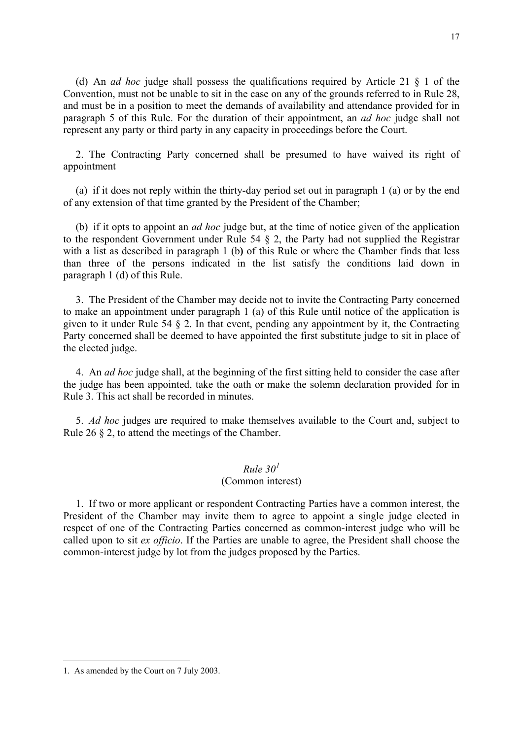(d) An *ad hoc* judge shall possess the qualifications required by Article 21 § 1 of the Convention, must not be unable to sit in the case on any of the grounds referred to in Rule 28, and must be in a position to meet the demands of availability and attendance provided for in paragraph 5 of this Rule. For the duration of their appointment, an *ad hoc* judge shall not represent any party or third party in any capacity in proceedings before the Court.

2. The Contracting Party concerned shall be presumed to have waived its right of appointment

(a) if it does not reply within the thirty-day period set out in paragraph 1 (a) or by the end of any extension of that time granted by the President of the Chamber;

(b) if it opts to appoint an *ad hoc* judge but, at the time of notice given of the application to the respondent Government under Rule 54 § 2, the Party had not supplied the Registrar with a list as described in paragraph 1 (b) of this Rule or where the Chamber finds that less than three of the persons indicated in the list satisfy the conditions laid down in paragraph 1 (d) of this Rule.

3. The President of the Chamber may decide not to invite the Contracting Party concerned to make an appointment under paragraph 1 (a) of this Rule until notice of the application is given to it under Rule 54 § 2. In that event, pending any appointment by it, the Contracting Party concerned shall be deemed to have appointed the first substitute judge to sit in place of the elected judge.

4. An *ad hoc* judge shall, at the beginning of the first sitting held to consider the case after the judge has been appointed, take the oath or make the solemn declaration provided for in Rule 3. This act shall be recorded in minutes.

5. *Ad hoc* judges are required to make themselves available to the Court and, subject to Rule 26 § 2, to attend the meetings of the Chamber.

### *Rule 30*[1]
### (Common interest)

1. If two or more applicant or respondent Contracting Parties have a common interest, the President of the Chamber may invite them to agree to appoint a single judge elected in respect of one of the Contracting Parties concerned as common-interest judge who will be called upon to sit *ex officio*. If the Parties are unable to agree, the President shall choose the common-interest judge by lot from the judges proposed by the Parties.

---

1. As amended by the Court on 7 July 2003.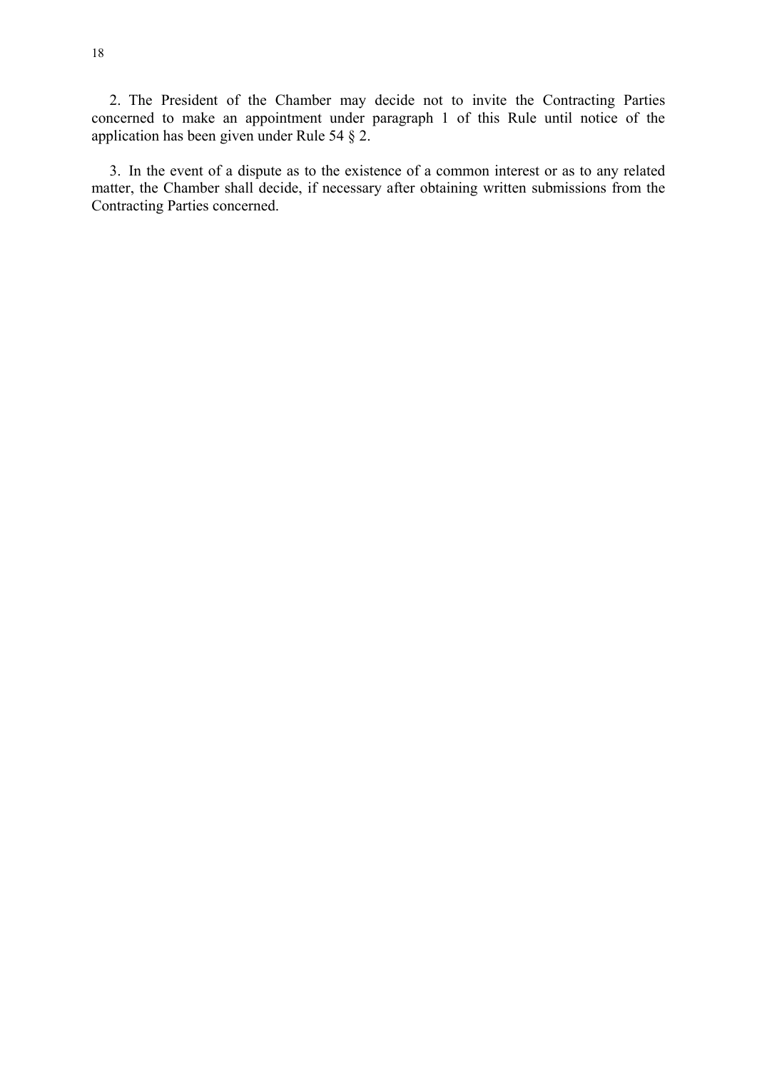2. The President of the Chamber may decide not to invite the Contracting Parties concerned to make an appointment under paragraph 1 of this Rule until notice of the application has been given under Rule 54 § 2.

3. In the event of a dispute as to the existence of a common interest or as to any related matter, the Chamber shall decide, if necessary after obtaining written submissions from the Contracting Parties concerned.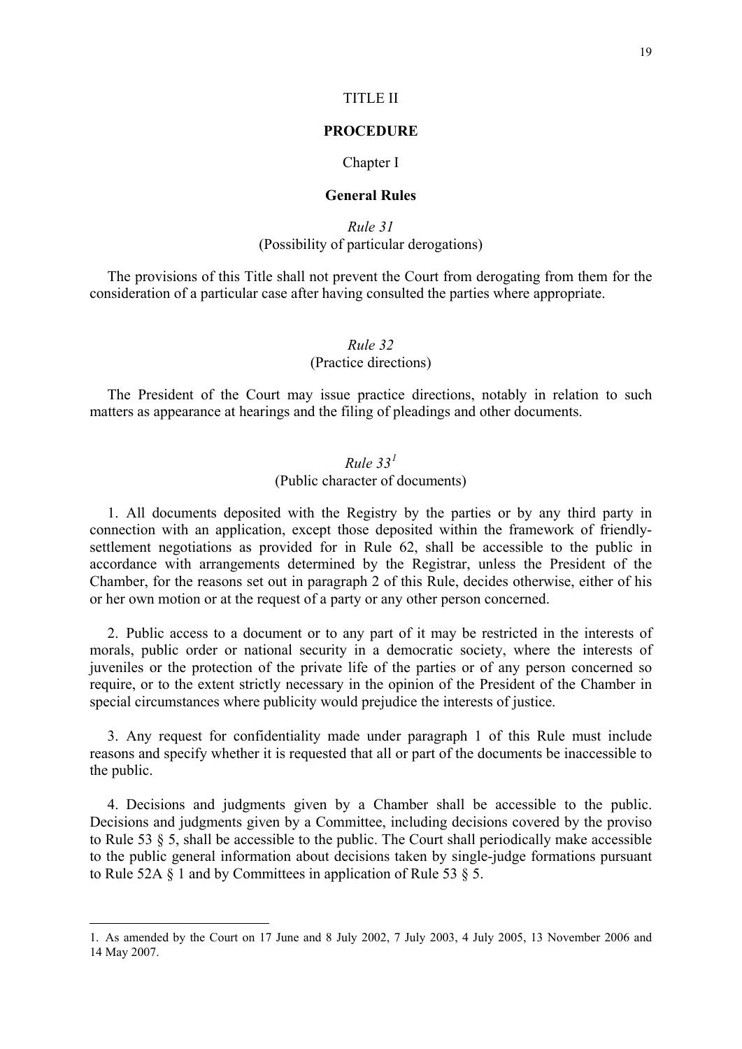# TITLE II

# PROCEDURE

## Chapter I

## General Rules

### *Rule 31*
(Possibility of particular derogations)

The provisions of this Title shall not prevent the Court from derogating from them for the consideration of a particular case after having consulted the parties where appropriate.

### *Rule 32*
(Practice directions)

The President of the Court may issue practice directions, notably in relation to such matters as appearance at hearings and the filing of pleadings and other documents.

### *Rule 33*[1]
(Public character of documents)

1. All documents deposited with the Registry by the parties or by any third party in connection with an application, except those deposited within the framework of friendly-settlement negotiations as provided for in Rule 62, shall be accessible to the public in accordance with arrangements determined by the Registrar, unless the President of the Chamber, for the reasons set out in paragraph 2 of this Rule, decides otherwise, either of his or her own motion or at the request of a party or any other person concerned.

2. Public access to a document or to any part of it may be restricted in the interests of morals, public order or national security in a democratic society, where the interests of juveniles or the protection of the private life of the parties or of any person concerned so require, or to the extent strictly necessary in the opinion of the President of the Chamber in special circumstances where publicity would prejudice the interests of justice.

3. Any request for confidentiality made under paragraph 1 of this Rule must include reasons and specify whether it is requested that all or part of the documents be inaccessible to the public.

4. Decisions and judgments given by a Chamber shall be accessible to the public. Decisions and judgments given by a Committee, including decisions covered by the proviso to Rule 53 § 5, shall be accessible to the public. The Court shall periodically make accessible to the public general information about decisions taken by single-judge formations pursuant to Rule 52A § 1 and by Committees in application of Rule 53 § 5.

---

1. As amended by the Court on 17 June and 8 July 2002, 7 July 2003, 4 July 2005, 13 November 2006 and 14 May 2007.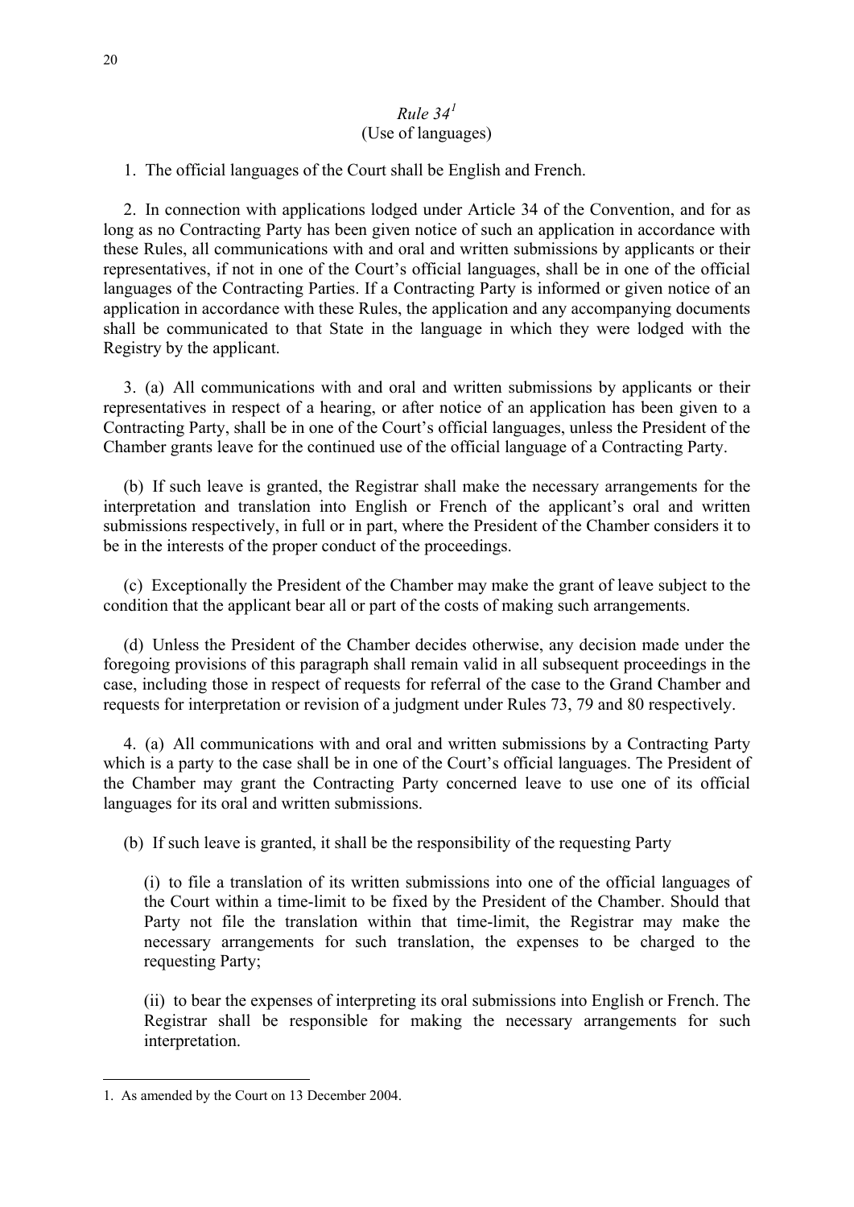*Rule 34*[1]
(Use of languages)

1. The official languages of the Court shall be English and French.

2. In connection with applications lodged under Article 34 of the Convention, and for as long as no Contracting Party has been given notice of such an application in accordance with these Rules, all communications with and oral and written submissions by applicants or their representatives, if not in one of the Court's official languages, shall be in one of the official languages of the Contracting Parties. If a Contracting Party is informed or given notice of an application in accordance with these Rules, the application and any accompanying documents shall be communicated to that State in the language in which they were lodged with the Registry by the applicant.

3. (a) All communications with and oral and written submissions by applicants or their representatives in respect of a hearing, or after notice of an application has been given to a Contracting Party, shall be in one of the Court's official languages, unless the President of the Chamber grants leave for the continued use of the official language of a Contracting Party.

(b) If such leave is granted, the Registrar shall make the necessary arrangements for the interpretation and translation into English or French of the applicant's oral and written submissions respectively, in full or in part, where the President of the Chamber considers it to be in the interests of the proper conduct of the proceedings.

(c) Exceptionally the President of the Chamber may make the grant of leave subject to the condition that the applicant bear all or part of the costs of making such arrangements.

(d) Unless the President of the Chamber decides otherwise, any decision made under the foregoing provisions of this paragraph shall remain valid in all subsequent proceedings in the case, including those in respect of requests for referral of the case to the Grand Chamber and requests for interpretation or revision of a judgment under Rules 73, 79 and 80 respectively.

4. (a) All communications with and oral and written submissions by a Contracting Party which is a party to the case shall be in one of the Court's official languages. The President of the Chamber may grant the Contracting Party concerned leave to use one of its official languages for its oral and written submissions.

(b) If such leave is granted, it shall be the responsibility of the requesting Party

(i) to file a translation of its written submissions into one of the official languages of the Court within a time-limit to be fixed by the President of the Chamber. Should that Party not file the translation within that time-limit, the Registrar may make the necessary arrangements for such translation, the expenses to be charged to the requesting Party;

(ii) to bear the expenses of interpreting its oral submissions into English or French. The Registrar shall be responsible for making the necessary arrangements for such interpretation.

---

1. As amended by the Court on 13 December 2004.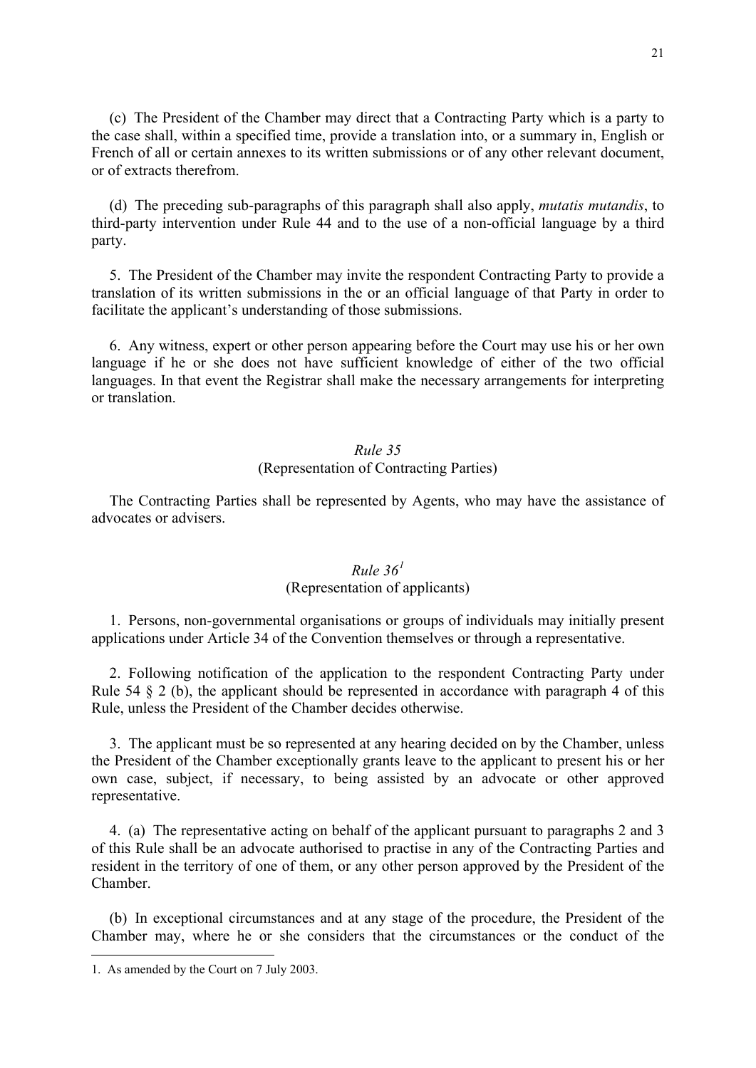(c) The President of the Chamber may direct that a Contracting Party which is a party to the case shall, within a specified time, provide a translation into, or a summary in, English or French of all or certain annexes to its written submissions or of any other relevant document, or of extracts therefrom.

(d) The preceding sub-paragraphs of this paragraph shall also apply, *mutatis mutandis*, to third-party intervention under Rule 44 and to the use of a non-official language by a third party.

5. The President of the Chamber may invite the respondent Contracting Party to provide a translation of its written submissions in the or an official language of that Party in order to facilitate the applicant's understanding of those submissions.

6. Any witness, expert or other person appearing before the Court may use his or her own language if he or she does not have sufficient knowledge of either of the two official languages. In that event the Registrar shall make the necessary arrangements for interpreting or translation.

### *Rule 35*
### (Representation of Contracting Parties)

The Contracting Parties shall be represented by Agents, who may have the assistance of advocates or advisers.

### *Rule 36*[1]
### (Representation of applicants)

1. Persons, non-governmental organisations or groups of individuals may initially present applications under Article 34 of the Convention themselves or through a representative.

2. Following notification of the application to the respondent Contracting Party under Rule 54 § 2 (b), the applicant should be represented in accordance with paragraph 4 of this Rule, unless the President of the Chamber decides otherwise.

3. The applicant must be so represented at any hearing decided on by the Chamber, unless the President of the Chamber exceptionally grants leave to the applicant to present his or her own case, subject, if necessary, to being assisted by an advocate or other approved representative.

4. (a) The representative acting on behalf of the applicant pursuant to paragraphs 2 and 3 of this Rule shall be an advocate authorised to practise in any of the Contracting Parties and resident in the territory of one of them, or any other person approved by the President of the Chamber.

(b) In exceptional circumstances and at any stage of the procedure, the President of the Chamber may, where he or she considers that the circumstances or the conduct of the

---

1. As amended by the Court on 7 July 2003.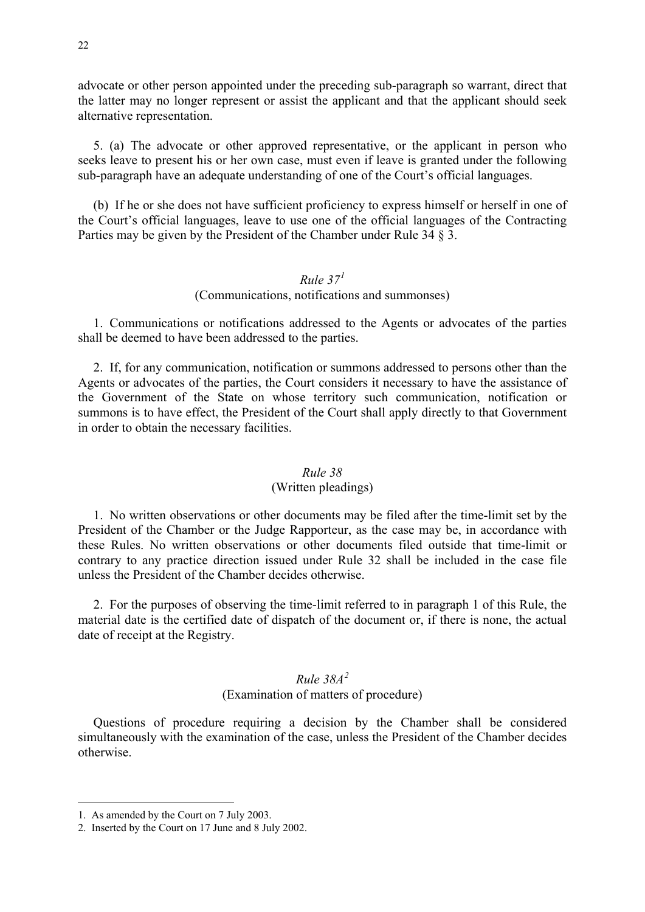advocate or other person appointed under the preceding sub-paragraph so warrant, direct that the latter may no longer represent or assist the applicant and that the applicant should seek alternative representation.

5. (a) The advocate or other approved representative, or the applicant in person who seeks leave to present his or her own case, must even if leave is granted under the following sub-paragraph have an adequate understanding of one of the Court's official languages.

(b) If he or she does not have sufficient proficiency to express himself or herself in one of the Court's official languages, leave to use one of the official languages of the Contracting Parties may be given by the President of the Chamber under Rule 34 § 3.

### *Rule 37*[1]
#### (Communications, notifications and summonses)

1. Communications or notifications addressed to the Agents or advocates of the parties shall be deemed to have been addressed to the parties.

2. If, for any communication, notification or summons addressed to persons other than the Agents or advocates of the parties, the Court considers it necessary to have the assistance of the Government of the State on whose territory such communication, notification or summons is to have effect, the President of the Court shall apply directly to that Government in order to obtain the necessary facilities.

### *Rule 38*
#### (Written pleadings)

1. No written observations or other documents may be filed after the time-limit set by the President of the Chamber or the Judge Rapporteur, as the case may be, in accordance with these Rules. No written observations or other documents filed outside that time-limit or contrary to any practice direction issued under Rule 32 shall be included in the case file unless the President of the Chamber decides otherwise.

2. For the purposes of observing the time-limit referred to in paragraph 1 of this Rule, the material date is the certified date of dispatch of the document or, if there is none, the actual date of receipt at the Registry.

### *Rule 38A*[2]
#### (Examination of matters of procedure)

Questions of procedure requiring a decision by the Chamber shall be considered simultaneously with the examination of the case, unless the President of the Chamber decides otherwise.

---

1. As amended by the Court on 7 July 2003.
2. Inserted by the Court on 17 June and 8 July 2002.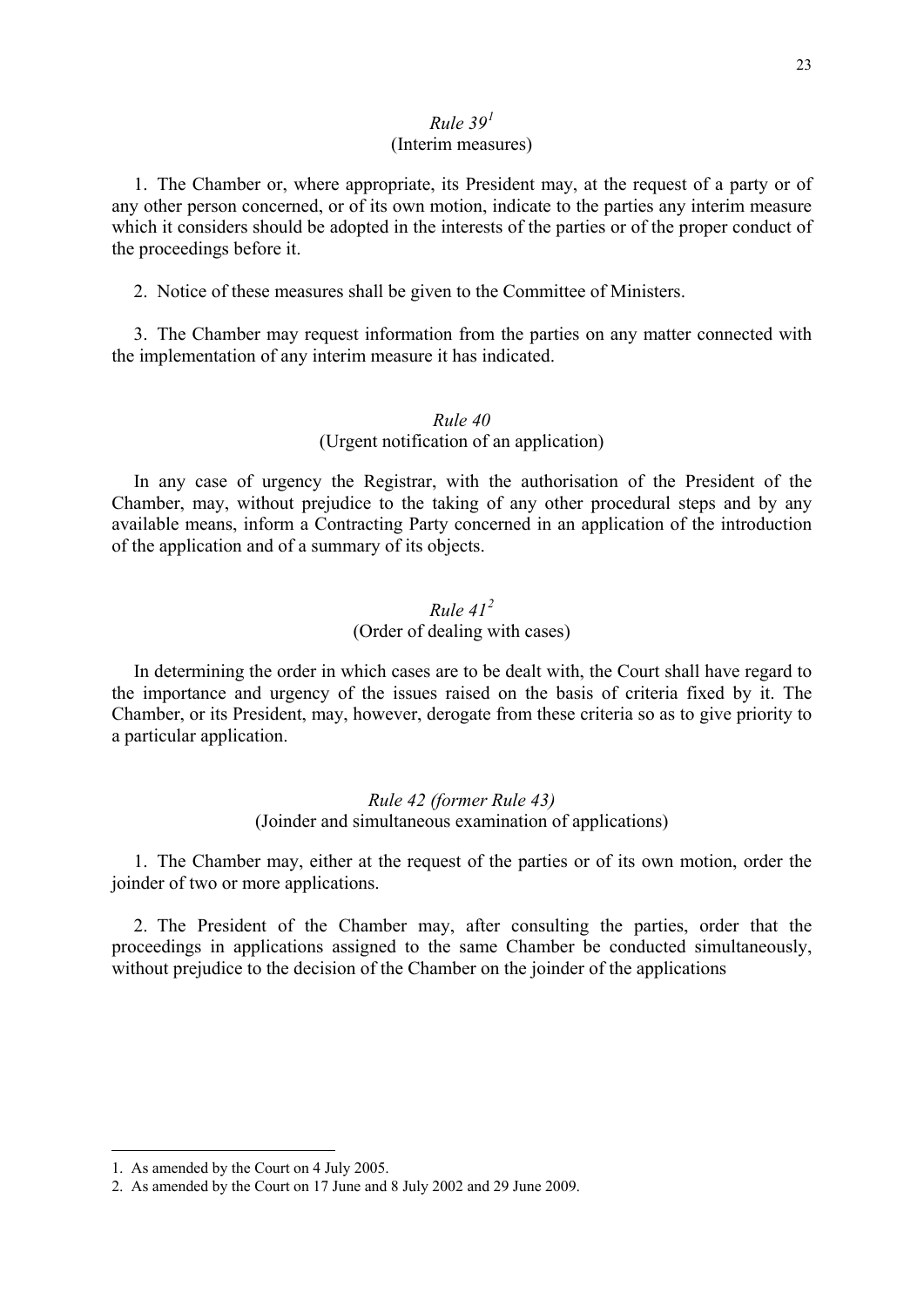### *Rule 39*[1]
(Interim measures)

1. The Chamber or, where appropriate, its President may, at the request of a party or of any other person concerned, or of its own motion, indicate to the parties any interim measure which it considers should be adopted in the interests of the parties or of the proper conduct of the proceedings before it.

2. Notice of these measures shall be given to the Committee of Ministers.

3. The Chamber may request information from the parties on any matter connected with the implementation of any interim measure it has indicated.

### *Rule 40*
(Urgent notification of an application)

In any case of urgency the Registrar, with the authorisation of the President of the Chamber, may, without prejudice to the taking of any other procedural steps and by any available means, inform a Contracting Party concerned in an application of the introduction of the application and of a summary of its objects.

### *Rule 41*[2]
(Order of dealing with cases)

In determining the order in which cases are to be dealt with, the Court shall have regard to the importance and urgency of the issues raised on the basis of criteria fixed by it. The Chamber, or its President, may, however, derogate from these criteria so as to give priority to a particular application.

### *Rule 42 (former Rule 43)*
(Joinder and simultaneous examination of applications)

1. The Chamber may, either at the request of the parties or of its own motion, order the joinder of two or more applications.

2. The President of the Chamber may, after consulting the parties, order that the proceedings in applications assigned to the same Chamber be conducted simultaneously, without prejudice to the decision of the Chamber on the joinder of the applications

---

1. As amended by the Court on 4 July 2005.
2. As amended by the Court on 17 June and 8 July 2002 and 29 June 2009.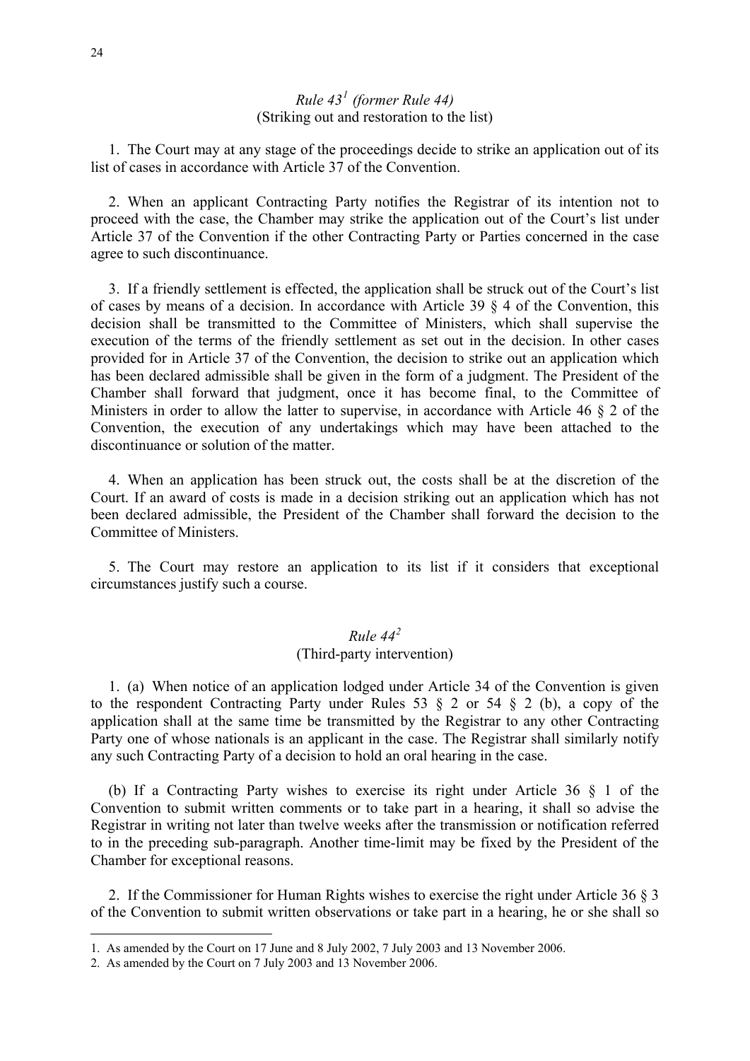*Rule 43*[1] *(former Rule 44)*
(Striking out and restoration to the list)

1. The Court may at any stage of the proceedings decide to strike an application out of its list of cases in accordance with Article 37 of the Convention.

2. When an applicant Contracting Party notifies the Registrar of its intention not to proceed with the case, the Chamber may strike the application out of the Court's list under Article 37 of the Convention if the other Contracting Party or Parties concerned in the case agree to such discontinuance.

3. If a friendly settlement is effected, the application shall be struck out of the Court's list of cases by means of a decision. In accordance with Article 39 § 4 of the Convention, this decision shall be transmitted to the Committee of Ministers, which shall supervise the execution of the terms of the friendly settlement as set out in the decision. In other cases provided for in Article 37 of the Convention, the decision to strike out an application which has been declared admissible shall be given in the form of a judgment. The President of the Chamber shall forward that judgment, once it has become final, to the Committee of Ministers in order to allow the latter to supervise, in accordance with Article 46 § 2 of the Convention, the execution of any undertakings which may have been attached to the discontinuance or solution of the matter.

4. When an application has been struck out, the costs shall be at the discretion of the Court. If an award of costs is made in a decision striking out an application which has not been declared admissible, the President of the Chamber shall forward the decision to the Committee of Ministers.

5. The Court may restore an application to its list if it considers that exceptional circumstances justify such a course.

*Rule 44*[2]
(Third-party intervention)

1. (a) When notice of an application lodged under Article 34 of the Convention is given to the respondent Contracting Party under Rules 53 § 2 or 54 § 2 (b), a copy of the application shall at the same time be transmitted by the Registrar to any other Contracting Party one of whose nationals is an applicant in the case. The Registrar shall similarly notify any such Contracting Party of a decision to hold an oral hearing in the case.

(b) If a Contracting Party wishes to exercise its right under Article 36 § 1 of the Convention to submit written comments or to take part in a hearing, it shall so advise the Registrar in writing not later than twelve weeks after the transmission or notification referred to in the preceding sub-paragraph. Another time-limit may be fixed by the President of the Chamber for exceptional reasons.

2. If the Commissioner for Human Rights wishes to exercise the right under Article 36 § 3 of the Convention to submit written observations or take part in a hearing, he or she shall so

---

1. As amended by the Court on 17 June and 8 July 2002, 7 July 2003 and 13 November 2006.
2. As amended by the Court on 7 July 2003 and 13 November 2006.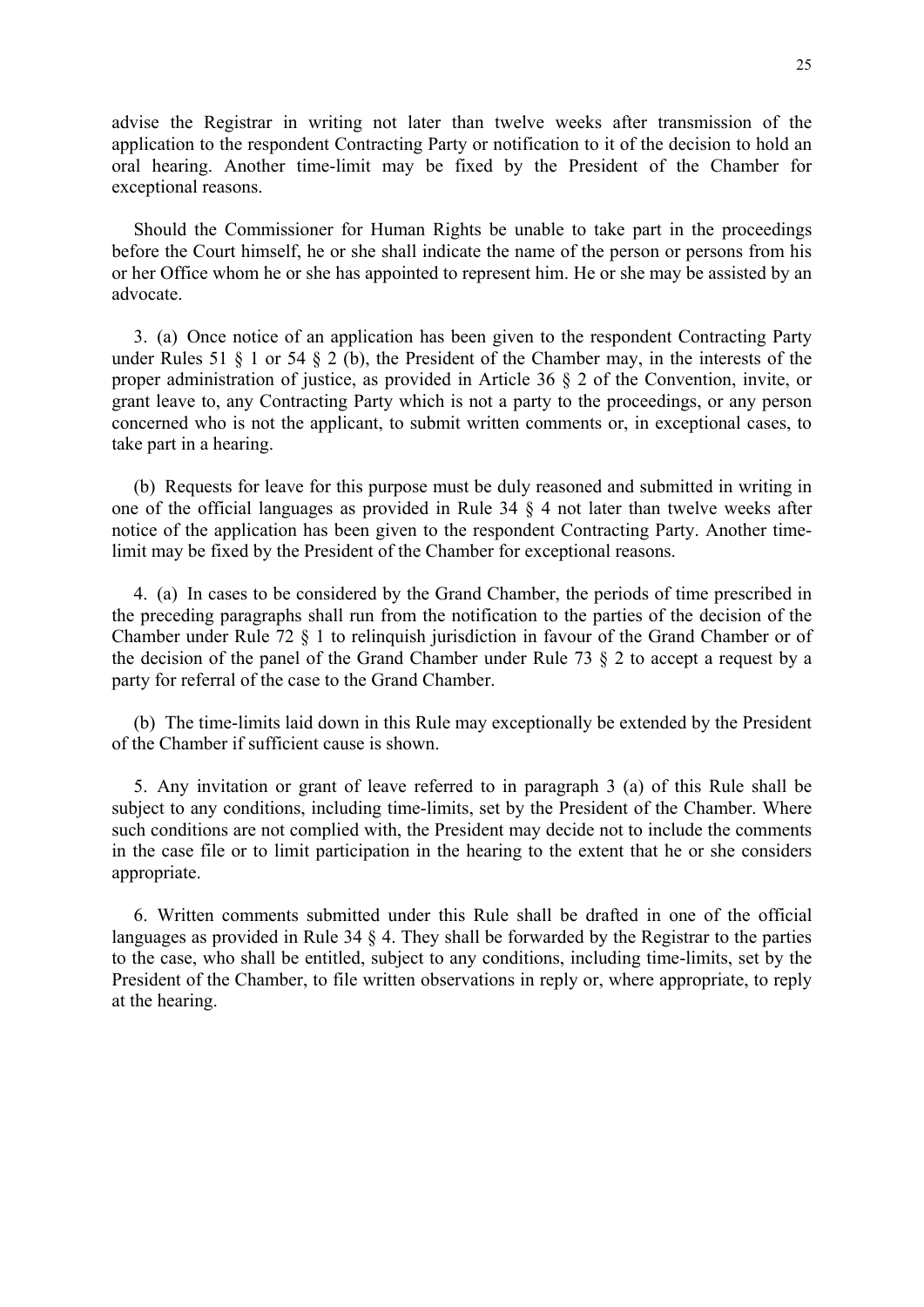advise the Registrar in writing not later than twelve weeks after transmission of the application to the respondent Contracting Party or notification to it of the decision to hold an oral hearing. Another time-limit may be fixed by the President of the Chamber for exceptional reasons.

Should the Commissioner for Human Rights be unable to take part in the proceedings before the Court himself, he or she shall indicate the name of the person or persons from his or her Office whom he or she has appointed to represent him. He or she may be assisted by an advocate.

3. (a) Once notice of an application has been given to the respondent Contracting Party under Rules 51 § 1 or 54 § 2 (b), the President of the Chamber may, in the interests of the proper administration of justice, as provided in Article 36 § 2 of the Convention, invite, or grant leave to, any Contracting Party which is not a party to the proceedings, or any person concerned who is not the applicant, to submit written comments or, in exceptional cases, to take part in a hearing.

(b) Requests for leave for this purpose must be duly reasoned and submitted in writing in one of the official languages as provided in Rule 34 § 4 not later than twelve weeks after notice of the application has been given to the respondent Contracting Party. Another time-limit may be fixed by the President of the Chamber for exceptional reasons.

4. (a) In cases to be considered by the Grand Chamber, the periods of time prescribed in the preceding paragraphs shall run from the notification to the parties of the decision of the Chamber under Rule 72 § 1 to relinquish jurisdiction in favour of the Grand Chamber or of the decision of the panel of the Grand Chamber under Rule 73 § 2 to accept a request by a party for referral of the case to the Grand Chamber.

(b) The time-limits laid down in this Rule may exceptionally be extended by the President of the Chamber if sufficient cause is shown.

5. Any invitation or grant of leave referred to in paragraph 3 (a) of this Rule shall be subject to any conditions, including time-limits, set by the President of the Chamber. Where such conditions are not complied with, the President may decide not to include the comments in the case file or to limit participation in the hearing to the extent that he or she considers appropriate.

6. Written comments submitted under this Rule shall be drafted in one of the official languages as provided in Rule 34 § 4. They shall be forwarded by the Registrar to the parties to the case, who shall be entitled, subject to any conditions, including time-limits, set by the President of the Chamber, to file written observations in reply or, where appropriate, to reply at the hearing.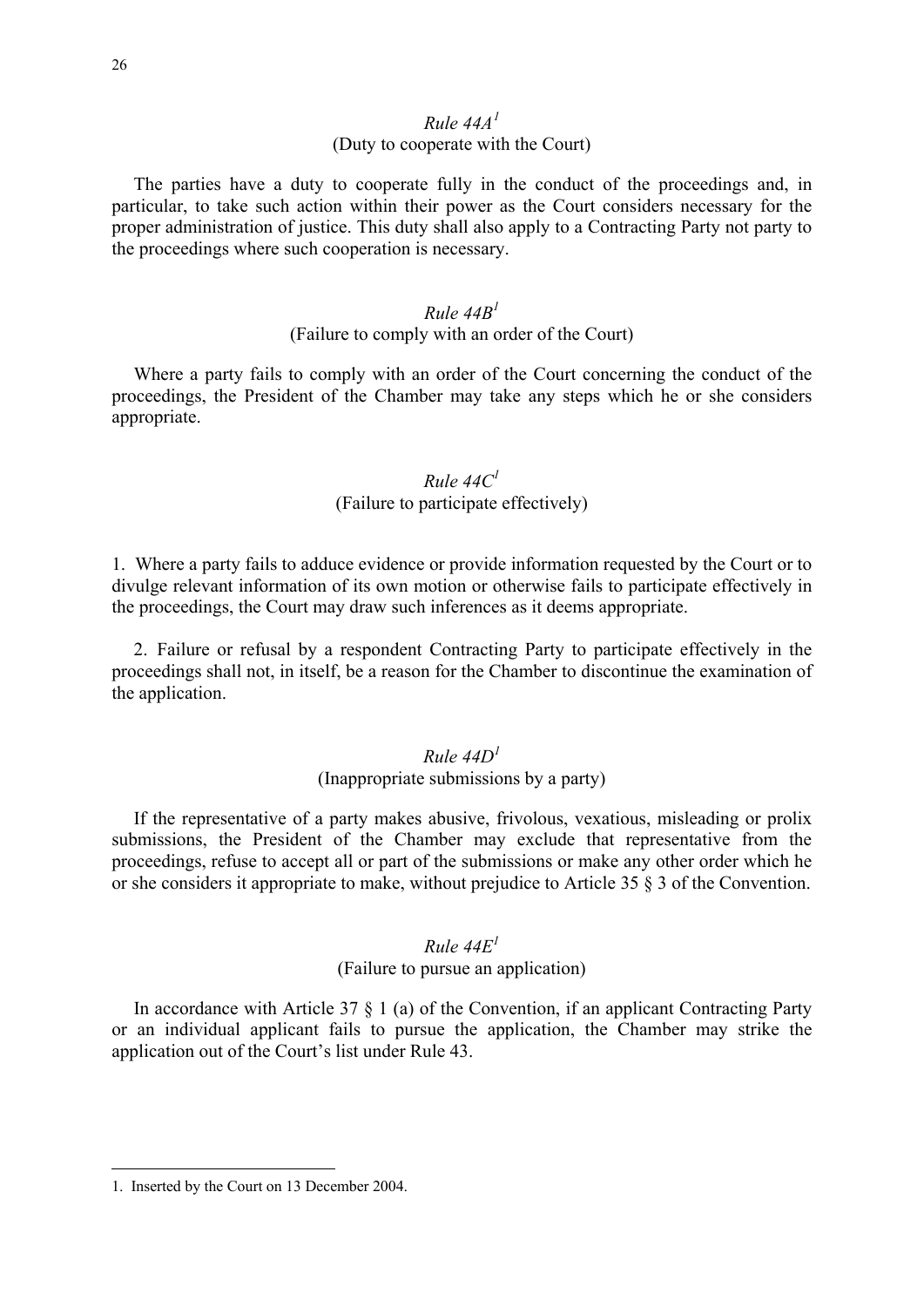### *Rule 44A*[1]
(Duty to cooperate with the Court)

The parties have a duty to cooperate fully in the conduct of the proceedings and, in particular, to take such action within their power as the Court considers necessary for the proper administration of justice. This duty shall also apply to a Contracting Party not party to the proceedings where such cooperation is necessary.

### *Rule 44B*[1]
(Failure to comply with an order of the Court)

Where a party fails to comply with an order of the Court concerning the conduct of the proceedings, the President of the Chamber may take any steps which he or she considers appropriate.

### *Rule 44C*[1]
(Failure to participate effectively)

1. Where a party fails to adduce evidence or provide information requested by the Court or to divulge relevant information of its own motion or otherwise fails to participate effectively in the proceedings, the Court may draw such inferences as it deems appropriate.

2. Failure or refusal by a respondent Contracting Party to participate effectively in the proceedings shall not, in itself, be a reason for the Chamber to discontinue the examination of the application.

### *Rule 44D*[1]
(Inappropriate submissions by a party)

If the representative of a party makes abusive, frivolous, vexatious, misleading or prolix submissions, the President of the Chamber may exclude that representative from the proceedings, refuse to accept all or part of the submissions or make any other order which he or she considers it appropriate to make, without prejudice to Article 35 § 3 of the Convention.

### *Rule 44E*[1]
(Failure to pursue an application)

In accordance with Article 37 § 1 (a) of the Convention, if an applicant Contracting Party or an individual applicant fails to pursue the application, the Chamber may strike the application out of the Court's list under Rule 43.

---

1. Inserted by the Court on 13 December 2004.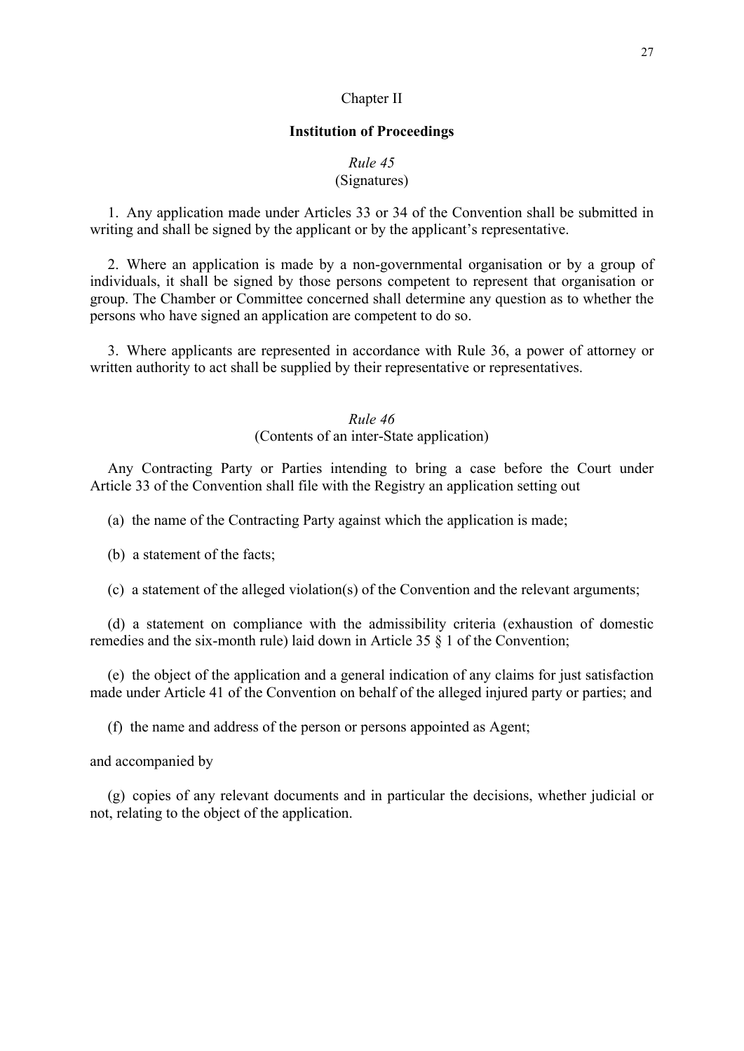## Chapter II

### Institution of Proceedings

#### *Rule 45*
(Signatures)

1. Any application made under Articles 33 or 34 of the Convention shall be submitted in writing and shall be signed by the applicant or by the applicant's representative.

2. Where an application is made by a non-governmental organisation or by a group of individuals, it shall be signed by those persons competent to represent that organisation or group. The Chamber or Committee concerned shall determine any question as to whether the persons who have signed an application are competent to do so.

3. Where applicants are represented in accordance with Rule 36, a power of attorney or written authority to act shall be supplied by their representative or representatives.

#### *Rule 46*
(Contents of an inter-State application)

Any Contracting Party or Parties intending to bring a case before the Court under Article 33 of the Convention shall file with the Registry an application setting out

(a) the name of the Contracting Party against which the application is made;

(b) a statement of the facts;

(c) a statement of the alleged violation(s) of the Convention and the relevant arguments;

(d) a statement on compliance with the admissibility criteria (exhaustion of domestic remedies and the six-month rule) laid down in Article 35 § 1 of the Convention;

(e) the object of the application and a general indication of any claims for just satisfaction made under Article 41 of the Convention on behalf of the alleged injured party or parties; and

(f) the name and address of the person or persons appointed as Agent;

and accompanied by

(g) copies of any relevant documents and in particular the decisions, whether judicial or not, relating to the object of the application.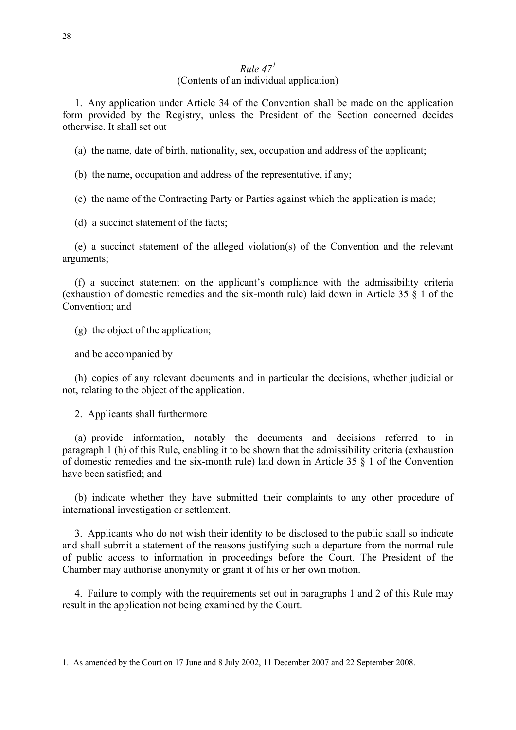*Rule 47*[1]

(Contents of an individual application)

1. Any application under Article 34 of the Convention shall be made on the application form provided by the Registry, unless the President of the Section concerned decides otherwise. It shall set out

(a) the name, date of birth, nationality, sex, occupation and address of the applicant;

(b) the name, occupation and address of the representative, if any;

(c) the name of the Contracting Party or Parties against which the application is made;

(d) a succinct statement of the facts;

(e) a succinct statement of the alleged violation(s) of the Convention and the relevant arguments;

(f) a succinct statement on the applicant's compliance with the admissibility criteria (exhaustion of domestic remedies and the six-month rule) laid down in Article 35 § 1 of the Convention; and

(g) the object of the application;

and be accompanied by

(h) copies of any relevant documents and in particular the decisions, whether judicial or not, relating to the object of the application.

2. Applicants shall furthermore

(a) provide information, notably the documents and decisions referred to in paragraph 1 (h) of this Rule, enabling it to be shown that the admissibility criteria (exhaustion of domestic remedies and the six-month rule) laid down in Article 35 § 1 of the Convention have been satisfied; and

(b) indicate whether they have submitted their complaints to any other procedure of international investigation or settlement.

3. Applicants who do not wish their identity to be disclosed to the public shall so indicate and shall submit a statement of the reasons justifying such a departure from the normal rule of public access to information in proceedings before the Court. The President of the Chamber may authorise anonymity or grant it of his or her own motion.

4. Failure to comply with the requirements set out in paragraphs 1 and 2 of this Rule may result in the application not being examined by the Court.

---

1. As amended by the Court on 17 June and 8 July 2002, 11 December 2007 and 22 September 2008.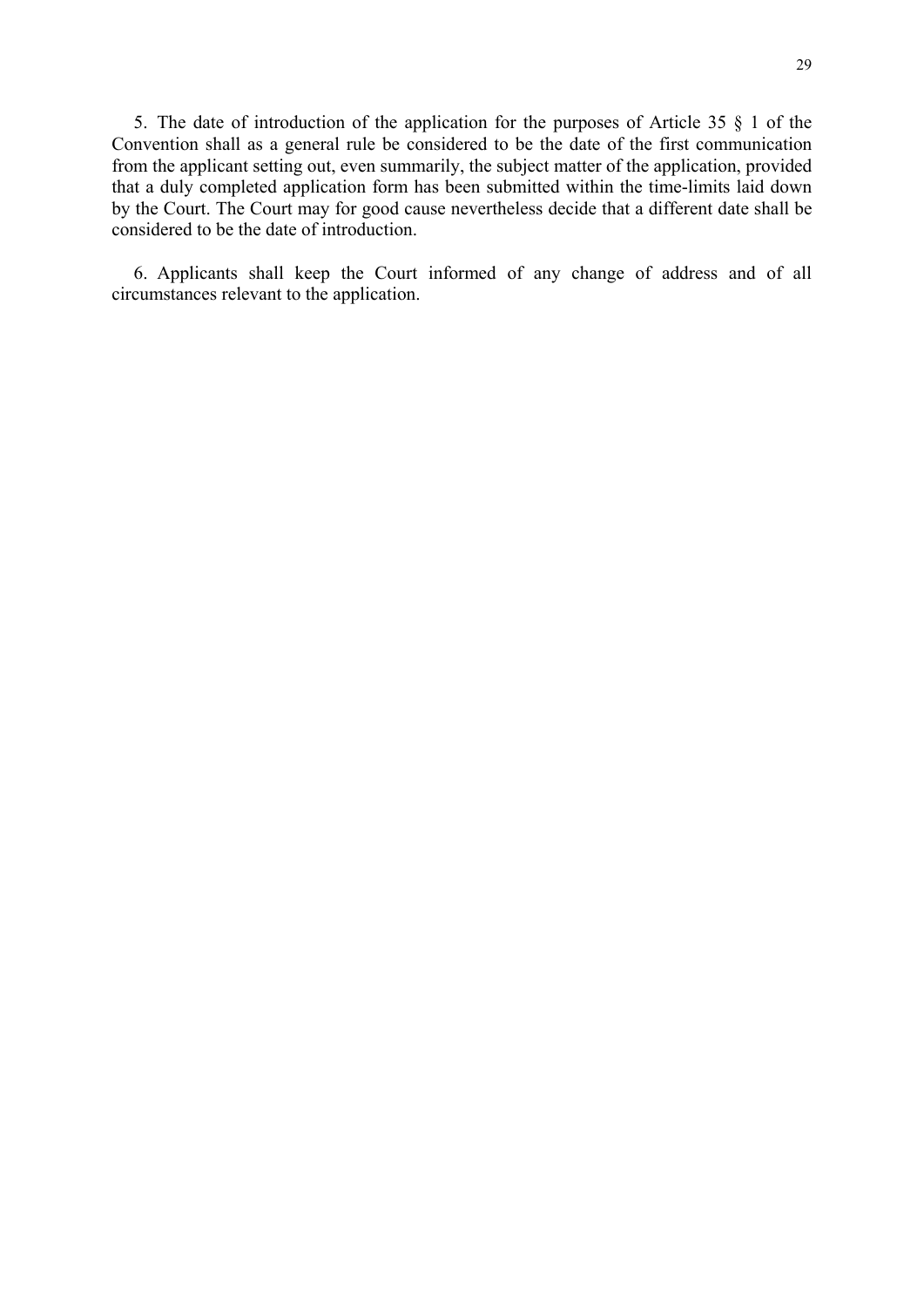5. The date of introduction of the application for the purposes of Article 35 § 1 of the Convention shall as a general rule be considered to be the date of the first communication from the applicant setting out, even summarily, the subject matter of the application, provided that a duly completed application form has been submitted within the time-limits laid down by the Court. The Court may for good cause nevertheless decide that a different date shall be considered to be the date of introduction.

6. Applicants shall keep the Court informed of any change of address and of all circumstances relevant to the application.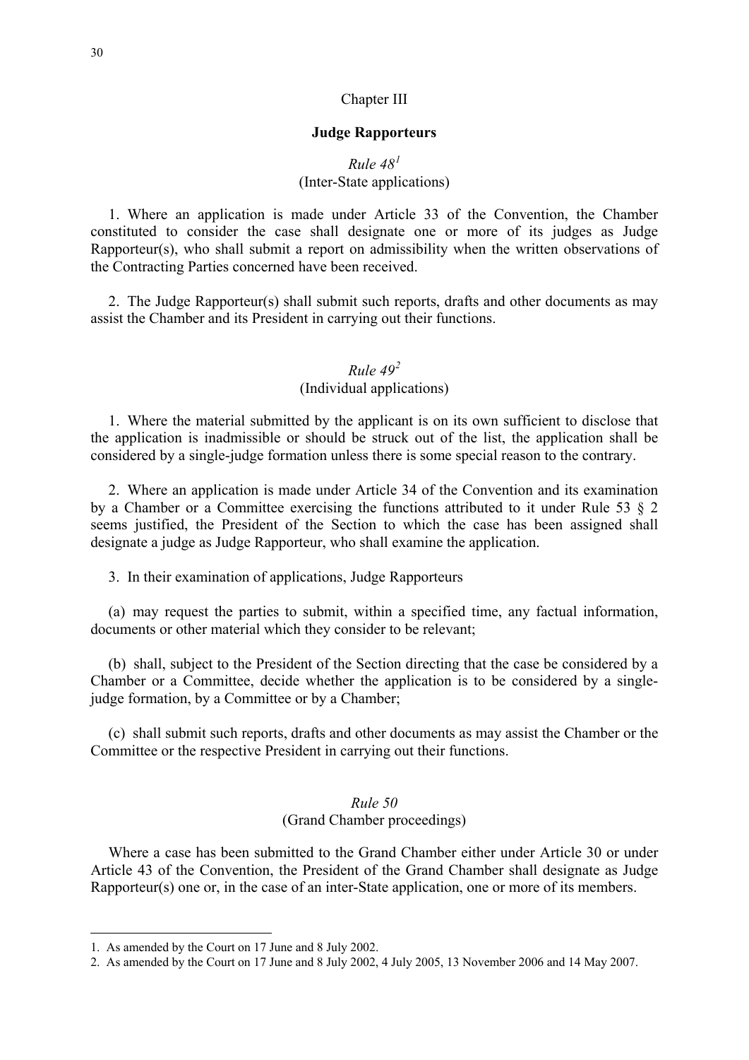## Chapter III

## Judge Rapporteurs

### *Rule 48*[1]
(Inter-State applications)

1. Where an application is made under Article 33 of the Convention, the Chamber constituted to consider the case shall designate one or more of its judges as Judge Rapporteur(s), who shall submit a report on admissibility when the written observations of the Contracting Parties concerned have been received.

2. The Judge Rapporteur(s) shall submit such reports, drafts and other documents as may assist the Chamber and its President in carrying out their functions.

### *Rule 49*[2]
(Individual applications)

1. Where the material submitted by the applicant is on its own sufficient to disclose that the application is inadmissible or should be struck out of the list, the application shall be considered by a single-judge formation unless there is some special reason to the contrary.

2. Where an application is made under Article 34 of the Convention and its examination by a Chamber or a Committee exercising the functions attributed to it under Rule 53 § 2 seems justified, the President of the Section to which the case has been assigned shall designate a judge as Judge Rapporteur, who shall examine the application.

3. In their examination of applications, Judge Rapporteurs

(a) may request the parties to submit, within a specified time, any factual information, documents or other material which they consider to be relevant;

(b) shall, subject to the President of the Section directing that the case be considered by a Chamber or a Committee, decide whether the application is to be considered by a single-judge formation, by a Committee or by a Chamber;

(c) shall submit such reports, drafts and other documents as may assist the Chamber or the Committee or the respective President in carrying out their functions.

### *Rule 50*
(Grand Chamber proceedings)

Where a case has been submitted to the Grand Chamber either under Article 30 or under Article 43 of the Convention, the President of the Grand Chamber shall designate as Judge Rapporteur(s) one or, in the case of an inter-State application, one or more of its members.

---

1. As amended by the Court on 17 June and 8 July 2002.
2. As amended by the Court on 17 June and 8 July 2002, 4 July 2005, 13 November 2006 and 14 May 2007.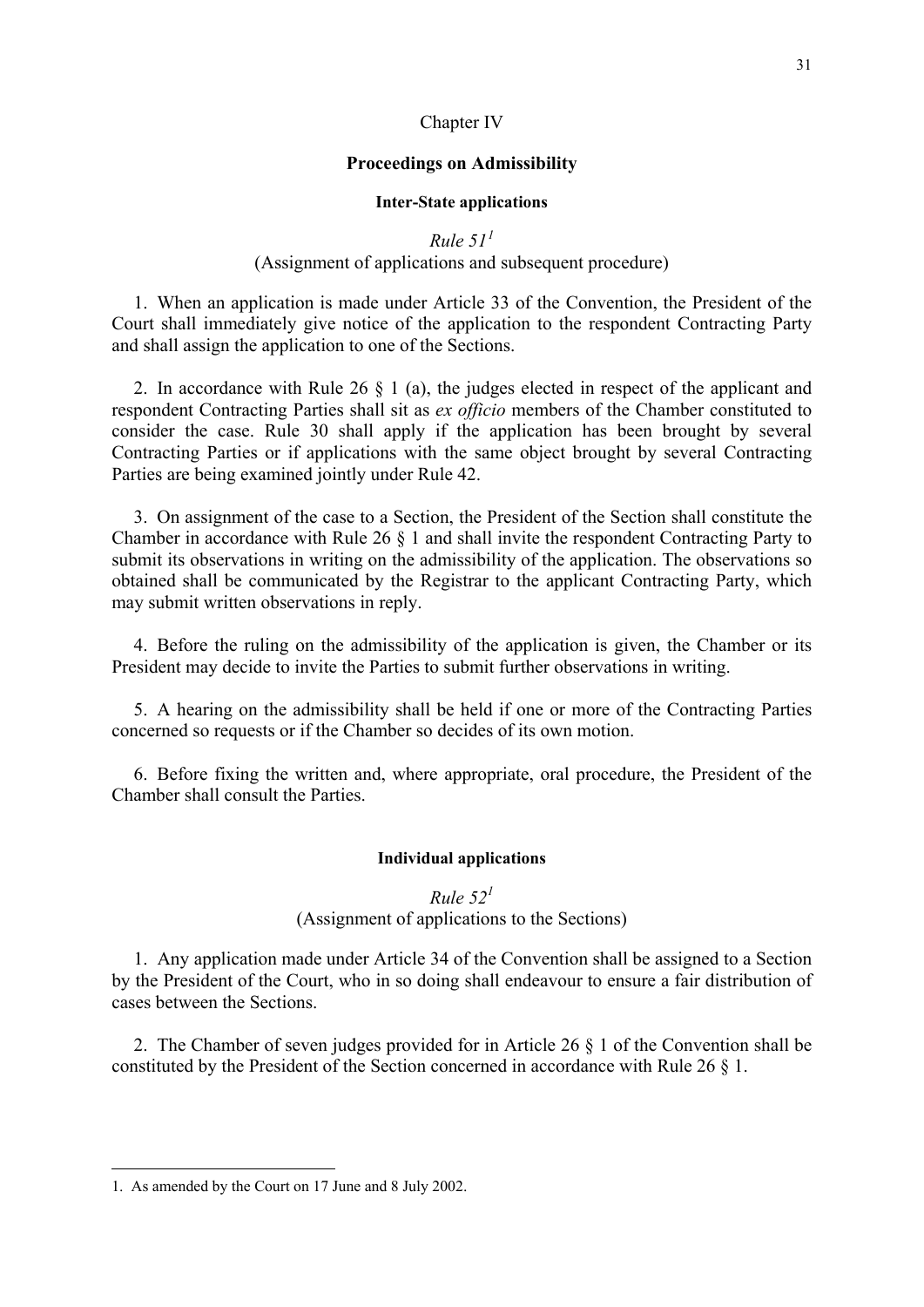## Chapter IV

## Proceedings on Admissibility

### Inter-State applications

*Rule 51*[1]
(Assignment of applications and subsequent procedure)

1. When an application is made under Article 33 of the Convention, the President of the Court shall immediately give notice of the application to the respondent Contracting Party and shall assign the application to one of the Sections.

2. In accordance with Rule 26 § 1 (a), the judges elected in respect of the applicant and respondent Contracting Parties shall sit as *ex officio* members of the Chamber constituted to consider the case. Rule 30 shall apply if the application has been brought by several Contracting Parties or if applications with the same object brought by several Contracting Parties are being examined jointly under Rule 42.

3. On assignment of the case to a Section, the President of the Section shall constitute the Chamber in accordance with Rule 26 § 1 and shall invite the respondent Contracting Party to submit its observations in writing on the admissibility of the application. The observations so obtained shall be communicated by the Registrar to the applicant Contracting Party, which may submit written observations in reply.

4. Before the ruling on the admissibility of the application is given, the Chamber or its President may decide to invite the Parties to submit further observations in writing.

5. A hearing on the admissibility shall be held if one or more of the Contracting Parties concerned so requests or if the Chamber so decides of its own motion.

6. Before fixing the written and, where appropriate, oral procedure, the President of the Chamber shall consult the Parties.

### Individual applications

*Rule 52*[1]
(Assignment of applications to the Sections)

1. Any application made under Article 34 of the Convention shall be assigned to a Section by the President of the Court, who in so doing shall endeavour to ensure a fair distribution of cases between the Sections.

2. The Chamber of seven judges provided for in Article 26 § 1 of the Convention shall be constituted by the President of the Section concerned in accordance with Rule 26 § 1.

---

1. As amended by the Court on 17 June and 8 July 2002.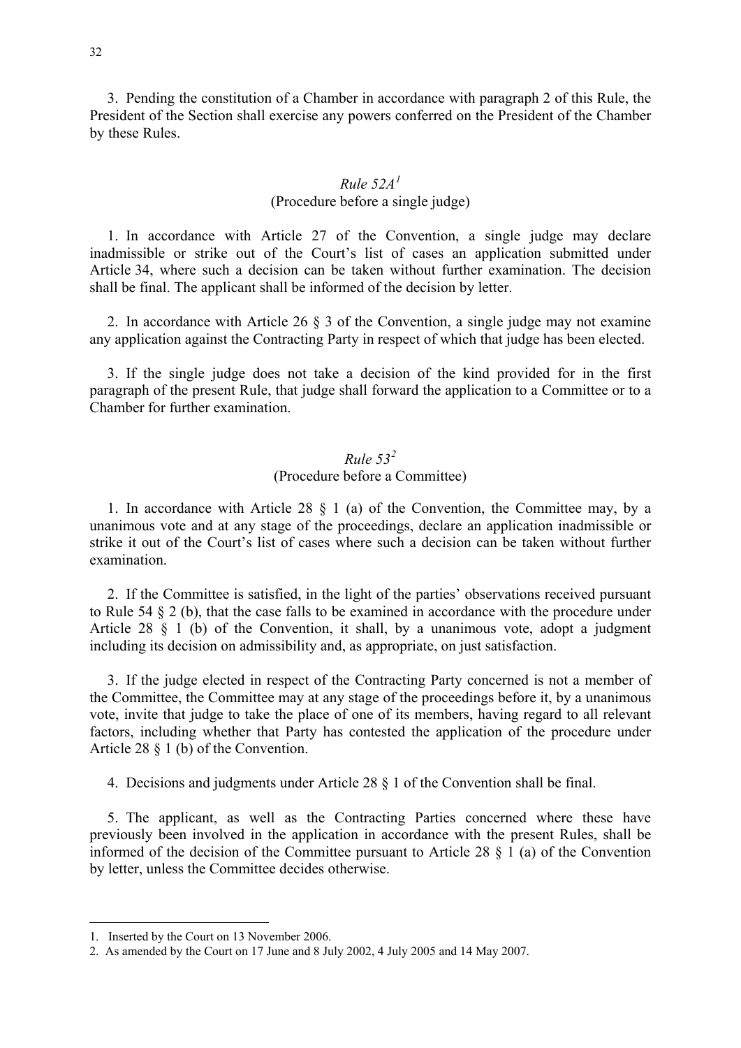3. Pending the constitution of a Chamber in accordance with paragraph 2 of this Rule, the President of the Section shall exercise any powers conferred on the President of the Chamber by these Rules.

### *Rule 52A*[1]

(Procedure before a single judge)

1. In accordance with Article 27 of the Convention, a single judge may declare inadmissible or strike out of the Court's list of cases an application submitted under Article 34, where such a decision can be taken without further examination. The decision shall be final. The applicant shall be informed of the decision by letter.

2. In accordance with Article 26 § 3 of the Convention, a single judge may not examine any application against the Contracting Party in respect of which that judge has been elected.

3. If the single judge does not take a decision of the kind provided for in the first paragraph of the present Rule, that judge shall forward the application to a Committee or to a Chamber for further examination.

### *Rule 53*[2]

(Procedure before a Committee)

1. In accordance with Article 28 § 1 (a) of the Convention, the Committee may, by a unanimous vote and at any stage of the proceedings, declare an application inadmissible or strike it out of the Court's list of cases where such a decision can be taken without further examination.

2. If the Committee is satisfied, in the light of the parties' observations received pursuant to Rule 54 § 2 (b), that the case falls to be examined in accordance with the procedure under Article 28 § 1 (b) of the Convention, it shall, by a unanimous vote, adopt a judgment including its decision on admissibility and, as appropriate, on just satisfaction.

3. If the judge elected in respect of the Contracting Party concerned is not a member of the Committee, the Committee may at any stage of the proceedings before it, by a unanimous vote, invite that judge to take the place of one of its members, having regard to all relevant factors, including whether that Party has contested the application of the procedure under Article 28 § 1 (b) of the Convention.

4. Decisions and judgments under Article 28 § 1 of the Convention shall be final.

5. The applicant, as well as the Contracting Parties concerned where these have previously been involved in the application in accordance with the present Rules, shall be informed of the decision of the Committee pursuant to Article 28 § 1 (a) of the Convention by letter, unless the Committee decides otherwise.

---

1. Inserted by the Court on 13 November 2006.
2. As amended by the Court on 17 June and 8 July 2002, 4 July 2005 and 14 May 2007.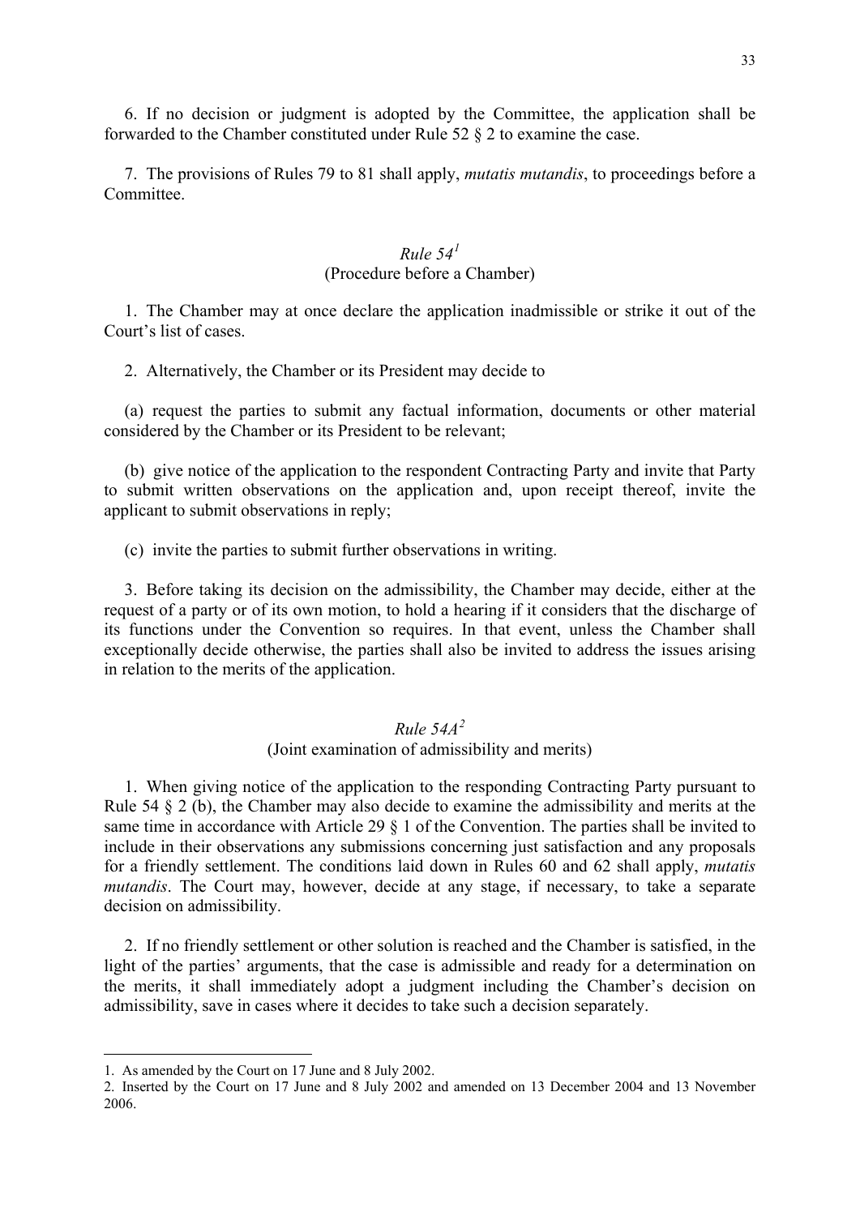6. If no decision or judgment is adopted by the Committee, the application shall be forwarded to the Chamber constituted under Rule 52 § 2 to examine the case.

7. The provisions of Rules 79 to 81 shall apply, *mutatis mutandis*, to proceedings before a Committee.

### *Rule 54*[1]
### (Procedure before a Chamber)

1. The Chamber may at once declare the application inadmissible or strike it out of the Court's list of cases.

2. Alternatively, the Chamber or its President may decide to

(a) request the parties to submit any factual information, documents or other material considered by the Chamber or its President to be relevant;

(b) give notice of the application to the respondent Contracting Party and invite that Party to submit written observations on the application and, upon receipt thereof, invite the applicant to submit observations in reply;

(c) invite the parties to submit further observations in writing.

3. Before taking its decision on the admissibility, the Chamber may decide, either at the request of a party or of its own motion, to hold a hearing if it considers that the discharge of its functions under the Convention so requires. In that event, unless the Chamber shall exceptionally decide otherwise, the parties shall also be invited to address the issues arising in relation to the merits of the application.

### *Rule 54A*[2]
### (Joint examination of admissibility and merits)

1. When giving notice of the application to the responding Contracting Party pursuant to Rule 54 § 2 (b), the Chamber may also decide to examine the admissibility and merits at the same time in accordance with Article 29 § 1 of the Convention. The parties shall be invited to include in their observations any submissions concerning just satisfaction and any proposals for a friendly settlement. The conditions laid down in Rules 60 and 62 shall apply, *mutatis mutandis*. The Court may, however, decide at any stage, if necessary, to take a separate decision on admissibility.

2. If no friendly settlement or other solution is reached and the Chamber is satisfied, in the light of the parties' arguments, that the case is admissible and ready for a determination on the merits, it shall immediately adopt a judgment including the Chamber's decision on admissibility, save in cases where it decides to take such a decision separately.

---

1. As amended by the Court on 17 June and 8 July 2002.
2. Inserted by the Court on 17 June and 8 July 2002 and amended on 13 December 2004 and 13 November 2006.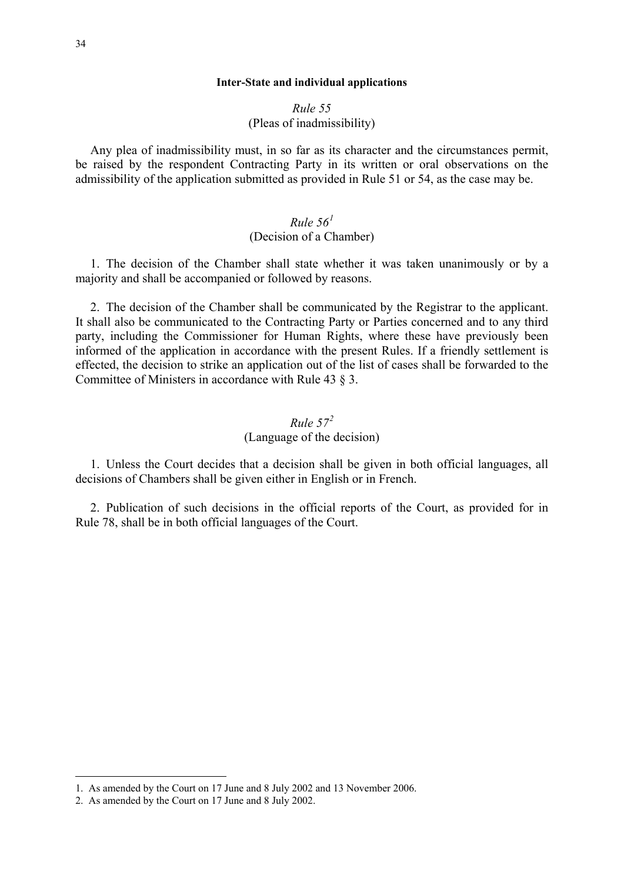**Inter-State and individual applications**

*Rule 55*
(Pleas of inadmissibility)

Any plea of inadmissibility must, in so far as its character and the circumstances permit, be raised by the respondent Contracting Party in its written or oral observations on the admissibility of the application submitted as provided in Rule 51 or 54, as the case may be.

*Rule 56*[1]
(Decision of a Chamber)

1. The decision of the Chamber shall state whether it was taken unanimously or by a majority and shall be accompanied or followed by reasons.

2. The decision of the Chamber shall be communicated by the Registrar to the applicant. It shall also be communicated to the Contracting Party or Parties concerned and to any third party, including the Commissioner for Human Rights, where these have previously been informed of the application in accordance with the present Rules. If a friendly settlement is effected, the decision to strike an application out of the list of cases shall be forwarded to the Committee of Ministers in accordance with Rule 43 § 3.

*Rule 57*[2]
(Language of the decision)

1. Unless the Court decides that a decision shall be given in both official languages, all decisions of Chambers shall be given either in English or in French.

2. Publication of such decisions in the official reports of the Court, as provided for in Rule 78, shall be in both official languages of the Court.

---

1. As amended by the Court on 17 June and 8 July 2002 and 13 November 2006.
2. As amended by the Court on 17 June and 8 July 2002.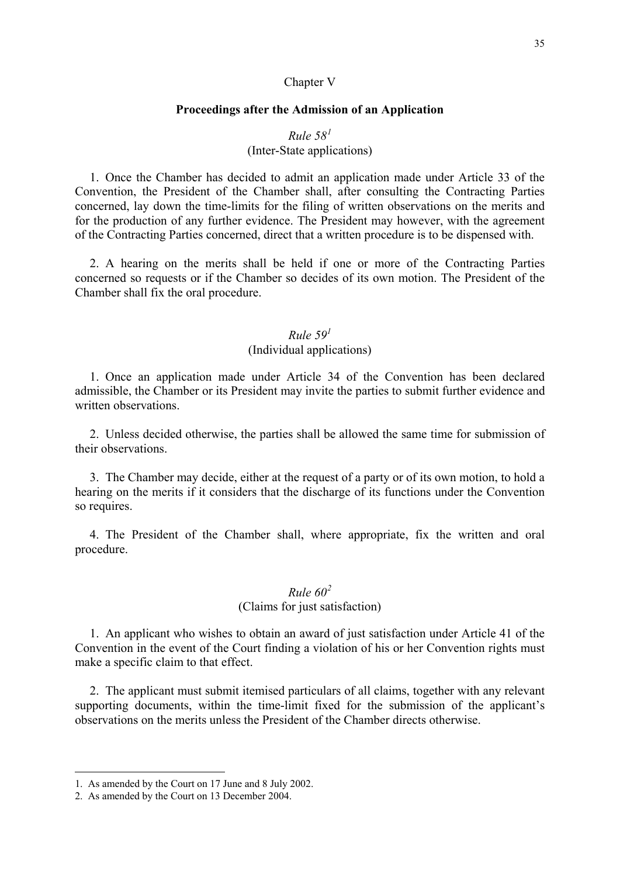## Chapter V

### Proceedings after the Admission of an Application

*Rule 58*[1]
(Inter-State applications)

1. Once the Chamber has decided to admit an application made under Article 33 of the Convention, the President of the Chamber shall, after consulting the Contracting Parties concerned, lay down the time-limits for the filing of written observations on the merits and for the production of any further evidence. The President may however, with the agreement of the Contracting Parties concerned, direct that a written procedure is to be dispensed with.

2. A hearing on the merits shall be held if one or more of the Contracting Parties concerned so requests or if the Chamber so decides of its own motion. The President of the Chamber shall fix the oral procedure.

*Rule 59*[1]
(Individual applications)

1. Once an application made under Article 34 of the Convention has been declared admissible, the Chamber or its President may invite the parties to submit further evidence and written observations.

2. Unless decided otherwise, the parties shall be allowed the same time for submission of their observations.

3. The Chamber may decide, either at the request of a party or of its own motion, to hold a hearing on the merits if it considers that the discharge of its functions under the Convention so requires.

4. The President of the Chamber shall, where appropriate, fix the written and oral procedure.

*Rule 60*[2]
(Claims for just satisfaction)

1. An applicant who wishes to obtain an award of just satisfaction under Article 41 of the Convention in the event of the Court finding a violation of his or her Convention rights must make a specific claim to that effect.

2. The applicant must submit itemised particulars of all claims, together with any relevant supporting documents, within the time-limit fixed for the submission of the applicant's observations on the merits unless the President of the Chamber directs otherwise.

---

1. As amended by the Court on 17 June and 8 July 2002.
2. As amended by the Court on 13 December 2004.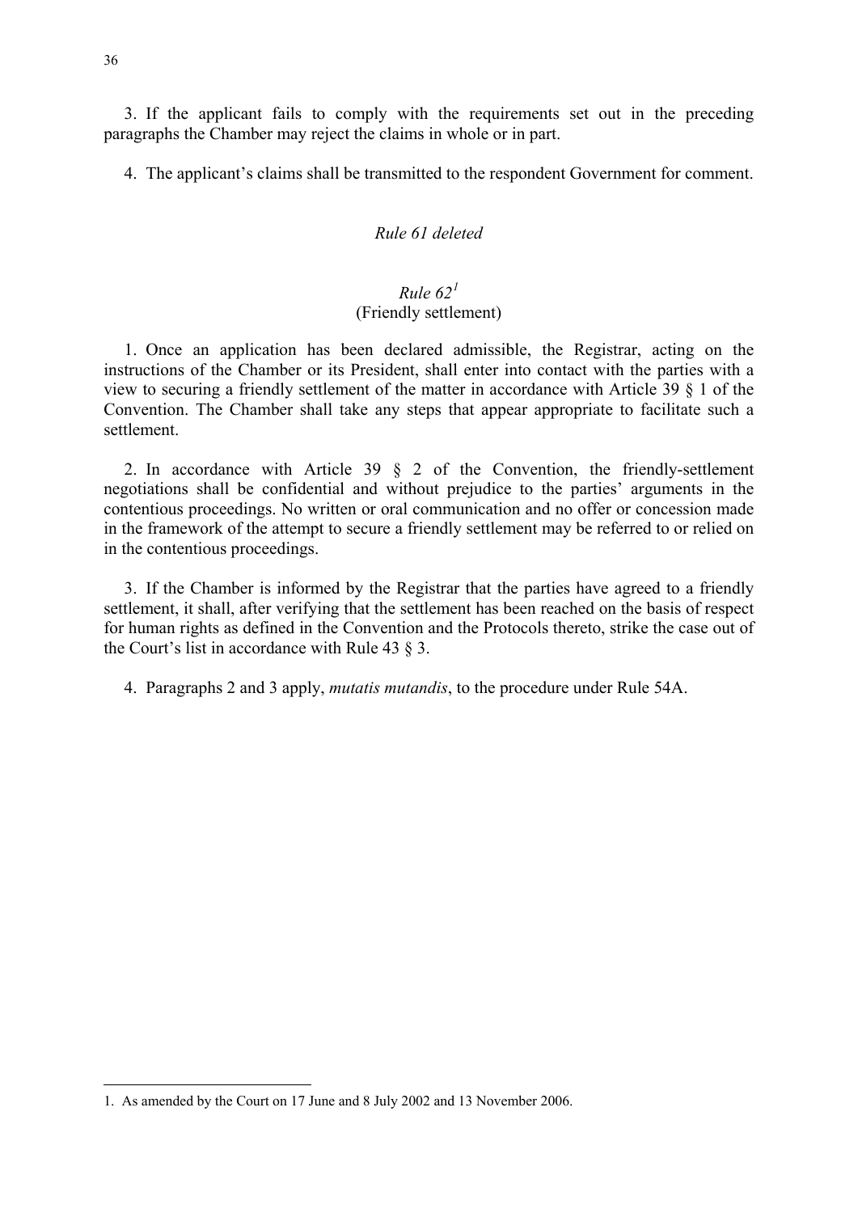3. If the applicant fails to comply with the requirements set out in the preceding paragraphs the Chamber may reject the claims in whole or in part.

4. The applicant's claims shall be transmitted to the respondent Government for comment.

*Rule 61 deleted*

*Rule 62*[1]
(Friendly settlement)

1. Once an application has been declared admissible, the Registrar, acting on the instructions of the Chamber or its President, shall enter into contact with the parties with a view to securing a friendly settlement of the matter in accordance with Article 39 § 1 of the Convention. The Chamber shall take any steps that appear appropriate to facilitate such a settlement.

2. In accordance with Article 39 § 2 of the Convention, the friendly-settlement negotiations shall be confidential and without prejudice to the parties' arguments in the contentious proceedings. No written or oral communication and no offer or concession made in the framework of the attempt to secure a friendly settlement may be referred to or relied on in the contentious proceedings.

3. If the Chamber is informed by the Registrar that the parties have agreed to a friendly settlement, it shall, after verifying that the settlement has been reached on the basis of respect for human rights as defined in the Convention and the Protocols thereto, strike the case out of the Court's list in accordance with Rule 43 § 3.

4. Paragraphs 2 and 3 apply, *mutatis mutandis*, to the procedure under Rule 54A.

---

1. As amended by the Court on 17 June and 8 July 2002 and 13 November 2006.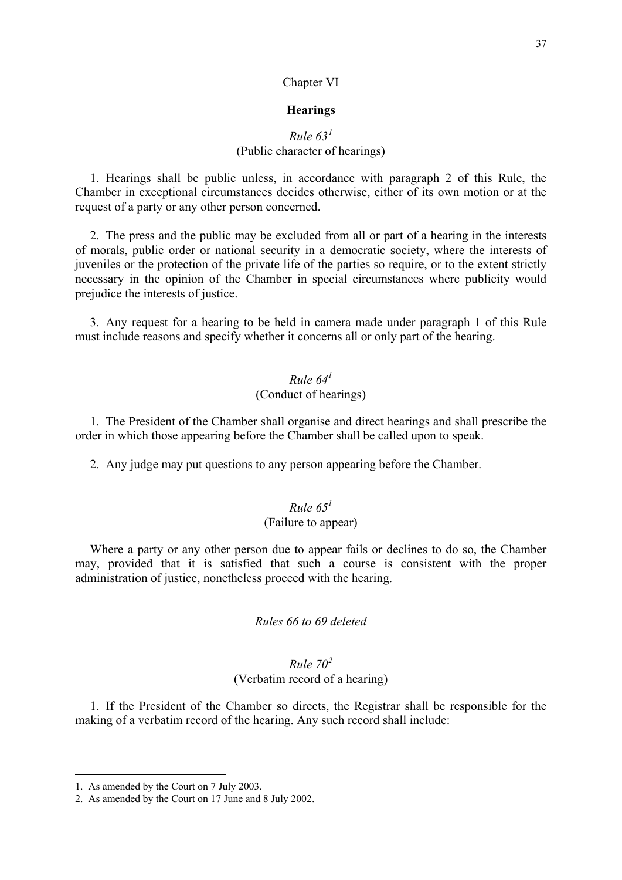## Chapter VI

## Hearings

### *Rule 63*[1]
(Public character of hearings)

1. Hearings shall be public unless, in accordance with paragraph 2 of this Rule, the Chamber in exceptional circumstances decides otherwise, either of its own motion or at the request of a party or any other person concerned.

2. The press and the public may be excluded from all or part of a hearing in the interests of morals, public order or national security in a democratic society, where the interests of juveniles or the protection of the private life of the parties so require, or to the extent strictly necessary in the opinion of the Chamber in special circumstances where publicity would prejudice the interests of justice.

3. Any request for a hearing to be held in camera made under paragraph 1 of this Rule must include reasons and specify whether it concerns all or only part of the hearing.

### *Rule 64*[1]
(Conduct of hearings)

1. The President of the Chamber shall organise and direct hearings and shall prescribe the order in which those appearing before the Chamber shall be called upon to speak.

2. Any judge may put questions to any person appearing before the Chamber.

### *Rule 65*[1]
(Failure to appear)

Where a party or any other person due to appear fails or declines to do so, the Chamber may, provided that it is satisfied that such a course is consistent with the proper administration of justice, nonetheless proceed with the hearing.

### *Rules 66 to 69 deleted*

### *Rule 70*[2]
(Verbatim record of a hearing)

1. If the President of the Chamber so directs, the Registrar shall be responsible for the making of a verbatim record of the hearing. Any such record shall include:

---

1. As amended by the Court on 7 July 2003.
2. As amended by the Court on 17 June and 8 July 2002.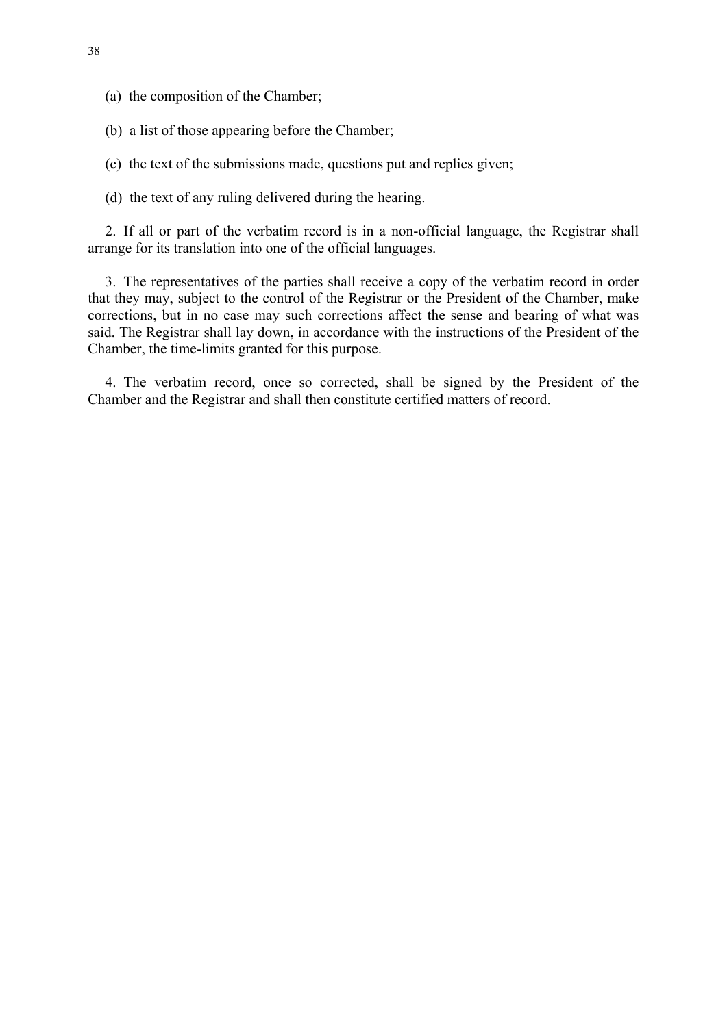(a) the composition of the Chamber;

(b) a list of those appearing before the Chamber;

(c) the text of the submissions made, questions put and replies given;

(d) the text of any ruling delivered during the hearing.

2. If all or part of the verbatim record is in a non-official language, the Registrar shall arrange for its translation into one of the official languages.

3. The representatives of the parties shall receive a copy of the verbatim record in order that they may, subject to the control of the Registrar or the President of the Chamber, make corrections, but in no case may such corrections affect the sense and bearing of what was said. The Registrar shall lay down, in accordance with the instructions of the President of the Chamber, the time-limits granted for this purpose.

4. The verbatim record, once so corrected, shall be signed by the President of the Chamber and the Registrar and shall then constitute certified matters of record.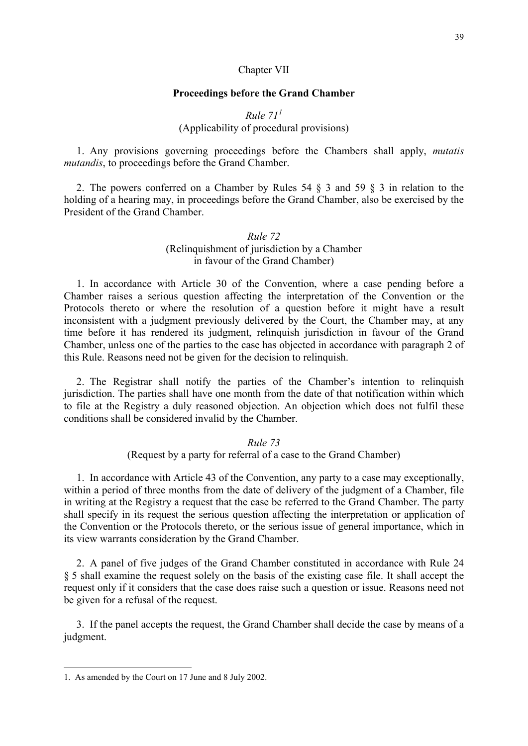## Chapter VII

### Proceedings before the Grand Chamber

*Rule 71*[1]
(Applicability of procedural provisions)

1. Any provisions governing proceedings before the Chambers shall apply, *mutatis mutandis*, to proceedings before the Grand Chamber.

2. The powers conferred on a Chamber by Rules 54 § 3 and 59 § 3 in relation to the holding of a hearing may, in proceedings before the Grand Chamber, also be exercised by the President of the Grand Chamber.

*Rule 72*
(Relinquishment of jurisdiction by a Chamber in favour of the Grand Chamber)

1. In accordance with Article 30 of the Convention, where a case pending before a Chamber raises a serious question affecting the interpretation of the Convention or the Protocols thereto or where the resolution of a question before it might have a result inconsistent with a judgment previously delivered by the Court, the Chamber may, at any time before it has rendered its judgment, relinquish jurisdiction in favour of the Grand Chamber, unless one of the parties to the case has objected in accordance with paragraph 2 of this Rule. Reasons need not be given for the decision to relinquish.

2. The Registrar shall notify the parties of the Chamber's intention to relinquish jurisdiction. The parties shall have one month from the date of that notification within which to file at the Registry a duly reasoned objection. An objection which does not fulfil these conditions shall be considered invalid by the Chamber.

*Rule 73*
(Request by a party for referral of a case to the Grand Chamber)

1. In accordance with Article 43 of the Convention, any party to a case may exceptionally, within a period of three months from the date of delivery of the judgment of a Chamber, file in writing at the Registry a request that the case be referred to the Grand Chamber. The party shall specify in its request the serious question affecting the interpretation or application of the Convention or the Protocols thereto, or the serious issue of general importance, which in its view warrants consideration by the Grand Chamber.

2. A panel of five judges of the Grand Chamber constituted in accordance with Rule 24 § 5 shall examine the request solely on the basis of the existing case file. It shall accept the request only if it considers that the case does raise such a question or issue. Reasons need not be given for a refusal of the request.

3. If the panel accepts the request, the Grand Chamber shall decide the case by means of a judgment.

---

1. As amended by the Court on 17 June and 8 July 2002.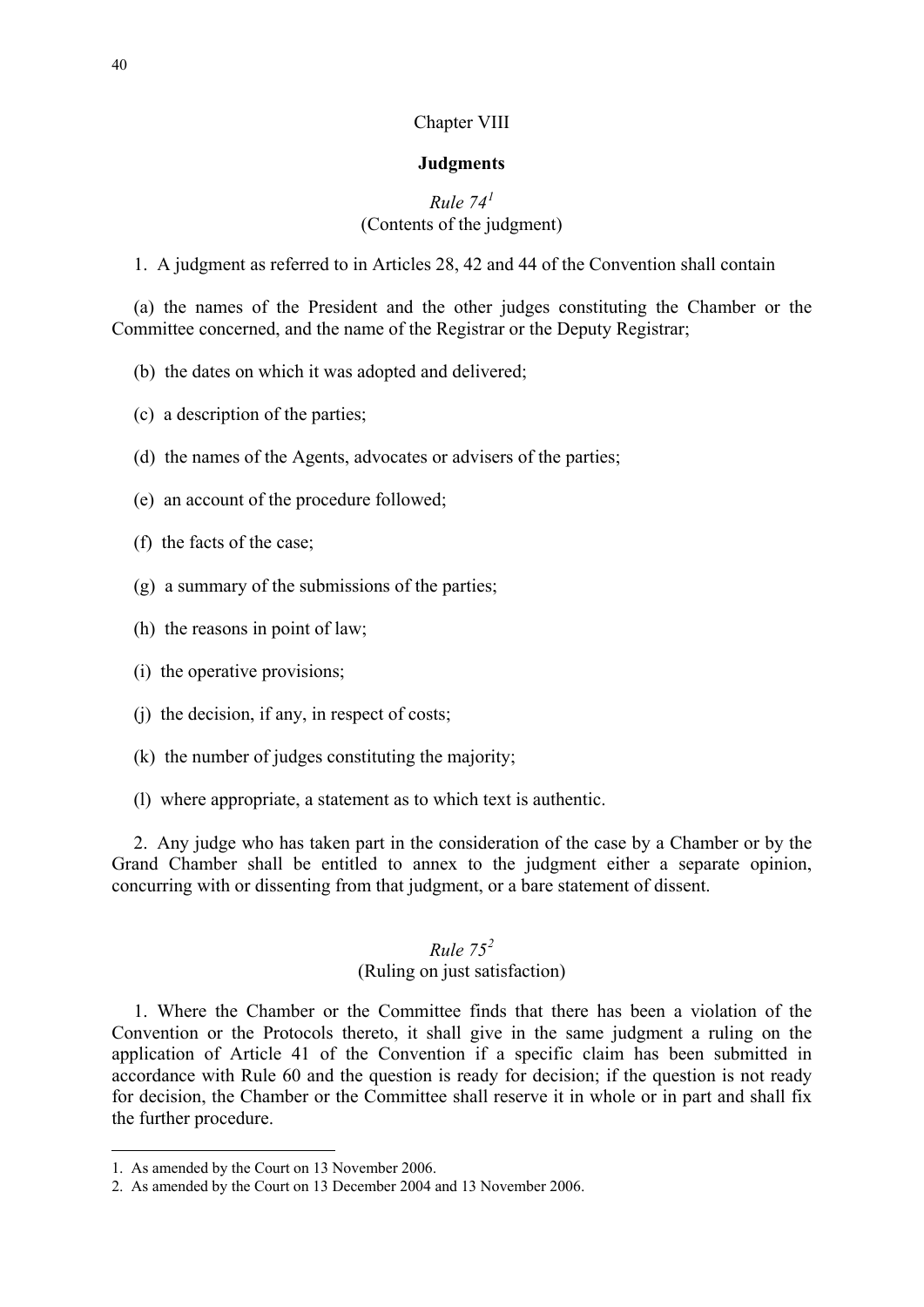## Chapter VIII

### Judgments

*Rule 74*[1]
(Contents of the judgment)

1. A judgment as referred to in Articles 28, 42 and 44 of the Convention shall contain

(a) the names of the President and the other judges constituting the Chamber or the Committee concerned, and the name of the Registrar or the Deputy Registrar;

(b) the dates on which it was adopted and delivered;

(c) a description of the parties;

(d) the names of the Agents, advocates or advisers of the parties;

(e) an account of the procedure followed;

(f) the facts of the case;

(g) a summary of the submissions of the parties;

(h) the reasons in point of law;

(i) the operative provisions;

(j) the decision, if any, in respect of costs;

(k) the number of judges constituting the majority;

(l) where appropriate, a statement as to which text is authentic.

2. Any judge who has taken part in the consideration of the case by a Chamber or by the Grand Chamber shall be entitled to annex to the judgment either a separate opinion, concurring with or dissenting from that judgment, or a bare statement of dissent.

*Rule 75*[2]
(Ruling on just satisfaction)

1. Where the Chamber or the Committee finds that there has been a violation of the Convention or the Protocols thereto, it shall give in the same judgment a ruling on the application of Article 41 of the Convention if a specific claim has been submitted in accordance with Rule 60 and the question is ready for decision; if the question is not ready for decision, the Chamber or the Committee shall reserve it in whole or in part and shall fix the further procedure.

---

1. As amended by the Court on 13 November 2006.
2. As amended by the Court on 13 December 2004 and 13 November 2006.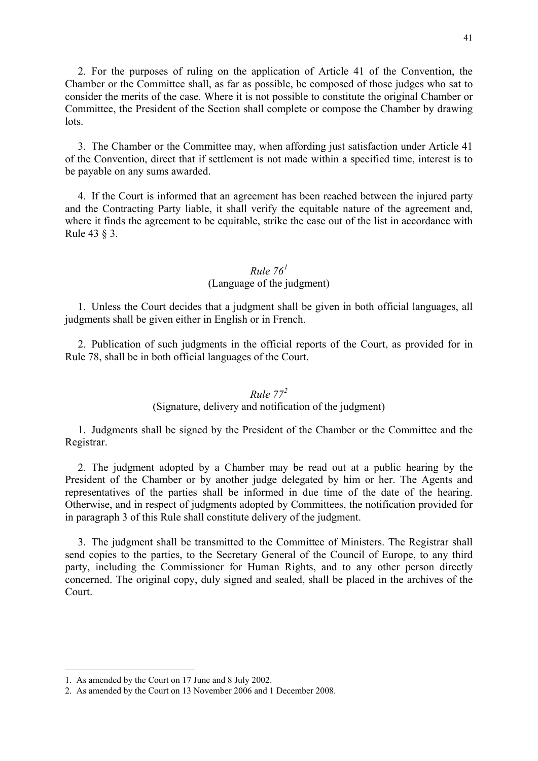2. For the purposes of ruling on the application of Article 41 of the Convention, the Chamber or the Committee shall, as far as possible, be composed of those judges who sat to consider the merits of the case. Where it is not possible to constitute the original Chamber or Committee, the President of the Section shall complete or compose the Chamber by drawing lots.

3. The Chamber or the Committee may, when affording just satisfaction under Article 41 of the Convention, direct that if settlement is not made within a specified time, interest is to be payable on any sums awarded.

4. If the Court is informed that an agreement has been reached between the injured party and the Contracting Party liable, it shall verify the equitable nature of the agreement and, where it finds the agreement to be equitable, strike the case out of the list in accordance with Rule 43 § 3.

### *Rule 76*[1]
(Language of the judgment)

1. Unless the Court decides that a judgment shall be given in both official languages, all judgments shall be given either in English or in French.

2. Publication of such judgments in the official reports of the Court, as provided for in Rule 78, shall be in both official languages of the Court.

### *Rule 77*[2]
(Signature, delivery and notification of the judgment)

1. Judgments shall be signed by the President of the Chamber or the Committee and the Registrar.

2. The judgment adopted by a Chamber may be read out at a public hearing by the President of the Chamber or by another judge delegated by him or her. The Agents and representatives of the parties shall be informed in due time of the date of the hearing. Otherwise, and in respect of judgments adopted by Committees, the notification provided for in paragraph 3 of this Rule shall constitute delivery of the judgment.

3. The judgment shall be transmitted to the Committee of Ministers. The Registrar shall send copies to the parties, to the Secretary General of the Council of Europe, to any third party, including the Commissioner for Human Rights, and to any other person directly concerned. The original copy, duly signed and sealed, shall be placed in the archives of the Court.

---

1. As amended by the Court on 17 June and 8 July 2002.
2. As amended by the Court on 13 November 2006 and 1 December 2008.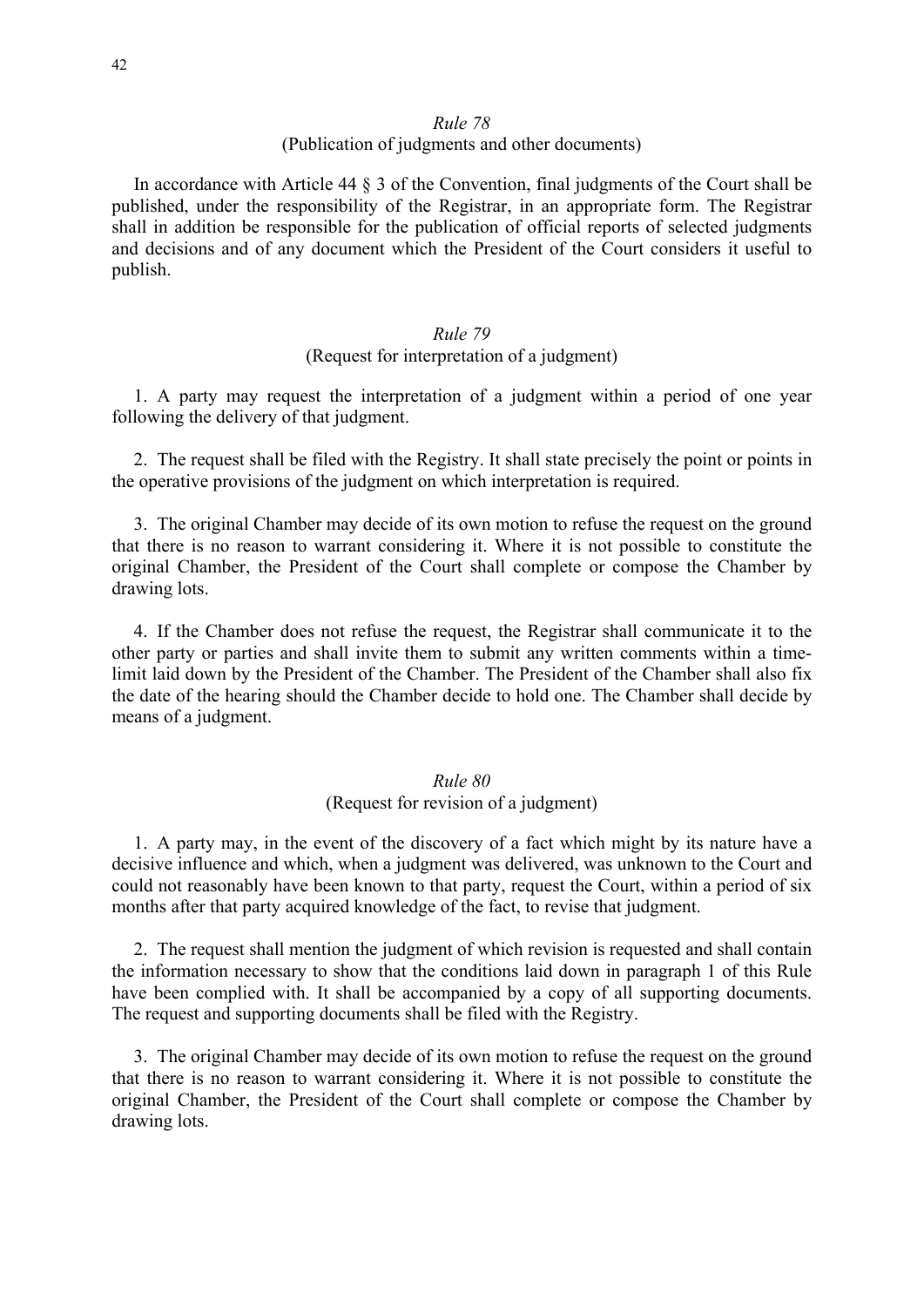### *Rule 78*
### (Publication of judgments and other documents)

In accordance with Article 44 § 3 of the Convention, final judgments of the Court shall be published, under the responsibility of the Registrar, in an appropriate form. The Registrar shall in addition be responsible for the publication of official reports of selected judgments and decisions and of any document which the President of the Court considers it useful to publish.

### *Rule 79*
### (Request for interpretation of a judgment)

1. A party may request the interpretation of a judgment within a period of one year following the delivery of that judgment.

2. The request shall be filed with the Registry. It shall state precisely the point or points in the operative provisions of the judgment on which interpretation is required.

3. The original Chamber may decide of its own motion to refuse the request on the ground that there is no reason to warrant considering it. Where it is not possible to constitute the original Chamber, the President of the Court shall complete or compose the Chamber by drawing lots.

4. If the Chamber does not refuse the request, the Registrar shall communicate it to the other party or parties and shall invite them to submit any written comments within a time-limit laid down by the President of the Chamber. The President of the Chamber shall also fix the date of the hearing should the Chamber decide to hold one. The Chamber shall decide by means of a judgment.

### *Rule 80*
### (Request for revision of a judgment)

1. A party may, in the event of the discovery of a fact which might by its nature have a decisive influence and which, when a judgment was delivered, was unknown to the Court and could not reasonably have been known to that party, request the Court, within a period of six months after that party acquired knowledge of the fact, to revise that judgment.

2. The request shall mention the judgment of which revision is requested and shall contain the information necessary to show that the conditions laid down in paragraph 1 of this Rule have been complied with. It shall be accompanied by a copy of all supporting documents. The request and supporting documents shall be filed with the Registry.

3. The original Chamber may decide of its own motion to refuse the request on the ground that there is no reason to warrant considering it. Where it is not possible to constitute the original Chamber, the President of the Court shall complete or compose the Chamber by drawing lots.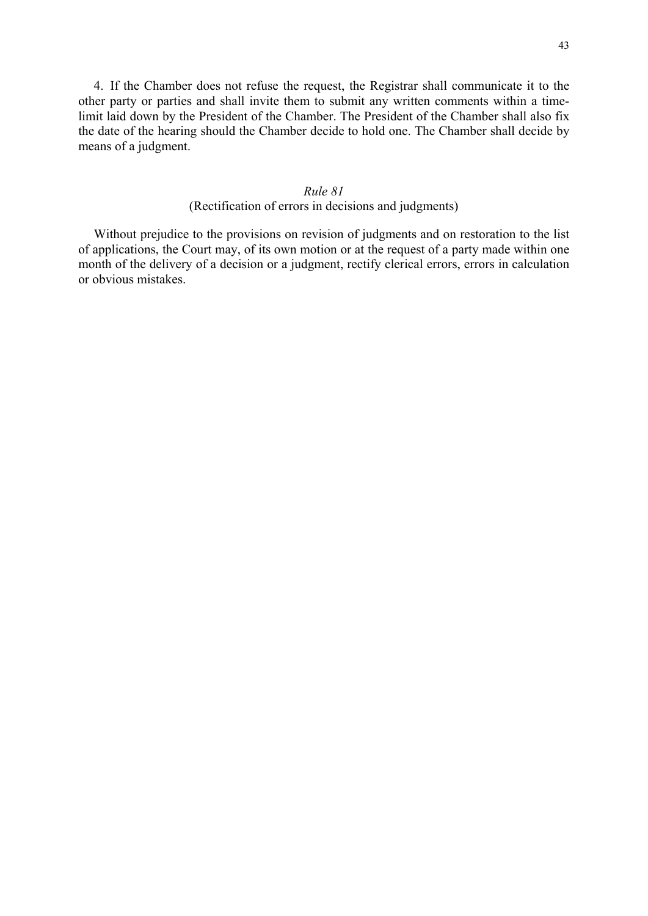4. If the Chamber does not refuse the request, the Registrar shall communicate it to the other party or parties and shall invite them to submit any written comments within a time-limit laid down by the President of the Chamber. The President of the Chamber shall also fix the date of the hearing should the Chamber decide to hold one. The Chamber shall decide by means of a judgment.

### *Rule 81*
### (Rectification of errors in decisions and judgments)

Without prejudice to the provisions on revision of judgments and on restoration to the list of applications, the Court may, of its own motion or at the request of a party made within one month of the delivery of a decision or a judgment, rectify clerical errors, errors in calculation or obvious mistakes.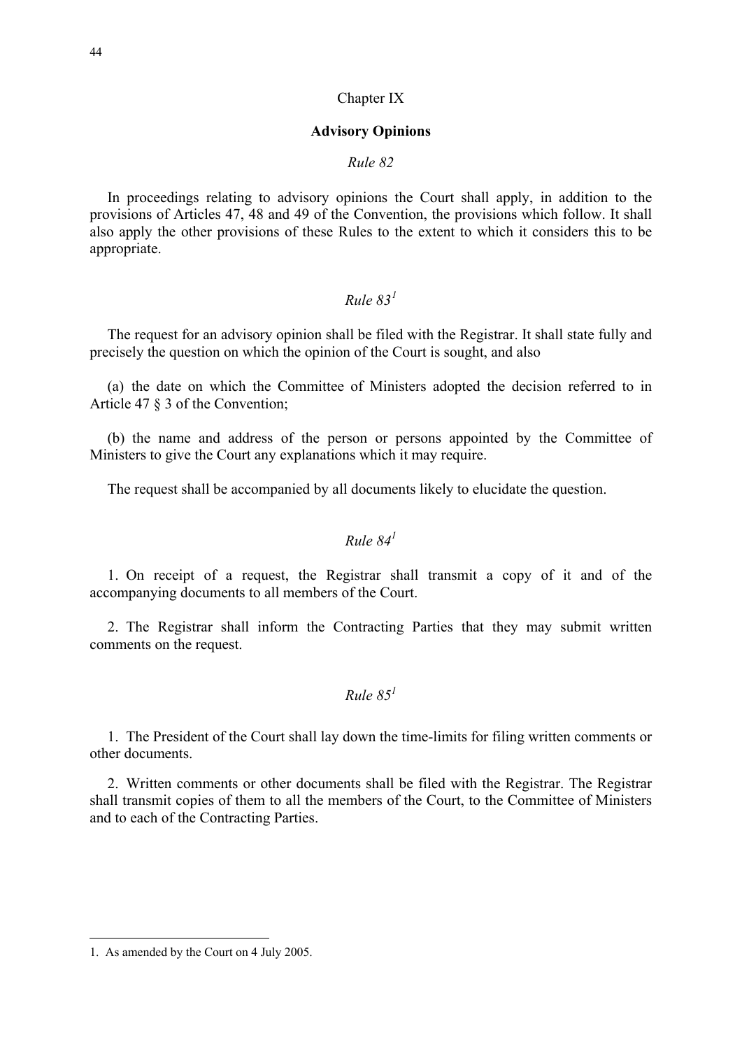## Chapter IX

## **Advisory Opinions**

### *Rule 82*

In proceedings relating to advisory opinions the Court shall apply, in addition to the provisions of Articles 47, 48 and 49 of the Convention, the provisions which follow. It shall also apply the other provisions of these Rules to the extent to which it considers this to be appropriate.

### *Rule 83*[1]

The request for an advisory opinion shall be filed with the Registrar. It shall state fully and precisely the question on which the opinion of the Court is sought, and also

(a) the date on which the Committee of Ministers adopted the decision referred to in Article 47 § 3 of the Convention;

(b) the name and address of the person or persons appointed by the Committee of Ministers to give the Court any explanations which it may require.

The request shall be accompanied by all documents likely to elucidate the question.

### *Rule 84*[1]

1. On receipt of a request, the Registrar shall transmit a copy of it and of the accompanying documents to all members of the Court.

2. The Registrar shall inform the Contracting Parties that they may submit written comments on the request.

### *Rule 85*[1]

1. The President of the Court shall lay down the time-limits for filing written comments or other documents.

2. Written comments or other documents shall be filed with the Registrar. The Registrar shall transmit copies of them to all the members of the Court, to the Committee of Ministers and to each of the Contracting Parties.

---

1. As amended by the Court on 4 July 2005.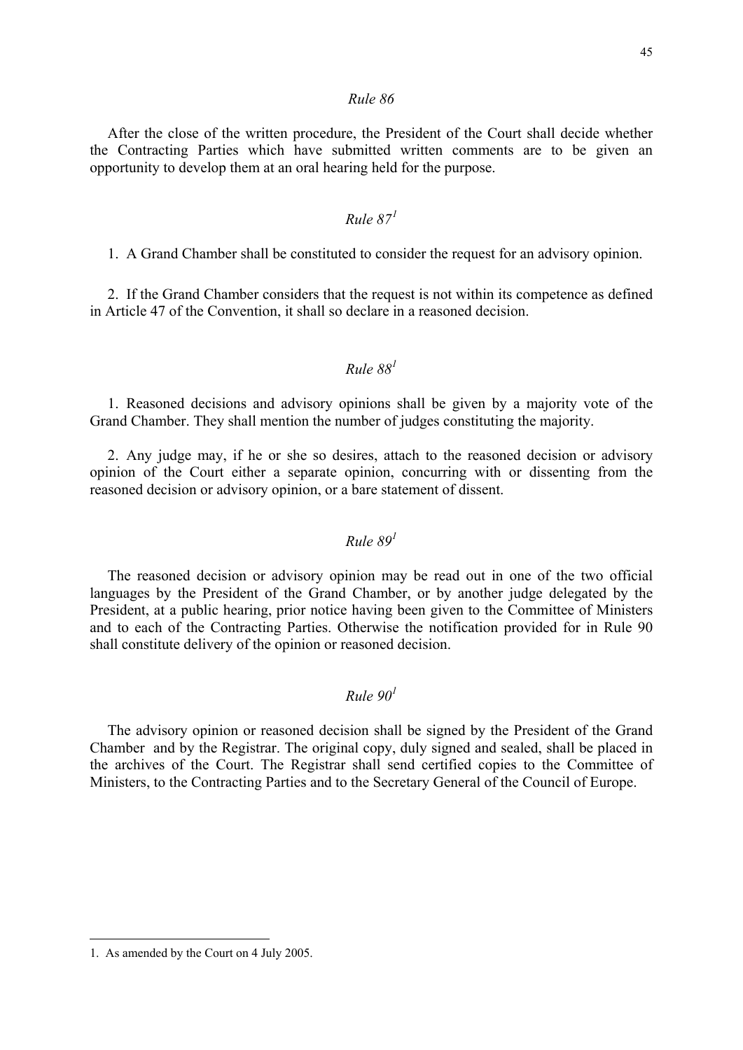*Rule 86*

After the close of the written procedure, the President of the Court shall decide whether the Contracting Parties which have submitted written comments are to be given an opportunity to develop them at an oral hearing held for the purpose.

*Rule 87*[1]

1. A Grand Chamber shall be constituted to consider the request for an advisory opinion.

2. If the Grand Chamber considers that the request is not within its competence as defined in Article 47 of the Convention, it shall so declare in a reasoned decision.

*Rule 88*[1]

1. Reasoned decisions and advisory opinions shall be given by a majority vote of the Grand Chamber. They shall mention the number of judges constituting the majority.

2. Any judge may, if he or she so desires, attach to the reasoned decision or advisory opinion of the Court either a separate opinion, concurring with or dissenting from the reasoned decision or advisory opinion, or a bare statement of dissent.

*Rule 89*[1]

The reasoned decision or advisory opinion may be read out in one of the two official languages by the President of the Grand Chamber, or by another judge delegated by the President, at a public hearing, prior notice having been given to the Committee of Ministers and to each of the Contracting Parties. Otherwise the notification provided for in Rule 90 shall constitute delivery of the opinion or reasoned decision.

*Rule 90*[1]

The advisory opinion or reasoned decision shall be signed by the President of the Grand Chamber and by the Registrar. The original copy, duly signed and sealed, shall be placed in the archives of the Court. The Registrar shall send certified copies to the Committee of Ministers, to the Contracting Parties and to the Secretary General of the Council of Europe.

---

1. As amended by the Court on 4 July 2005.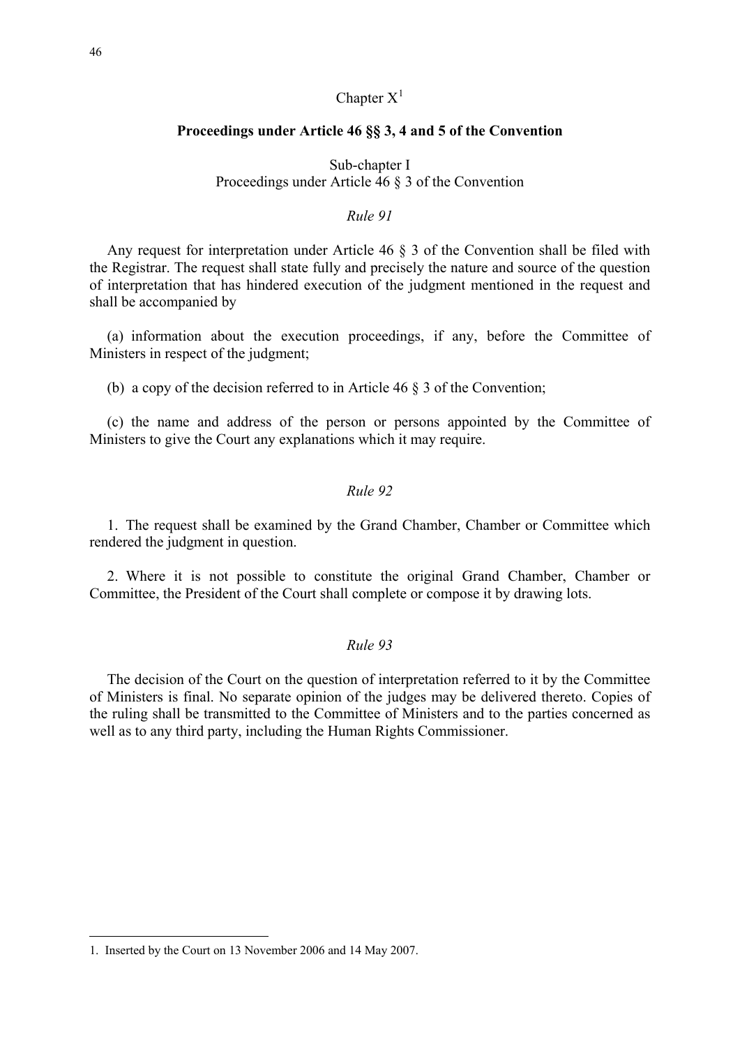## Chapter X[1]

### Proceedings under Article 46 §§ 3, 4 and 5 of the Convention

#### Sub-chapter I
Proceedings under Article 46 § 3 of the Convention

*Rule 91*

Any request for interpretation under Article 46 § 3 of the Convention shall be filed with the Registrar. The request shall state fully and precisely the nature and source of the question of interpretation that has hindered execution of the judgment mentioned in the request and shall be accompanied by

(a) information about the execution proceedings, if any, before the Committee of Ministers in respect of the judgment;

(b) a copy of the decision referred to in Article 46 § 3 of the Convention;

(c) the name and address of the person or persons appointed by the Committee of Ministers to give the Court any explanations which it may require.

*Rule 92*

1. The request shall be examined by the Grand Chamber, Chamber or Committee which rendered the judgment in question.

2. Where it is not possible to constitute the original Grand Chamber, Chamber or Committee, the President of the Court shall complete or compose it by drawing lots.

*Rule 93*

The decision of the Court on the question of interpretation referred to it by the Committee of Ministers is final. No separate opinion of the judges may be delivered thereto. Copies of the ruling shall be transmitted to the Committee of Ministers and to the parties concerned as well as to any third party, including the Human Rights Commissioner.

---

1. Inserted by the Court on 13 November 2006 and 14 May 2007.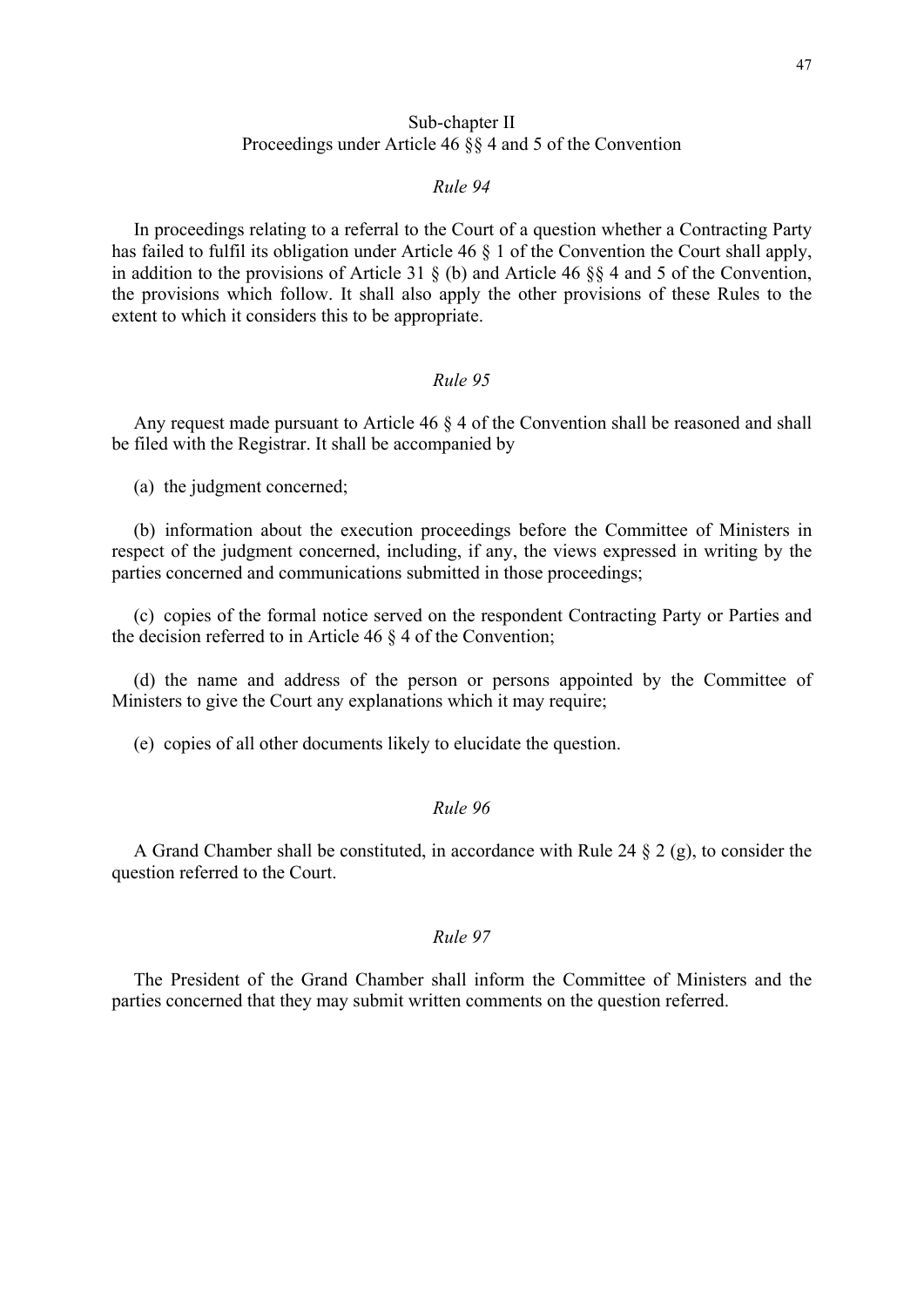## Sub-chapter II
## Proceedings under Article 46 §§ 4 and 5 of the Convention

### *Rule 94*

In proceedings relating to a referral to the Court of a question whether a Contracting Party has failed to fulfil its obligation under Article 46 § 1 of the Convention the Court shall apply, in addition to the provisions of Article 31 § (b) and Article 46 §§ 4 and 5 of the Convention, the provisions which follow. It shall also apply the other provisions of these Rules to the extent to which it considers this to be appropriate.

### *Rule 95*

Any request made pursuant to Article 46 § 4 of the Convention shall be reasoned and shall be filed with the Registrar. It shall be accompanied by

(a) the judgment concerned;

(b) information about the execution proceedings before the Committee of Ministers in respect of the judgment concerned, including, if any, the views expressed in writing by the parties concerned and communications submitted in those proceedings;

(c) copies of the formal notice served on the respondent Contracting Party or Parties and the decision referred to in Article 46 § 4 of the Convention;

(d) the name and address of the person or persons appointed by the Committee of Ministers to give the Court any explanations which it may require;

(e) copies of all other documents likely to elucidate the question.

### *Rule 96*

A Grand Chamber shall be constituted, in accordance with Rule 24 § 2 (g), to consider the question referred to the Court.

### *Rule 97*

The President of the Grand Chamber shall inform the Committee of Ministers and the parties concerned that they may submit written comments on the question referred.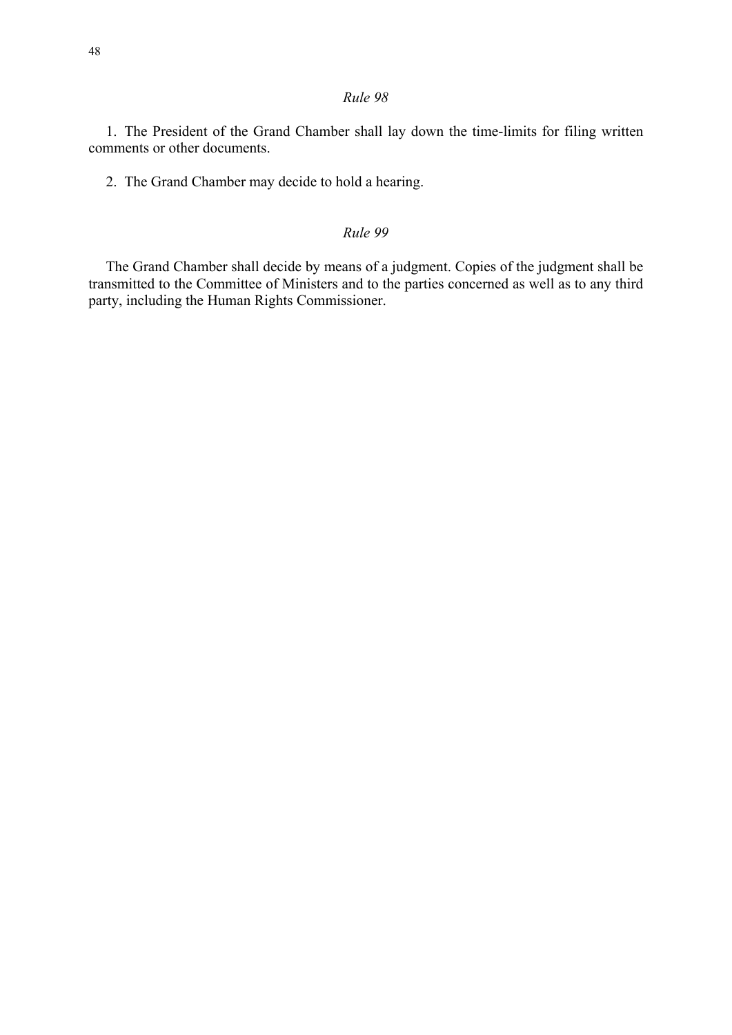*Rule 98*

1. The President of the Grand Chamber shall lay down the time-limits for filing written comments or other documents.

2. The Grand Chamber may decide to hold a hearing.

*Rule 99*

The Grand Chamber shall decide by means of a judgment. Copies of the judgment shall be transmitted to the Committee of Ministers and to the parties concerned as well as to any third party, including the Human Rights Commissioner.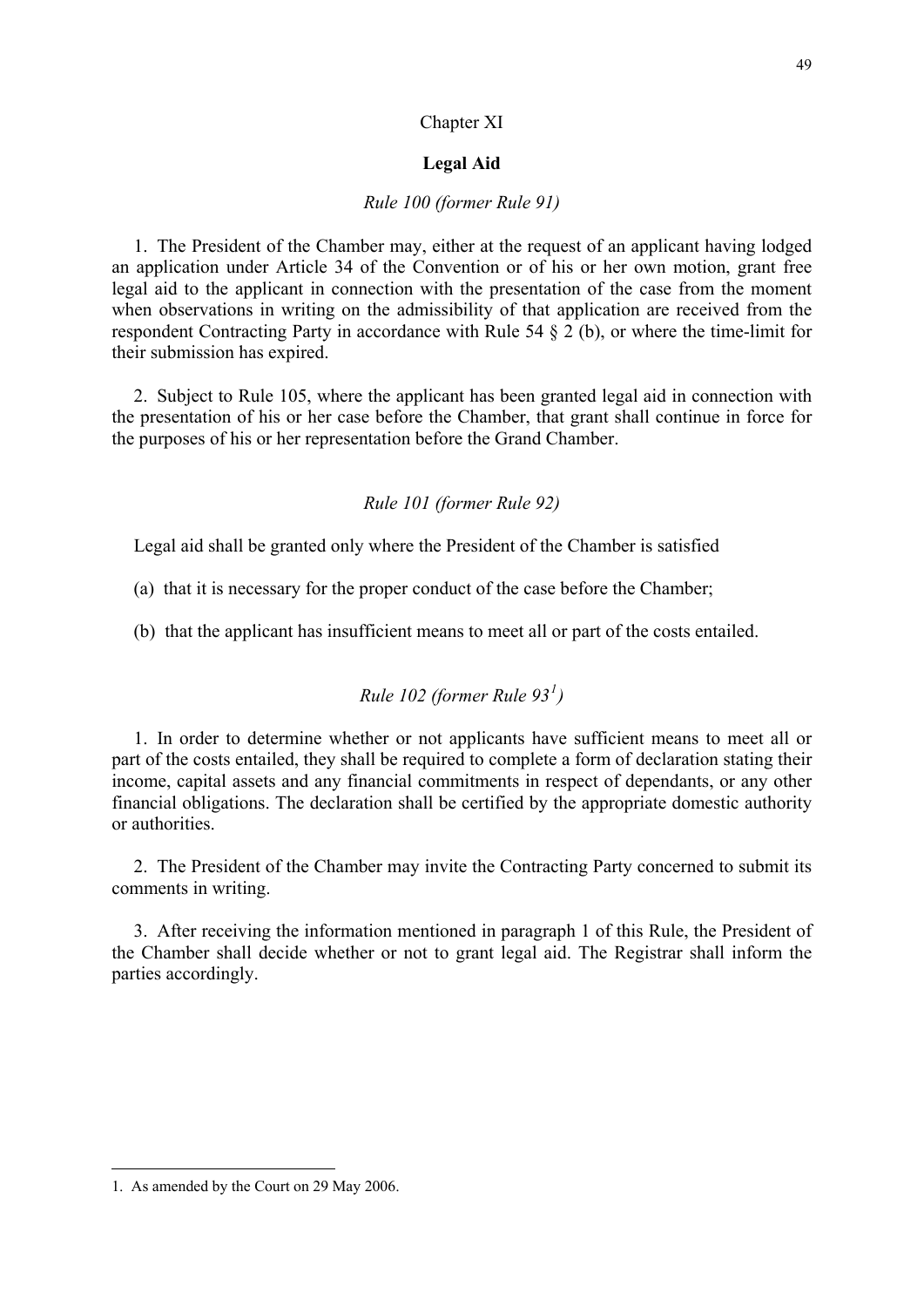## Chapter XI

## **Legal Aid**

### *Rule 100 (former Rule 91)*

1. The President of the Chamber may, either at the request of an applicant having lodged an application under Article 34 of the Convention or of his or her own motion, grant free legal aid to the applicant in connection with the presentation of the case from the moment when observations in writing on the admissibility of that application are received from the respondent Contracting Party in accordance with Rule 54 § 2 (b), or where the time-limit for their submission has expired.

2. Subject to Rule 105, where the applicant has been granted legal aid in connection with the presentation of his or her case before the Chamber, that grant shall continue in force for the purposes of his or her representation before the Grand Chamber.

### *Rule 101 (former Rule 92)*

Legal aid shall be granted only where the President of the Chamber is satisfied

(a) that it is necessary for the proper conduct of the case before the Chamber;

(b) that the applicant has insufficient means to meet all or part of the costs entailed.

### *Rule 102 (former Rule 93[1])*

1. In order to determine whether or not applicants have sufficient means to meet all or part of the costs entailed, they shall be required to complete a form of declaration stating their income, capital assets and any financial commitments in respect of dependants, or any other financial obligations. The declaration shall be certified by the appropriate domestic authority or authorities.

2. The President of the Chamber may invite the Contracting Party concerned to submit its comments in writing.

3. After receiving the information mentioned in paragraph 1 of this Rule, the President of the Chamber shall decide whether or not to grant legal aid. The Registrar shall inform the parties accordingly.

---

1. As amended by the Court on 29 May 2006.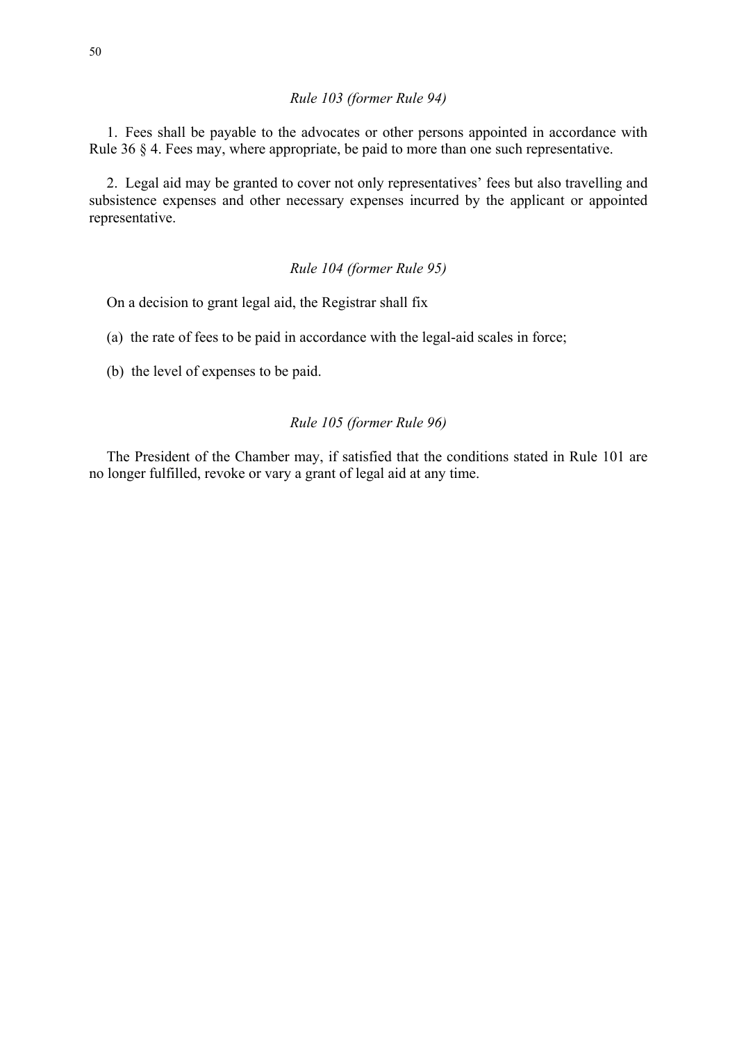*Rule 103 (former Rule 94)*

1. Fees shall be payable to the advocates or other persons appointed in accordance with Rule 36 § 4. Fees may, where appropriate, be paid to more than one such representative.

2. Legal aid may be granted to cover not only representatives' fees but also travelling and subsistence expenses and other necessary expenses incurred by the applicant or appointed representative.

*Rule 104 (former Rule 95)*

On a decision to grant legal aid, the Registrar shall fix

(a) the rate of fees to be paid in accordance with the legal-aid scales in force;

(b) the level of expenses to be paid.

*Rule 105 (former Rule 96)*

The President of the Chamber may, if satisfied that the conditions stated in Rule 101 are no longer fulfilled, revoke or vary a grant of legal aid at any time.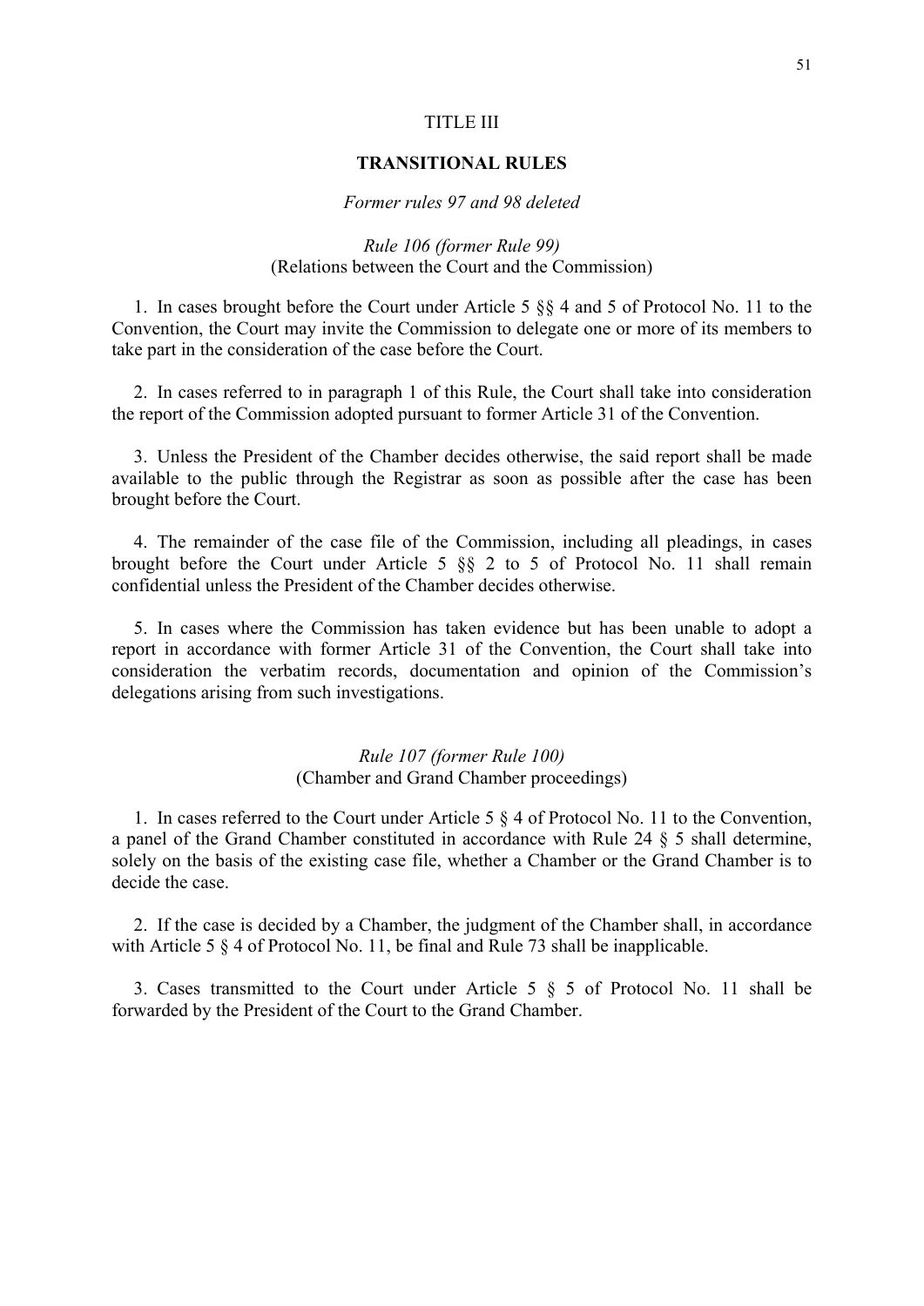# TITLE III

## TRANSITIONAL RULES

*Former rules 97 and 98 deleted*

### *Rule 106 (former Rule 99)*
(Relations between the Court and the Commission)

1. In cases brought before the Court under Article 5 §§ 4 and 5 of Protocol No. 11 to the Convention, the Court may invite the Commission to delegate one or more of its members to take part in the consideration of the case before the Court.

2. In cases referred to in paragraph 1 of this Rule, the Court shall take into consideration the report of the Commission adopted pursuant to former Article 31 of the Convention.

3. Unless the President of the Chamber decides otherwise, the said report shall be made available to the public through the Registrar as soon as possible after the case has been brought before the Court.

4. The remainder of the case file of the Commission, including all pleadings, in cases brought before the Court under Article 5 §§ 2 to 5 of Protocol No. 11 shall remain confidential unless the President of the Chamber decides otherwise.

5. In cases where the Commission has taken evidence but has been unable to adopt a report in accordance with former Article 31 of the Convention, the Court shall take into consideration the verbatim records, documentation and opinion of the Commission's delegations arising from such investigations.

### *Rule 107 (former Rule 100)*
(Chamber and Grand Chamber proceedings)

1. In cases referred to the Court under Article 5 § 4 of Protocol No. 11 to the Convention, a panel of the Grand Chamber constituted in accordance with Rule 24 § 5 shall determine, solely on the basis of the existing case file, whether a Chamber or the Grand Chamber is to decide the case.

2. If the case is decided by a Chamber, the judgment of the Chamber shall, in accordance with Article 5 § 4 of Protocol No. 11, be final and Rule 73 shall be inapplicable.

3. Cases transmitted to the Court under Article 5 § 5 of Protocol No. 11 shall be forwarded by the President of the Court to the Grand Chamber.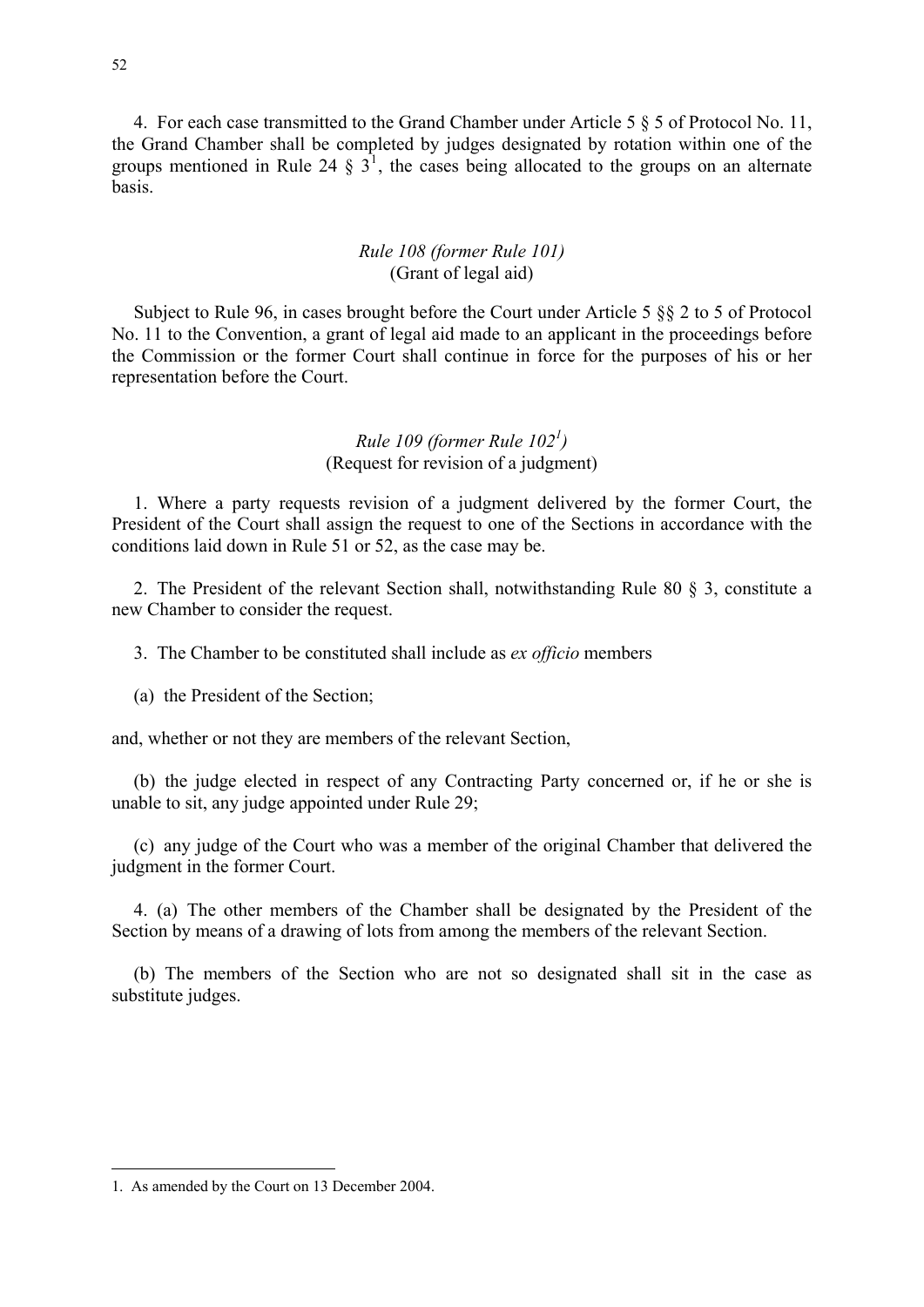4. For each case transmitted to the Grand Chamber under Article 5 § 5 of Protocol No. 11, the Grand Chamber shall be completed by judges designated by rotation within one of the groups mentioned in Rule 24 § 3[1], the cases being allocated to the groups on an alternate basis.

*Rule 108 (former Rule 101)*
(Grant of legal aid)

Subject to Rule 96, in cases brought before the Court under Article 5 §§ 2 to 5 of Protocol No. 11 to the Convention, a grant of legal aid made to an applicant in the proceedings before the Commission or the former Court shall continue in force for the purposes of his or her representation before the Court.

*Rule 109 (former Rule 102[1])*
(Request for revision of a judgment)

1. Where a party requests revision of a judgment delivered by the former Court, the President of the Court shall assign the request to one of the Sections in accordance with the conditions laid down in Rule 51 or 52, as the case may be.

2. The President of the relevant Section shall, notwithstanding Rule 80 § 3, constitute a new Chamber to consider the request.

3. The Chamber to be constituted shall include as *ex officio* members

(a) the President of the Section;

and, whether or not they are members of the relevant Section,

(b) the judge elected in respect of any Contracting Party concerned or, if he or she is unable to sit, any judge appointed under Rule 29;

(c) any judge of the Court who was a member of the original Chamber that delivered the judgment in the former Court.

4. (a) The other members of the Chamber shall be designated by the President of the Section by means of a drawing of lots from among the members of the relevant Section.

(b) The members of the Section who are not so designated shall sit in the case as substitute judges.

---

1. As amended by the Court on 13 December 2004.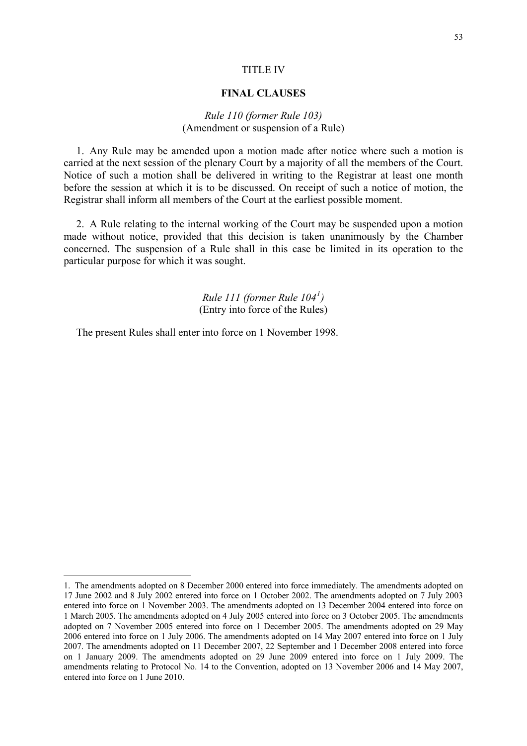# TITLE IV

## FINAL CLAUSES

### *Rule 110 (former Rule 103)*
(Amendment or suspension of a Rule)

1. Any Rule may be amended upon a motion made after notice where such a motion is carried at the next session of the plenary Court by a majority of all the members of the Court. Notice of such a motion shall be delivered in writing to the Registrar at least one month before the session at which it is to be discussed. On receipt of such a notice of motion, the Registrar shall inform all members of the Court at the earliest possible moment.

2. A Rule relating to the internal working of the Court may be suspended upon a motion made without notice, provided that this decision is taken unanimously by the Chamber concerned. The suspension of a Rule shall in this case be limited in its operation to the particular purpose for which it was sought.

### *Rule 111 (former Rule 104[1])*
(Entry into force of the Rules)

The present Rules shall enter into force on 1 November 1998.

---

1. The amendments adopted on 8 December 2000 entered into force immediately. The amendments adopted on 17 June 2002 and 8 July 2002 entered into force on 1 October 2002. The amendments adopted on 7 July 2003 entered into force on 1 November 2003. The amendments adopted on 13 December 2004 entered into force on 1 March 2005. The amendments adopted on 4 July 2005 entered into force on 3 October 2005. The amendments adopted on 7 November 2005 entered into force on 1 December 2005. The amendments adopted on 29 May 2006 entered into force on 1 July 2006. The amendments adopted on 14 May 2007 entered into force on 1 July 2007. The amendments adopted on 11 December 2007, 22 September and 1 December 2008 entered into force on 1 January 2009. The amendments adopted on 29 June 2009 entered into force on 1 July 2009. The amendments relating to Protocol No. 14 to the Convention, adopted on 13 November 2006 and 14 May 2007, entered into force on 1 June 2010.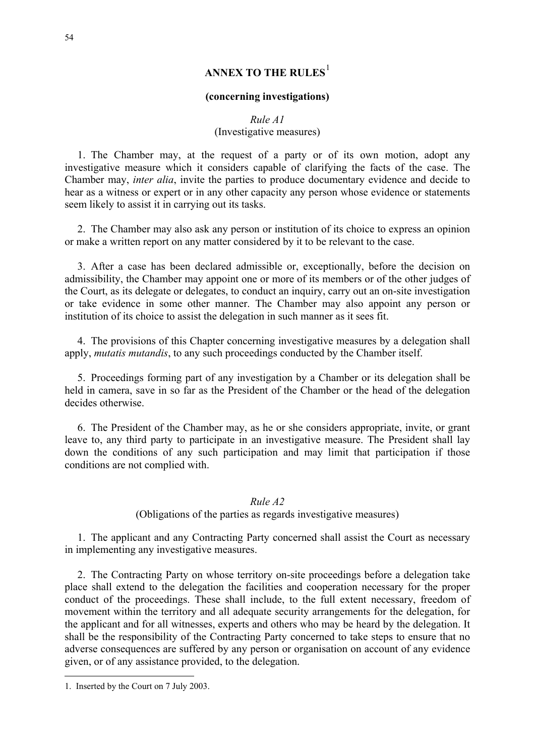# ANNEX TO THE RULES[1]

## (concerning investigations)

### *Rule A1*
### (Investigative measures)

1. The Chamber may, at the request of a party or of its own motion, adopt any investigative measure which it considers capable of clarifying the facts of the case. The Chamber may, *inter alia*, invite the parties to produce documentary evidence and decide to hear as a witness or expert or in any other capacity any person whose evidence or statements seem likely to assist it in carrying out its tasks.

2. The Chamber may also ask any person or institution of its choice to express an opinion or make a written report on any matter considered by it to be relevant to the case.

3. After a case has been declared admissible or, exceptionally, before the decision on admissibility, the Chamber may appoint one or more of its members or of the other judges of the Court, as its delegate or delegates, to conduct an inquiry, carry out an on-site investigation or take evidence in some other manner. The Chamber may also appoint any person or institution of its choice to assist the delegation in such manner as it sees fit.

4. The provisions of this Chapter concerning investigative measures by a delegation shall apply, *mutatis mutandis*, to any such proceedings conducted by the Chamber itself.

5. Proceedings forming part of any investigation by a Chamber or its delegation shall be held in camera, save in so far as the President of the Chamber or the head of the delegation decides otherwise.

6. The President of the Chamber may, as he or she considers appropriate, invite, or grant leave to, any third party to participate in an investigative measure. The President shall lay down the conditions of any such participation and may limit that participation if those conditions are not complied with.

### *Rule A2*
### (Obligations of the parties as regards investigative measures)

1. The applicant and any Contracting Party concerned shall assist the Court as necessary in implementing any investigative measures.

2. The Contracting Party on whose territory on-site proceedings before a delegation take place shall extend to the delegation the facilities and cooperation necessary for the proper conduct of the proceedings. These shall include, to the full extent necessary, freedom of movement within the territory and all adequate security arrangements for the delegation, for the applicant and for all witnesses, experts and others who may be heard by the delegation. It shall be the responsibility of the Contracting Party concerned to take steps to ensure that no adverse consequences are suffered by any person or organisation on account of any evidence given, or of any assistance provided, to the delegation.

---

1. Inserted by the Court on 7 July 2003.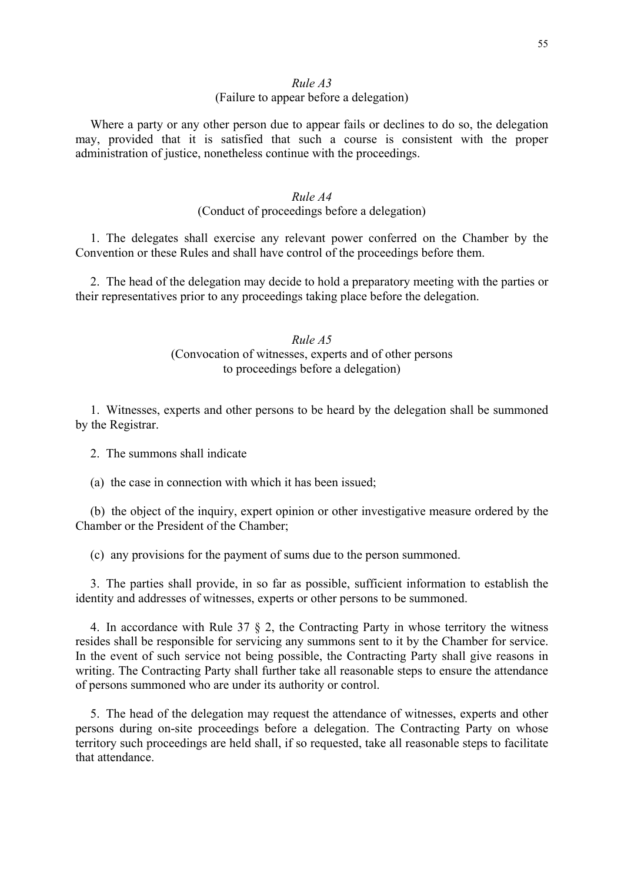*Rule A3*

(Failure to appear before a delegation)

Where a party or any other person due to appear fails or declines to do so, the delegation may, provided that it is satisfied that such a course is consistent with the proper administration of justice, nonetheless continue with the proceedings.

*Rule A4*

(Conduct of proceedings before a delegation)

1. The delegates shall exercise any relevant power conferred on the Chamber by the Convention or these Rules and shall have control of the proceedings before them.

2. The head of the delegation may decide to hold a preparatory meeting with the parties or their representatives prior to any proceedings taking place before the delegation.

*Rule A5*

(Convocation of witnesses, experts and of other persons to proceedings before a delegation)

1. Witnesses, experts and other persons to be heard by the delegation shall be summoned by the Registrar.

2. The summons shall indicate

(a) the case in connection with which it has been issued;

(b) the object of the inquiry, expert opinion or other investigative measure ordered by the Chamber or the President of the Chamber;

(c) any provisions for the payment of sums due to the person summoned.

3. The parties shall provide, in so far as possible, sufficient information to establish the identity and addresses of witnesses, experts or other persons to be summoned.

4. In accordance with Rule 37 § 2, the Contracting Party in whose territory the witness resides shall be responsible for servicing any summons sent to it by the Chamber for service. In the event of such service not being possible, the Contracting Party shall give reasons in writing. The Contracting Party shall further take all reasonable steps to ensure the attendance of persons summoned who are under its authority or control.

5. The head of the delegation may request the attendance of witnesses, experts and other persons during on-site proceedings before a delegation. The Contracting Party on whose territory such proceedings are held shall, if so requested, take all reasonable steps to facilitate that attendance.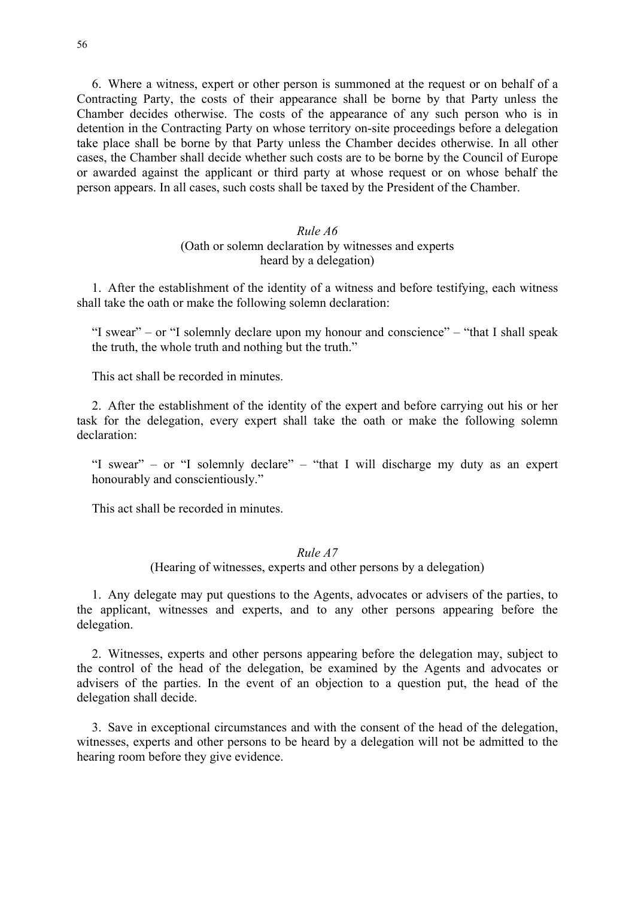6. Where a witness, expert or other person is summoned at the request or on behalf of a Contracting Party, the costs of their appearance shall be borne by that Party unless the Chamber decides otherwise. The costs of the appearance of any such person who is in detention in the Contracting Party on whose territory on-site proceedings before a delegation take place shall be borne by that Party unless the Chamber decides otherwise. In all other cases, the Chamber shall decide whether such costs are to be borne by the Council of Europe or awarded against the applicant or third party at whose request or on whose behalf the person appears. In all cases, such costs shall be taxed by the President of the Chamber.

### *Rule A6*
### (Oath or solemn declaration by witnesses and experts heard by a delegation)

1. After the establishment of the identity of a witness and before testifying, each witness shall take the oath or make the following solemn declaration:

> "I swear" – or "I solemnly declare upon my honour and conscience" – "that I shall speak the truth, the whole truth and nothing but the truth."
>
> This act shall be recorded in minutes.

2. After the establishment of the identity of the expert and before carrying out his or her task for the delegation, every expert shall take the oath or make the following solemn declaration:

> "I swear" – or "I solemnly declare" – "that I will discharge my duty as an expert honourably and conscientiously."
>
> This act shall be recorded in minutes.

### *Rule A7*
### (Hearing of witnesses, experts and other persons by a delegation)

1. Any delegate may put questions to the Agents, advocates or advisers of the parties, to the applicant, witnesses and experts, and to any other persons appearing before the delegation.

2. Witnesses, experts and other persons appearing before the delegation may, subject to the control of the head of the delegation, be examined by the Agents and advocates or advisers of the parties. In the event of an objection to a question put, the head of the delegation shall decide.

3. Save in exceptional circumstances and with the consent of the head of the delegation, witnesses, experts and other persons to be heard by a delegation will not be admitted to the hearing room before they give evidence.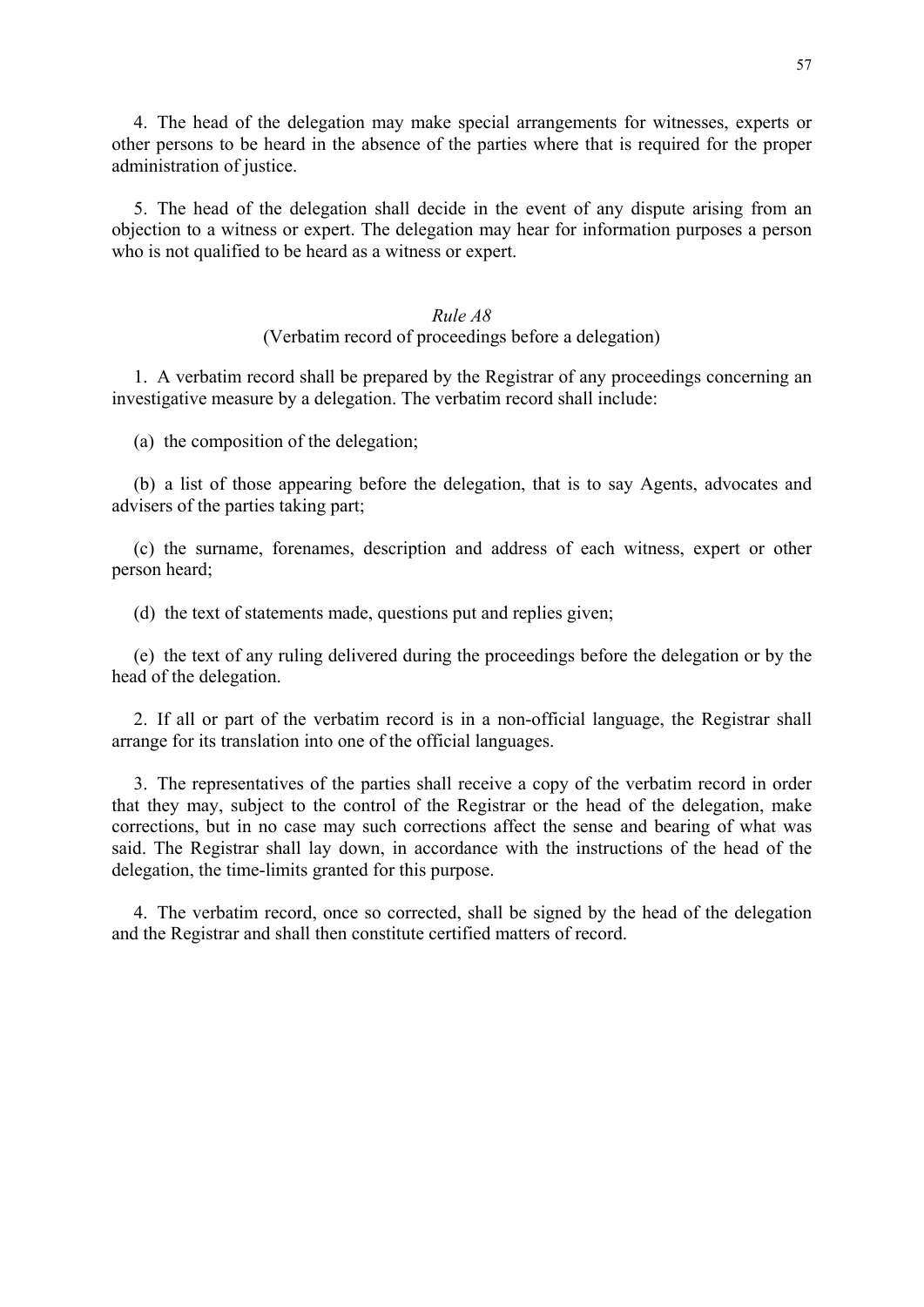4. The head of the delegation may make special arrangements for witnesses, experts or other persons to be heard in the absence of the parties where that is required for the proper administration of justice.

5. The head of the delegation shall decide in the event of any dispute arising from an objection to a witness or expert. The delegation may hear for information purposes a person who is not qualified to be heard as a witness or expert.

### *Rule A8*
### (Verbatim record of proceedings before a delegation)

1. A verbatim record shall be prepared by the Registrar of any proceedings concerning an investigative measure by a delegation. The verbatim record shall include:

(a) the composition of the delegation;

(b) a list of those appearing before the delegation, that is to say Agents, advocates and advisers of the parties taking part;

(c) the surname, forenames, description and address of each witness, expert or other person heard;

(d) the text of statements made, questions put and replies given;

(e) the text of any ruling delivered during the proceedings before the delegation or by the head of the delegation.

2. If all or part of the verbatim record is in a non-official language, the Registrar shall arrange for its translation into one of the official languages.

3. The representatives of the parties shall receive a copy of the verbatim record in order that they may, subject to the control of the Registrar or the head of the delegation, make corrections, but in no case may such corrections affect the sense and bearing of what was said. The Registrar shall lay down, in accordance with the instructions of the head of the delegation, the time-limits granted for this purpose.

4. The verbatim record, once so corrected, shall be signed by the head of the delegation and the Registrar and shall then constitute certified matters of record.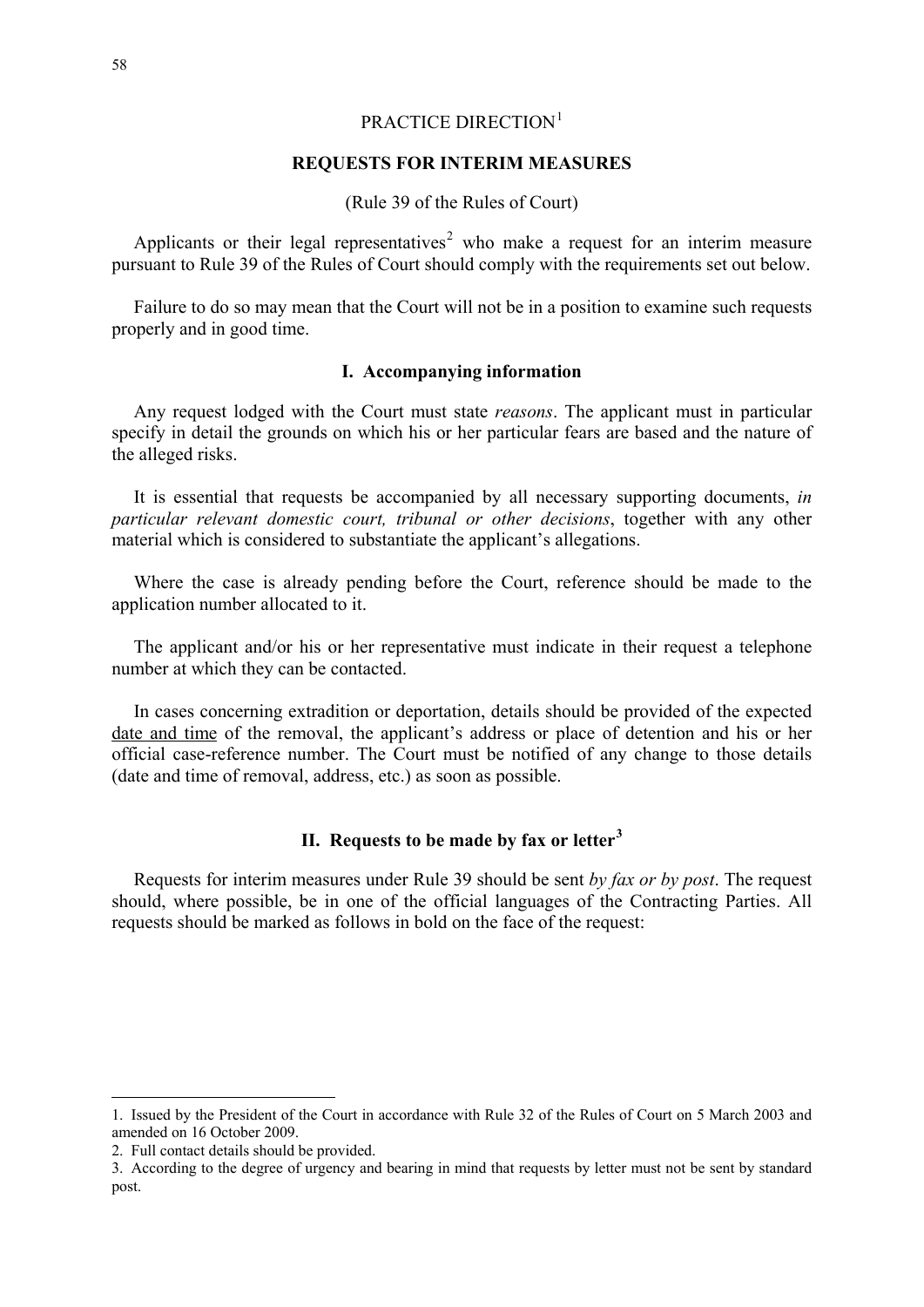# PRACTICE DIRECTION[1]

## REQUESTS FOR INTERIM MEASURES

(Rule 39 of the Rules of Court)

Applicants or their legal representatives[2] who make a request for an interim measure pursuant to Rule 39 of the Rules of Court should comply with the requirements set out below.

Failure to do so may mean that the Court will not be in a position to examine such requests properly and in good time.

### I. Accompanying information

Any request lodged with the Court must state *reasons*. The applicant must in particular specify in detail the grounds on which his or her particular fears are based and the nature of the alleged risks.

It is essential that requests be accompanied by all necessary supporting documents, *in particular relevant domestic court, tribunal or other decisions*, together with any other material which is considered to substantiate the applicant's allegations.

Where the case is already pending before the Court, reference should be made to the application number allocated to it.

The applicant and/or his or her representative must indicate in their request a telephone number at which they can be contacted.

In cases concerning extradition or deportation, details should be provided of the expected date and time of the removal, the applicant's address or place of detention and his or her official case-reference number. The Court must be notified of any change to those details (date and time of removal, address, etc.) as soon as possible.

### II. Requests to be made by fax or letter[3]

Requests for interim measures under Rule 39 should be sent *by fax or by post*. The request should, where possible, be in one of the official languages of the Contracting Parties. All requests should be marked as follows in bold on the face of the request:

---

1. Issued by the President of the Court in accordance with Rule 32 of the Rules of Court on 5 March 2003 and amended on 16 October 2009.
2. Full contact details should be provided.
3. According to the degree of urgency and bearing in mind that requests by letter must not be sent by standard post.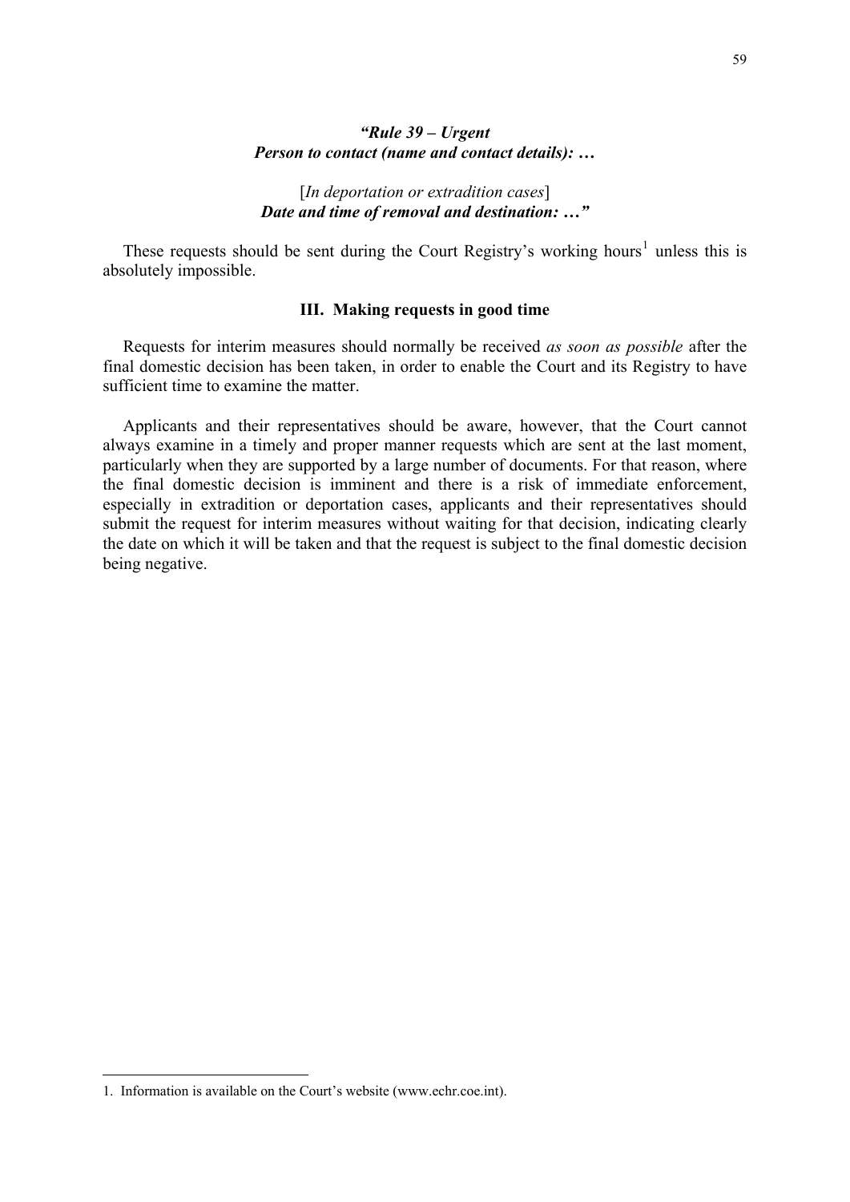***"Rule 39 – Urgent***
***Person to contact (name and contact details): …***

[*In deportation or extradition cases*]
***Date and time of removal and destination: …"***

These requests should be sent during the Court Registry's working hours[1] unless this is absolutely impossible.

### III. Making requests in good time

Requests for interim measures should normally be received *as soon as possible* after the final domestic decision has been taken, in order to enable the Court and its Registry to have sufficient time to examine the matter.

Applicants and their representatives should be aware, however, that the Court cannot always examine in a timely and proper manner requests which are sent at the last moment, particularly when they are supported by a large number of documents. For that reason, where the final domestic decision is imminent and there is a risk of immediate enforcement, especially in extradition or deportation cases, applicants and their representatives should submit the request for interim measures without waiting for that decision, indicating clearly the date on which it will be taken and that the request is subject to the final domestic decision being negative.

---

1. Information is available on the Court's website (www.echr.coe.int).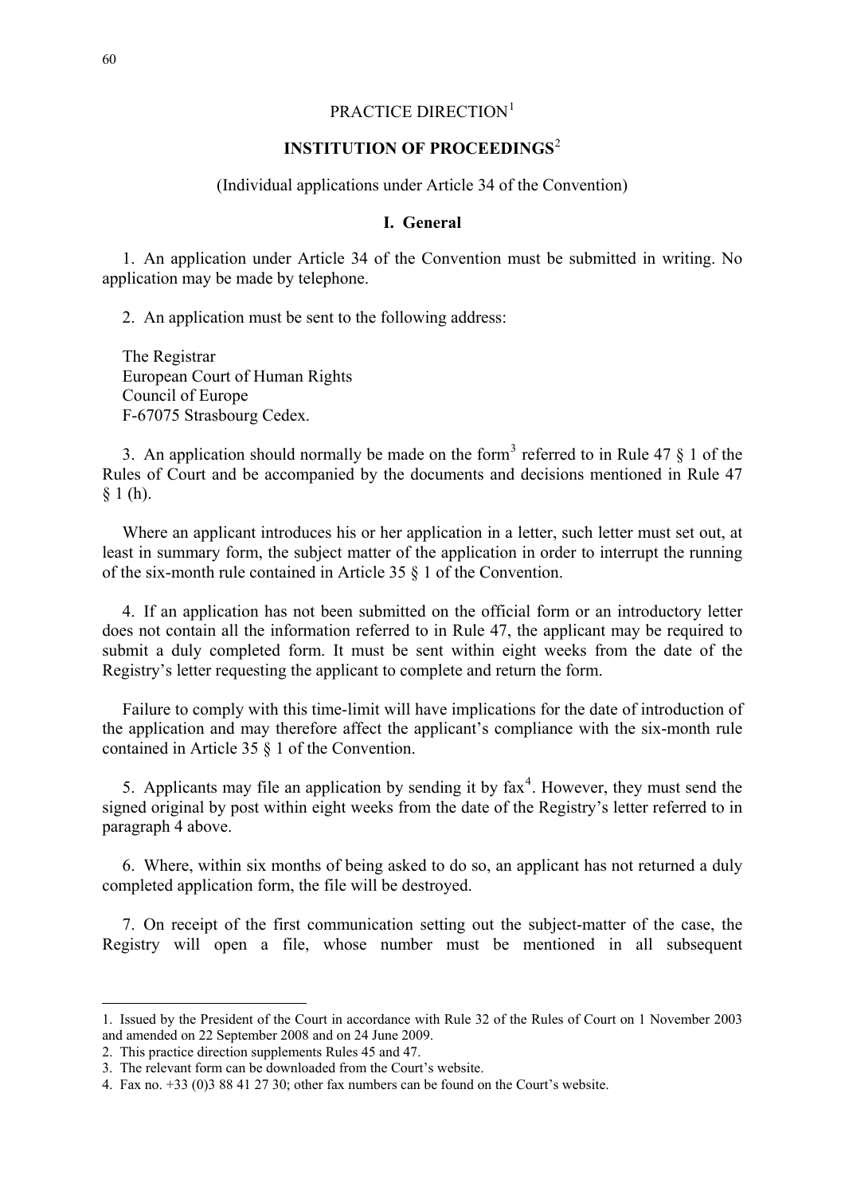PRACTICE DIRECTION[1]

## INSTITUTION OF PROCEEDINGS[2]

(Individual applications under Article 34 of the Convention)

### I. General

1. An application under Article 34 of the Convention must be submitted in writing. No application may be made by telephone.

2. An application must be sent to the following address:

The Registrar
European Court of Human Rights
Council of Europe
F-67075 Strasbourg Cedex.

3. An application should normally be made on the form[3] referred to in Rule 47 § 1 of the Rules of Court and be accompanied by the documents and decisions mentioned in Rule 47 § 1 (h).

Where an applicant introduces his or her application in a letter, such letter must set out, at least in summary form, the subject matter of the application in order to interrupt the running of the six-month rule contained in Article 35 § 1 of the Convention.

4. If an application has not been submitted on the official form or an introductory letter does not contain all the information referred to in Rule 47, the applicant may be required to submit a duly completed form. It must be sent within eight weeks from the date of the Registry's letter requesting the applicant to complete and return the form.

Failure to comply with this time-limit will have implications for the date of introduction of the application and may therefore affect the applicant's compliance with the six-month rule contained in Article 35 § 1 of the Convention.

5. Applicants may file an application by sending it by fax[4]. However, they must send the signed original by post within eight weeks from the date of the Registry's letter referred to in paragraph 4 above.

6. Where, within six months of being asked to do so, an applicant has not returned a duly completed application form, the file will be destroyed.

7. On receipt of the first communication setting out the subject-matter of the case, the Registry will open a file, whose number must be mentioned in all subsequent

---

1. Issued by the President of the Court in accordance with Rule 32 of the Rules of Court on 1 November 2003 and amended on 22 September 2008 and on 24 June 2009.
2. This practice direction supplements Rules 45 and 47.
3. The relevant form can be downloaded from the Court's website.
4. Fax no. +33 (0)3 88 41 27 30; other fax numbers can be found on the Court's website.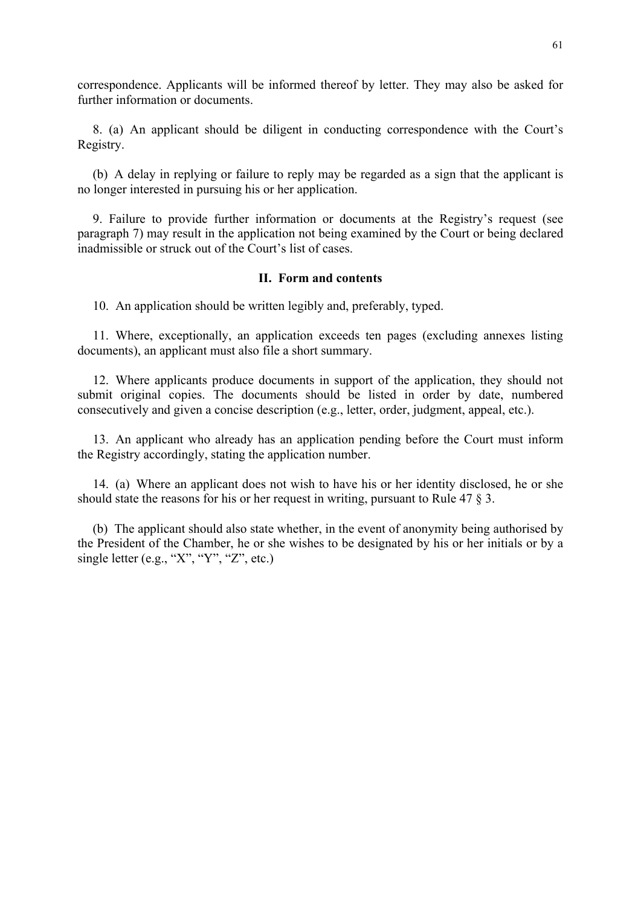correspondence. Applicants will be informed thereof by letter. They may also be asked for further information or documents.

8. (a) An applicant should be diligent in conducting correspondence with the Court's Registry.

(b) A delay in replying or failure to reply may be regarded as a sign that the applicant is no longer interested in pursuing his or her application.

9. Failure to provide further information or documents at the Registry's request (see paragraph 7) may result in the application not being examined by the Court or being declared inadmissible or struck out of the Court's list of cases.

## II. Form and contents

10. An application should be written legibly and, preferably, typed.

11. Where, exceptionally, an application exceeds ten pages (excluding annexes listing documents), an applicant must also file a short summary.

12. Where applicants produce documents in support of the application, they should not submit original copies. The documents should be listed in order by date, numbered consecutively and given a concise description (e.g., letter, order, judgment, appeal, etc.).

13. An applicant who already has an application pending before the Court must inform the Registry accordingly, stating the application number.

14. (a) Where an applicant does not wish to have his or her identity disclosed, he or she should state the reasons for his or her request in writing, pursuant to Rule 47 § 3.

(b) The applicant should also state whether, in the event of anonymity being authorised by the President of the Chamber, he or she wishes to be designated by his or her initials or by a single letter (e.g., "X", "Y", "Z", etc.)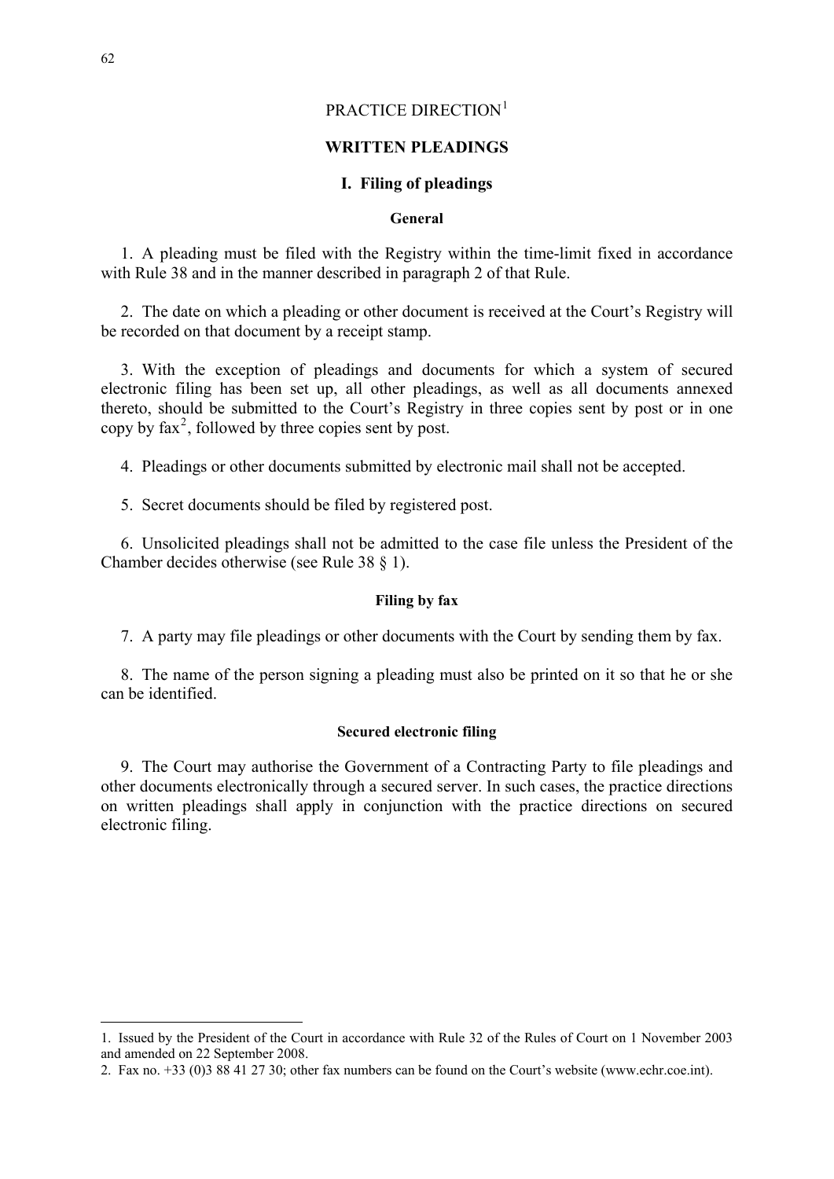# PRACTICE DIRECTION[1]

## WRITTEN PLEADINGS

### I. Filing of pleadings

#### General

1. A pleading must be filed with the Registry within the time-limit fixed in accordance with Rule 38 and in the manner described in paragraph 2 of that Rule.

2. The date on which a pleading or other document is received at the Court's Registry will be recorded on that document by a receipt stamp.

3. With the exception of pleadings and documents for which a system of secured electronic filing has been set up, all other pleadings, as well as all documents annexed thereto, should be submitted to the Court's Registry in three copies sent by post or in one copy by fax[2], followed by three copies sent by post.

4. Pleadings or other documents submitted by electronic mail shall not be accepted.

5. Secret documents should be filed by registered post.

6. Unsolicited pleadings shall not be admitted to the case file unless the President of the Chamber decides otherwise (see Rule 38 § 1).

#### Filing by fax

7. A party may file pleadings or other documents with the Court by sending them by fax.

8. The name of the person signing a pleading must also be printed on it so that he or she can be identified.

#### Secured electronic filing

9. The Court may authorise the Government of a Contracting Party to file pleadings and other documents electronically through a secured server. In such cases, the practice directions on written pleadings shall apply in conjunction with the practice directions on secured electronic filing.

---

1. Issued by the President of the Court in accordance with Rule 32 of the Rules of Court on 1 November 2003 and amended on 22 September 2008.

2. Fax no. +33 (0)3 88 41 27 30; other fax numbers can be found on the Court's website (www.echr.coe.int).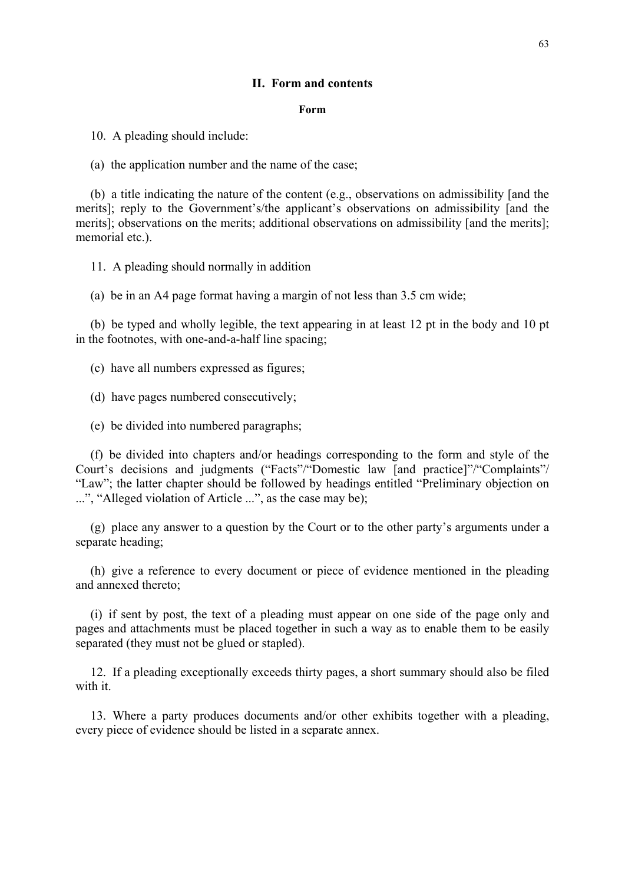## II. Form and contents

### Form

10. A pleading should include:

(a) the application number and the name of the case;

(b) a title indicating the nature of the content (e.g., observations on admissibility [and the merits]; reply to the Government's/the applicant's observations on admissibility [and the merits]; observations on the merits; additional observations on admissibility [and the merits]; memorial etc.).

11. A pleading should normally in addition

(a) be in an A4 page format having a margin of not less than 3.5 cm wide;

(b) be typed and wholly legible, the text appearing in at least 12 pt in the body and 10 pt in the footnotes, with one-and-a-half line spacing;

(c) have all numbers expressed as figures;

(d) have pages numbered consecutively;

(e) be divided into numbered paragraphs;

(f) be divided into chapters and/or headings corresponding to the form and style of the Court's decisions and judgments ("Facts"/"Domestic law [and practice]"/"Complaints"/ "Law"; the latter chapter should be followed by headings entitled "Preliminary objection on ...", "Alleged violation of Article ...", as the case may be);

(g) place any answer to a question by the Court or to the other party's arguments under a separate heading;

(h) give a reference to every document or piece of evidence mentioned in the pleading and annexed thereto;

(i) if sent by post, the text of a pleading must appear on one side of the page only and pages and attachments must be placed together in such a way as to enable them to be easily separated (they must not be glued or stapled).

12. If a pleading exceptionally exceeds thirty pages, a short summary should also be filed with it.

13. Where a party produces documents and/or other exhibits together with a pleading, every piece of evidence should be listed in a separate annex.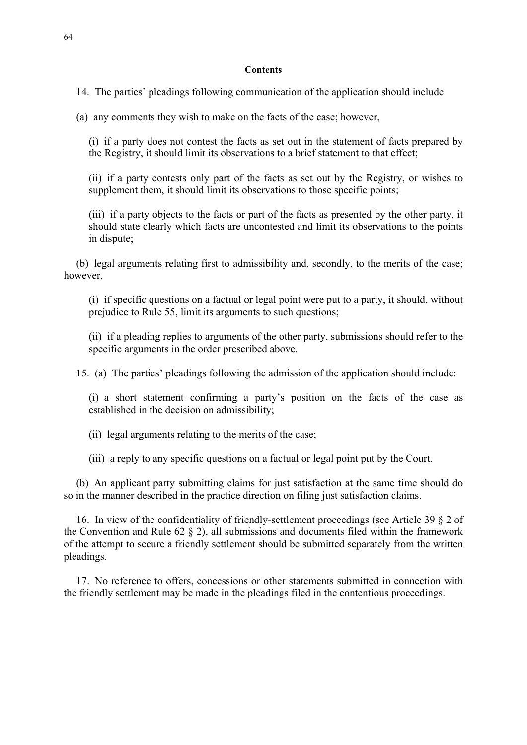### Contents

14. The parties' pleadings following communication of the application should include

(a) any comments they wish to make on the facts of the case; however,

(i) if a party does not contest the facts as set out in the statement of facts prepared by the Registry, it should limit its observations to a brief statement to that effect;

(ii) if a party contests only part of the facts as set out by the Registry, or wishes to supplement them, it should limit its observations to those specific points;

(iii) if a party objects to the facts or part of the facts as presented by the other party, it should state clearly which facts are uncontested and limit its observations to the points in dispute;

(b) legal arguments relating first to admissibility and, secondly, to the merits of the case; however,

(i) if specific questions on a factual or legal point were put to a party, it should, without prejudice to Rule 55, limit its arguments to such questions;

(ii) if a pleading replies to arguments of the other party, submissions should refer to the specific arguments in the order prescribed above.

15. (a) The parties' pleadings following the admission of the application should include:

(i) a short statement confirming a party's position on the facts of the case as established in the decision on admissibility;

(ii) legal arguments relating to the merits of the case;

(iii) a reply to any specific questions on a factual or legal point put by the Court.

(b) An applicant party submitting claims for just satisfaction at the same time should do so in the manner described in the practice direction on filing just satisfaction claims.

16. In view of the confidentiality of friendly-settlement proceedings (see Article 39 § 2 of the Convention and Rule 62 § 2), all submissions and documents filed within the framework of the attempt to secure a friendly settlement should be submitted separately from the written pleadings.

17. No reference to offers, concessions or other statements submitted in connection with the friendly settlement may be made in the pleadings filed in the contentious proceedings.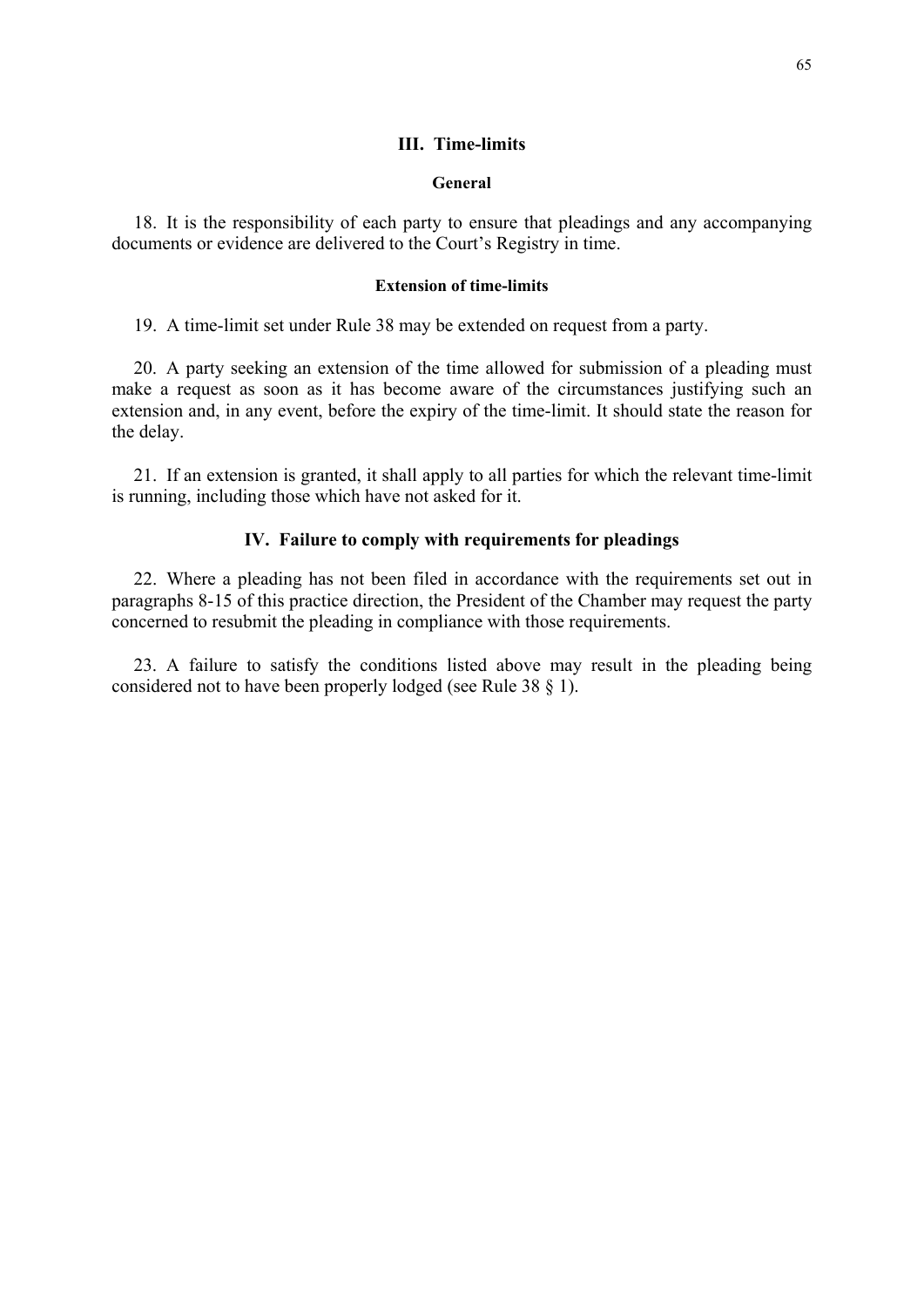## III. Time-limits

### General

18. It is the responsibility of each party to ensure that pleadings and any accompanying documents or evidence are delivered to the Court's Registry in time.

### Extension of time-limits

19. A time-limit set under Rule 38 may be extended on request from a party.

20. A party seeking an extension of the time allowed for submission of a pleading must make a request as soon as it has become aware of the circumstances justifying such an extension and, in any event, before the expiry of the time-limit. It should state the reason for the delay.

21. If an extension is granted, it shall apply to all parties for which the relevant time-limit is running, including those which have not asked for it.

## IV. Failure to comply with requirements for pleadings

22. Where a pleading has not been filed in accordance with the requirements set out in paragraphs 8-15 of this practice direction, the President of the Chamber may request the party concerned to resubmit the pleading in compliance with those requirements.

23. A failure to satisfy the conditions listed above may result in the pleading being considered not to have been properly lodged (see Rule 38 § 1).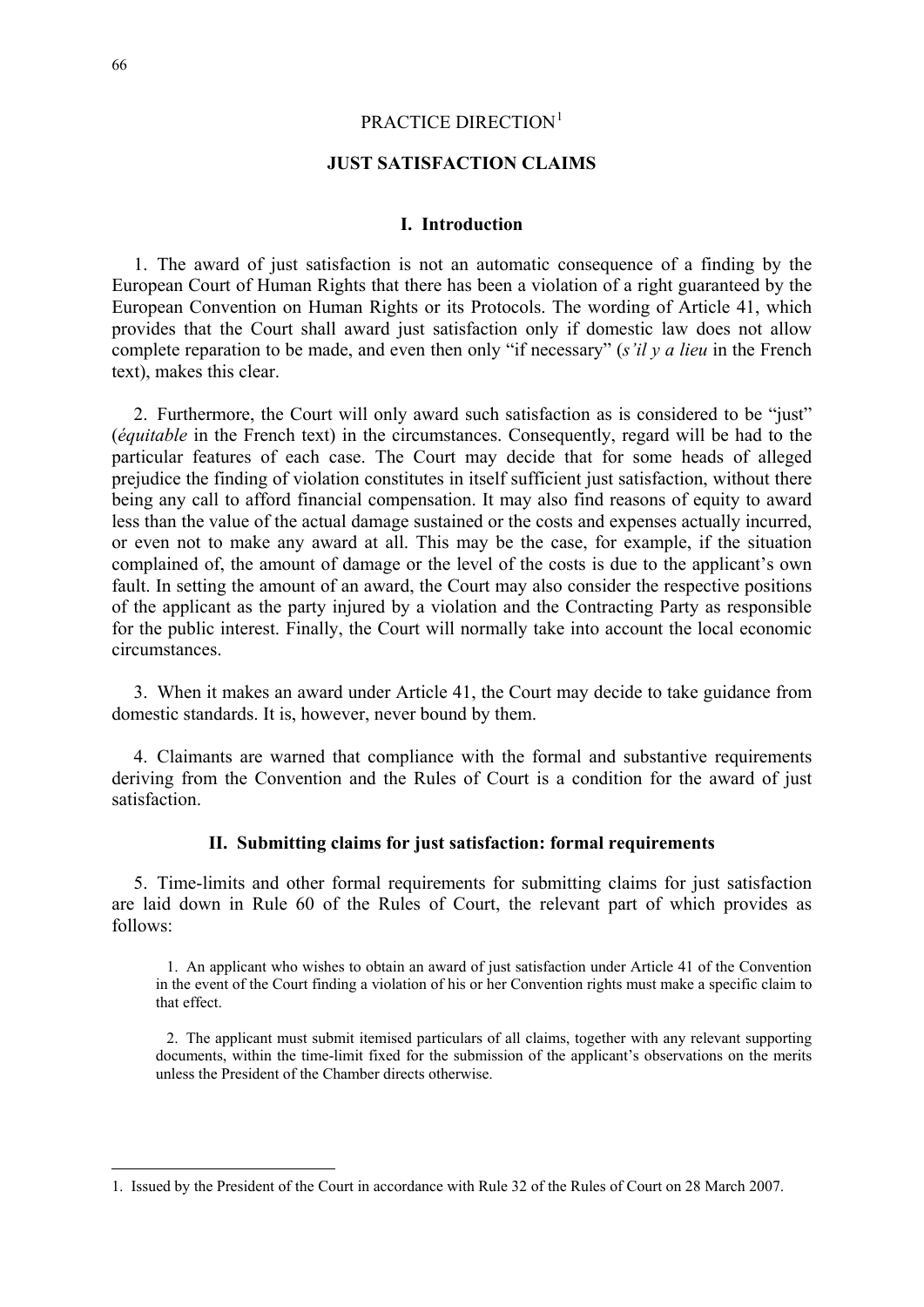# PRACTICE DIRECTION[1]

## JUST SATISFACTION CLAIMS

### I. Introduction

1. The award of just satisfaction is not an automatic consequence of a finding by the European Court of Human Rights that there has been a violation of a right guaranteed by the European Convention on Human Rights or its Protocols. The wording of Article 41, which provides that the Court shall award just satisfaction only if domestic law does not allow complete reparation to be made, and even then only "if necessary" (*s'il y a lieu* in the French text), makes this clear.

2. Furthermore, the Court will only award such satisfaction as is considered to be "just" (*équitable* in the French text) in the circumstances. Consequently, regard will be had to the particular features of each case. The Court may decide that for some heads of alleged prejudice the finding of violation constitutes in itself sufficient just satisfaction, without there being any call to afford financial compensation. It may also find reasons of equity to award less than the value of the actual damage sustained or the costs and expenses actually incurred, or even not to make any award at all. This may be the case, for example, if the situation complained of, the amount of damage or the level of the costs is due to the applicant's own fault. In setting the amount of an award, the Court may also consider the respective positions of the applicant as the party injured by a violation and the Contracting Party as responsible for the public interest. Finally, the Court will normally take into account the local economic circumstances.

3. When it makes an award under Article 41, the Court may decide to take guidance from domestic standards. It is, however, never bound by them.

4. Claimants are warned that compliance with the formal and substantive requirements deriving from the Convention and the Rules of Court is a condition for the award of just satisfaction.

### II. Submitting claims for just satisfaction: formal requirements

5. Time-limits and other formal requirements for submitting claims for just satisfaction are laid down in Rule 60 of the Rules of Court, the relevant part of which provides as follows:

> 1. An applicant who wishes to obtain an award of just satisfaction under Article 41 of the Convention in the event of the Court finding a violation of his or her Convention rights must make a specific claim to that effect.
>
> 2. The applicant must submit itemised particulars of all claims, together with any relevant supporting documents, within the time-limit fixed for the submission of the applicant's observations on the merits unless the President of the Chamber directs otherwise.

---

1. Issued by the President of the Court in accordance with Rule 32 of the Rules of Court on 28 March 2007.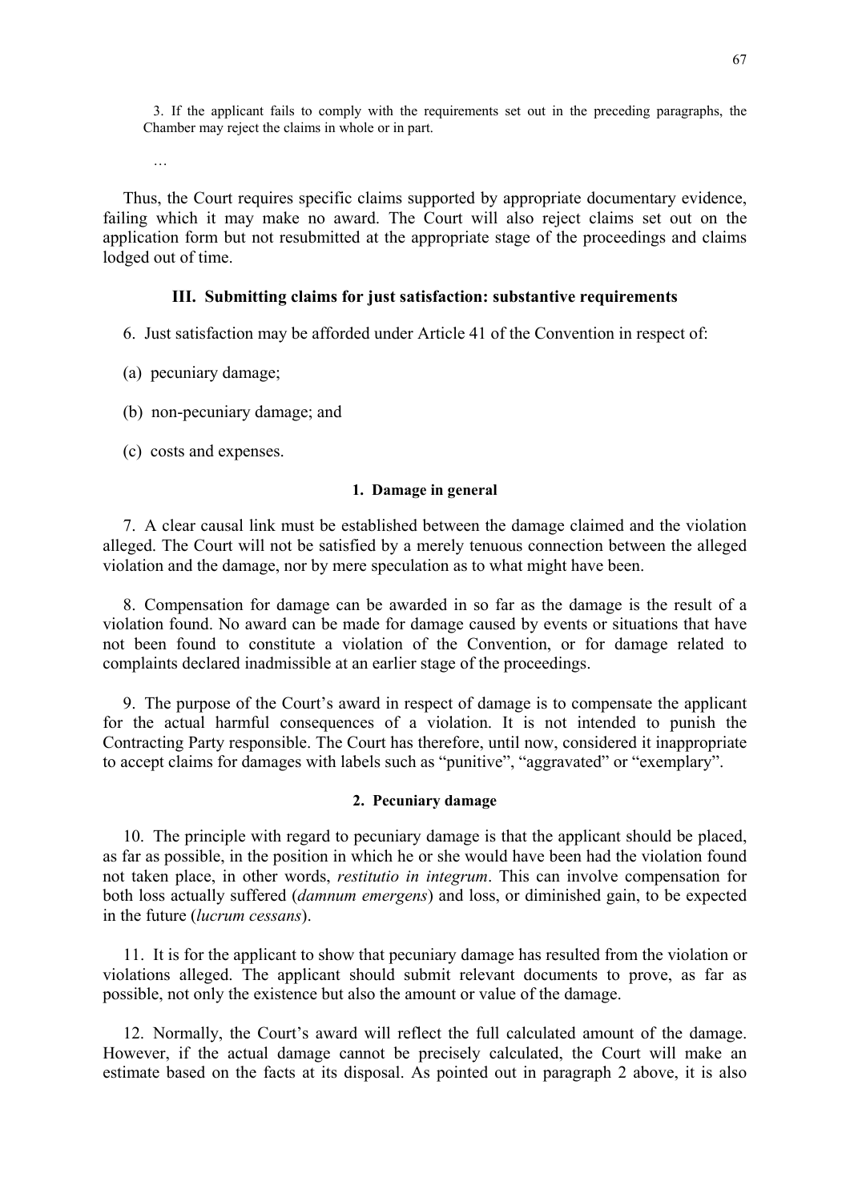3. If the applicant fails to comply with the requirements set out in the preceding paragraphs, the Chamber may reject the claims in whole or in part.

…

Thus, the Court requires specific claims supported by appropriate documentary evidence, failing which it may make no award. The Court will also reject claims set out on the application form but not resubmitted at the appropriate stage of the proceedings and claims lodged out of time.

### III. Submitting claims for just satisfaction: substantive requirements

6. Just satisfaction may be afforded under Article 41 of the Convention in respect of:

(a) pecuniary damage;

(b) non-pecuniary damage; and

(c) costs and expenses.

#### 1. Damage in general

7. A clear causal link must be established between the damage claimed and the violation alleged. The Court will not be satisfied by a merely tenuous connection between the alleged violation and the damage, nor by mere speculation as to what might have been.

8. Compensation for damage can be awarded in so far as the damage is the result of a violation found. No award can be made for damage caused by events or situations that have not been found to constitute a violation of the Convention, or for damage related to complaints declared inadmissible at an earlier stage of the proceedings.

9. The purpose of the Court's award in respect of damage is to compensate the applicant for the actual harmful consequences of a violation. It is not intended to punish the Contracting Party responsible. The Court has therefore, until now, considered it inappropriate to accept claims for damages with labels such as "punitive", "aggravated" or "exemplary".

#### 2. Pecuniary damage

10. The principle with regard to pecuniary damage is that the applicant should be placed, as far as possible, in the position in which he or she would have been had the violation found not taken place, in other words, *restitutio in integrum*. This can involve compensation for both loss actually suffered (*damnum emergens*) and loss, or diminished gain, to be expected in the future (*lucrum cessans*).

11. It is for the applicant to show that pecuniary damage has resulted from the violation or violations alleged. The applicant should submit relevant documents to prove, as far as possible, not only the existence but also the amount or value of the damage.

12. Normally, the Court's award will reflect the full calculated amount of the damage. However, if the actual damage cannot be precisely calculated, the Court will make an estimate based on the facts at its disposal. As pointed out in paragraph 2 above, it is also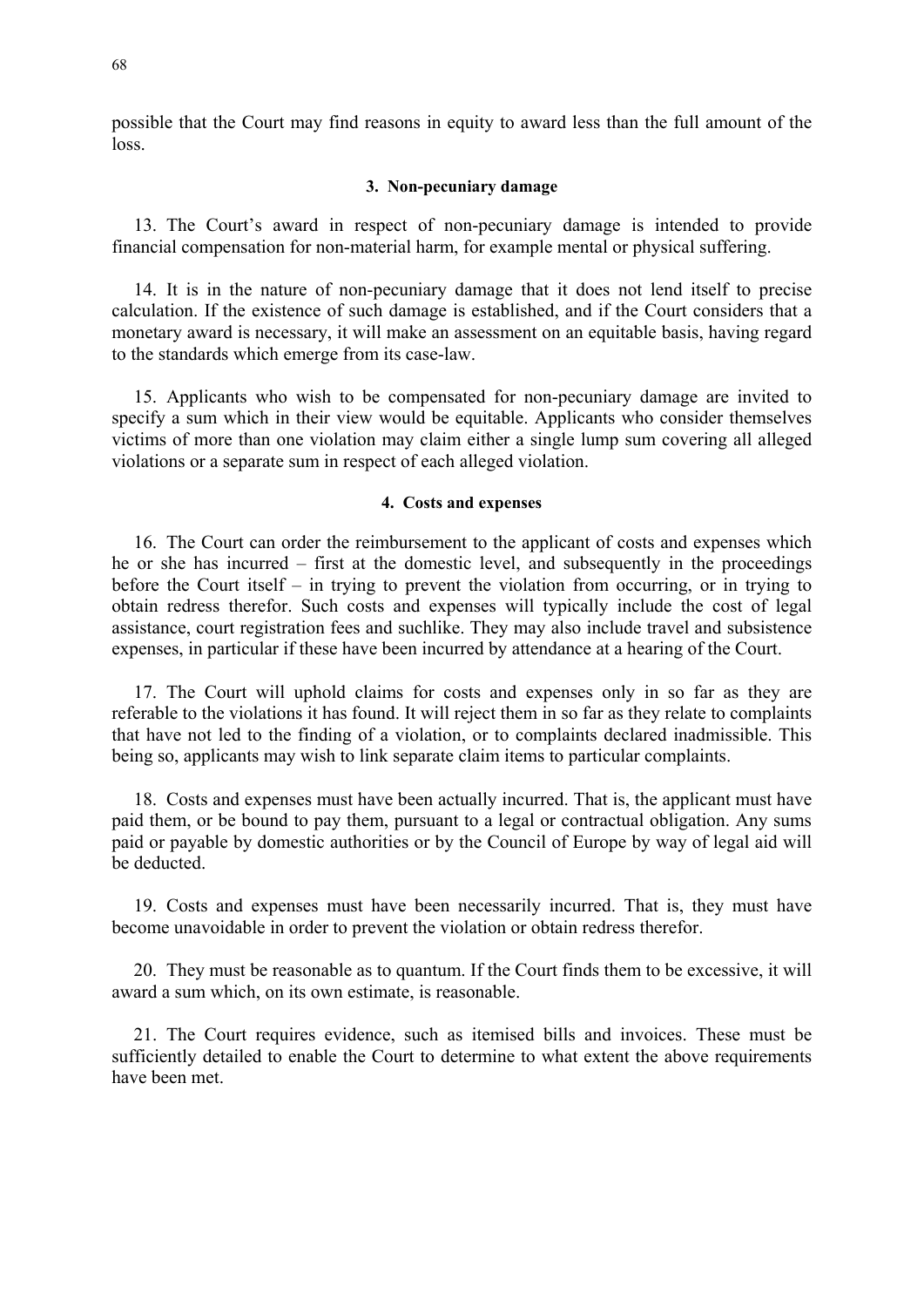possible that the Court may find reasons in equity to award less than the full amount of the loss.

### 3. Non-pecuniary damage

13. The Court's award in respect of non-pecuniary damage is intended to provide financial compensation for non-material harm, for example mental or physical suffering.

14. It is in the nature of non-pecuniary damage that it does not lend itself to precise calculation. If the existence of such damage is established, and if the Court considers that a monetary award is necessary, it will make an assessment on an equitable basis, having regard to the standards which emerge from its case-law.

15. Applicants who wish to be compensated for non-pecuniary damage are invited to specify a sum which in their view would be equitable. Applicants who consider themselves victims of more than one violation may claim either a single lump sum covering all alleged violations or a separate sum in respect of each alleged violation.

### 4. Costs and expenses

16. The Court can order the reimbursement to the applicant of costs and expenses which he or she has incurred – first at the domestic level, and subsequently in the proceedings before the Court itself – in trying to prevent the violation from occurring, or in trying to obtain redress therefor. Such costs and expenses will typically include the cost of legal assistance, court registration fees and suchlike. They may also include travel and subsistence expenses, in particular if these have been incurred by attendance at a hearing of the Court.

17. The Court will uphold claims for costs and expenses only in so far as they are referable to the violations it has found. It will reject them in so far as they relate to complaints that have not led to the finding of a violation, or to complaints declared inadmissible. This being so, applicants may wish to link separate claim items to particular complaints.

18. Costs and expenses must have been actually incurred. That is, the applicant must have paid them, or be bound to pay them, pursuant to a legal or contractual obligation. Any sums paid or payable by domestic authorities or by the Council of Europe by way of legal aid will be deducted.

19. Costs and expenses must have been necessarily incurred. That is, they must have become unavoidable in order to prevent the violation or obtain redress therefor.

20. They must be reasonable as to quantum. If the Court finds them to be excessive, it will award a sum which, on its own estimate, is reasonable.

21. The Court requires evidence, such as itemised bills and invoices. These must be sufficiently detailed to enable the Court to determine to what extent the above requirements have been met.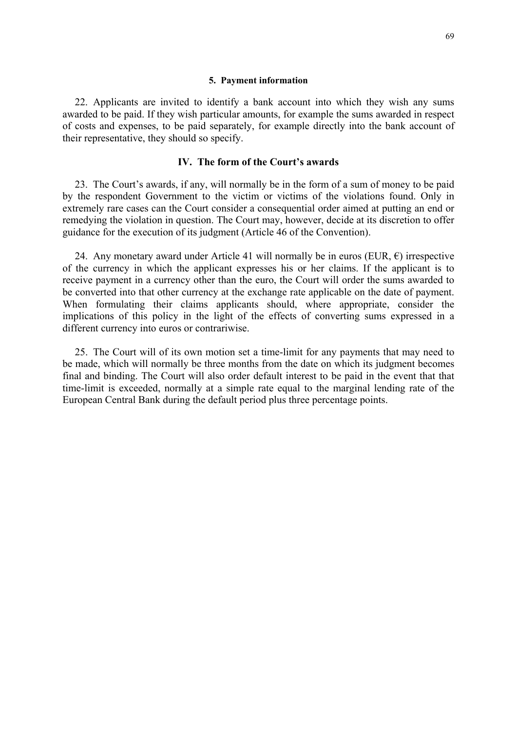#### 5. Payment information

22. Applicants are invited to identify a bank account into which they wish any sums awarded to be paid. If they wish particular amounts, for example the sums awarded in respect of costs and expenses, to be paid separately, for example directly into the bank account of their representative, they should so specify.

### IV. The form of the Court's awards

23. The Court's awards, if any, will normally be in the form of a sum of money to be paid by the respondent Government to the victim or victims of the violations found. Only in extremely rare cases can the Court consider a consequential order aimed at putting an end or remedying the violation in question. The Court may, however, decide at its discretion to offer guidance for the execution of its judgment (Article 46 of the Convention).

24. Any monetary award under Article 41 will normally be in euros (EUR, €) irrespective of the currency in which the applicant expresses his or her claims. If the applicant is to receive payment in a currency other than the euro, the Court will order the sums awarded to be converted into that other currency at the exchange rate applicable on the date of payment. When formulating their claims applicants should, where appropriate, consider the implications of this policy in the light of the effects of converting sums expressed in a different currency into euros or contrariwise.

25. The Court will of its own motion set a time-limit for any payments that may need to be made, which will normally be three months from the date on which its judgment becomes final and binding. The Court will also order default interest to be paid in the event that that time-limit is exceeded, normally at a simple rate equal to the marginal lending rate of the European Central Bank during the default period plus three percentage points.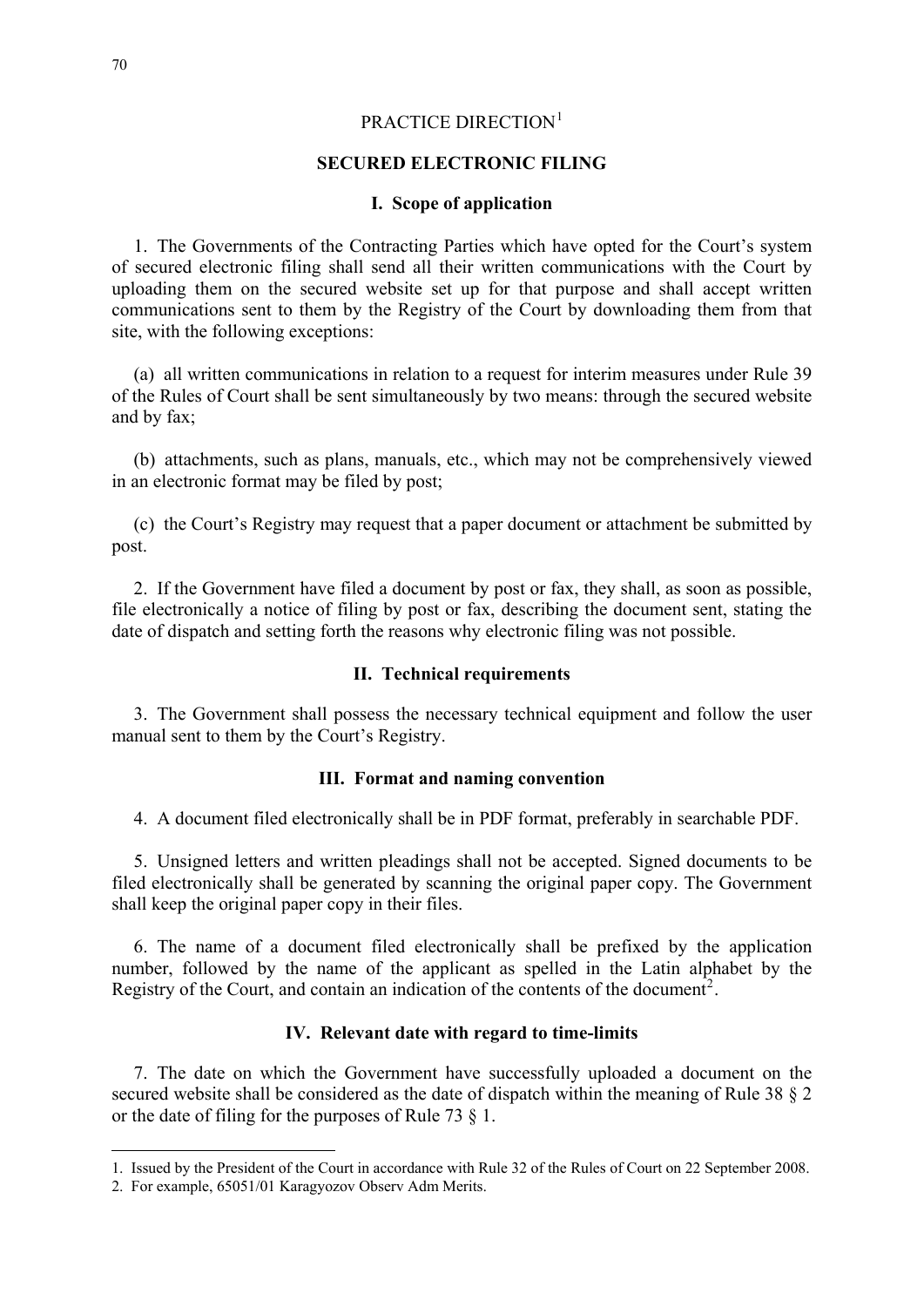# PRACTICE DIRECTION[1]

## SECURED ELECTRONIC FILING

### I. Scope of application

1. The Governments of the Contracting Parties which have opted for the Court's system of secured electronic filing shall send all their written communications with the Court by uploading them on the secured website set up for that purpose and shall accept written communications sent to them by the Registry of the Court by downloading them from that site, with the following exceptions:

(a) all written communications in relation to a request for interim measures under Rule 39 of the Rules of Court shall be sent simultaneously by two means: through the secured website and by fax;

(b) attachments, such as plans, manuals, etc., which may not be comprehensively viewed in an electronic format may be filed by post;

(c) the Court's Registry may request that a paper document or attachment be submitted by post.

2. If the Government have filed a document by post or fax, they shall, as soon as possible, file electronically a notice of filing by post or fax, describing the document sent, stating the date of dispatch and setting forth the reasons why electronic filing was not possible.

### II. Technical requirements

3. The Government shall possess the necessary technical equipment and follow the user manual sent to them by the Court's Registry.

### III. Format and naming convention

4. A document filed electronically shall be in PDF format, preferably in searchable PDF.

5. Unsigned letters and written pleadings shall not be accepted. Signed documents to be filed electronically shall be generated by scanning the original paper copy. The Government shall keep the original paper copy in their files.

6. The name of a document filed electronically shall be prefixed by the application number, followed by the name of the applicant as spelled in the Latin alphabet by the Registry of the Court, and contain an indication of the contents of the document[2].

### IV. Relevant date with regard to time-limits

7. The date on which the Government have successfully uploaded a document on the secured website shall be considered as the date of dispatch within the meaning of Rule 38 § 2 or the date of filing for the purposes of Rule 73 § 1.

---

1. Issued by the President of the Court in accordance with Rule 32 of the Rules of Court on 22 September 2008.

2. For example, 65051/01 Karagyozov Observ Adm Merits.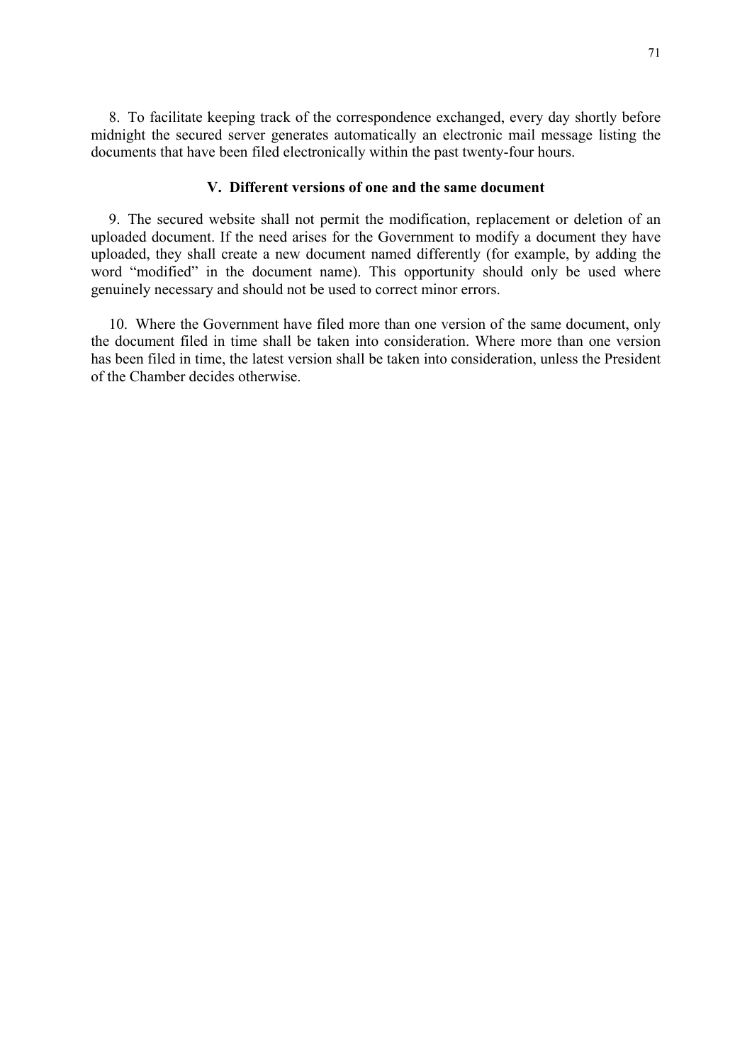8. To facilitate keeping track of the correspondence exchanged, every day shortly before midnight the secured server generates automatically an electronic mail message listing the documents that have been filed electronically within the past twenty-four hours.

### V. Different versions of one and the same document

9. The secured website shall not permit the modification, replacement or deletion of an uploaded document. If the need arises for the Government to modify a document they have uploaded, they shall create a new document named differently (for example, by adding the word "modified" in the document name). This opportunity should only be used where genuinely necessary and should not be used to correct minor errors.

10. Where the Government have filed more than one version of the same document, only the document filed in time shall be taken into consideration. Where more than one version has been filed in time, the latest version shall be taken into consideration, unless the President of the Chamber decides otherwise.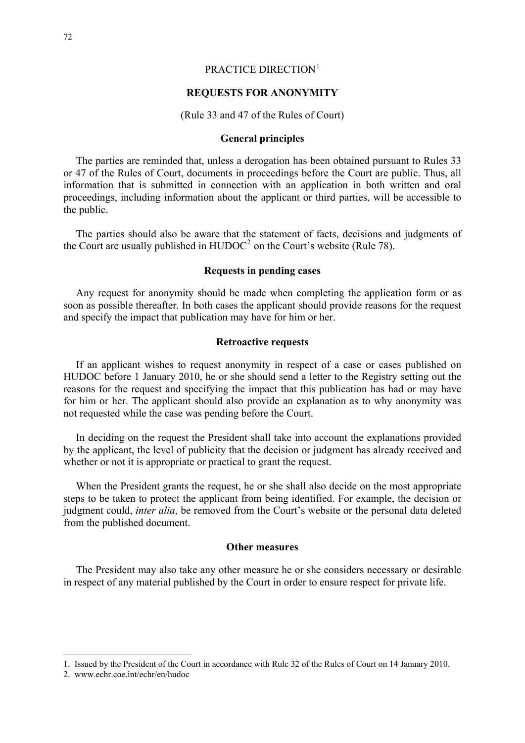# PRACTICE DIRECTION[1]

## REQUESTS FOR ANONYMITY

(Rule 33 and 47 of the Rules of Court)

### General principles

The parties are reminded that, unless a derogation has been obtained pursuant to Rules 33 or 47 of the Rules of Court, documents in proceedings before the Court are public. Thus, all information that is submitted in connection with an application in both written and oral proceedings, including information about the applicant or third parties, will be accessible to the public.

The parties should also be aware that the statement of facts, decisions and judgments of the Court are usually published in HUDOC[2] on the Court's website (Rule 78).

### Requests in pending cases

Any request for anonymity should be made when completing the application form or as soon as possible thereafter. In both cases the applicant should provide reasons for the request and specify the impact that publication may have for him or her.

### Retroactive requests

If an applicant wishes to request anonymity in respect of a case or cases published on HUDOC before 1 January 2010, he or she should send a letter to the Registry setting out the reasons for the request and specifying the impact that this publication has had or may have for him or her. The applicant should also provide an explanation as to why anonymity was not requested while the case was pending before the Court.

In deciding on the request the President shall take into account the explanations provided by the applicant, the level of publicity that the decision or judgment has already received and whether or not it is appropriate or practical to grant the request.

When the President grants the request, he or she shall also decide on the most appropriate steps to be taken to protect the applicant from being identified. For example, the decision or judgment could, *inter alia*, be removed from the Court's website or the personal data deleted from the published document.

### Other measures

The President may also take any other measure he or she considers necessary or desirable in respect of any material published by the Court in order to ensure respect for private life.

---

1. Issued by the President of the Court in accordance with Rule 32 of the Rules of Court on 14 January 2010.
2. www.echr.coe.int/echr/en/hudoc